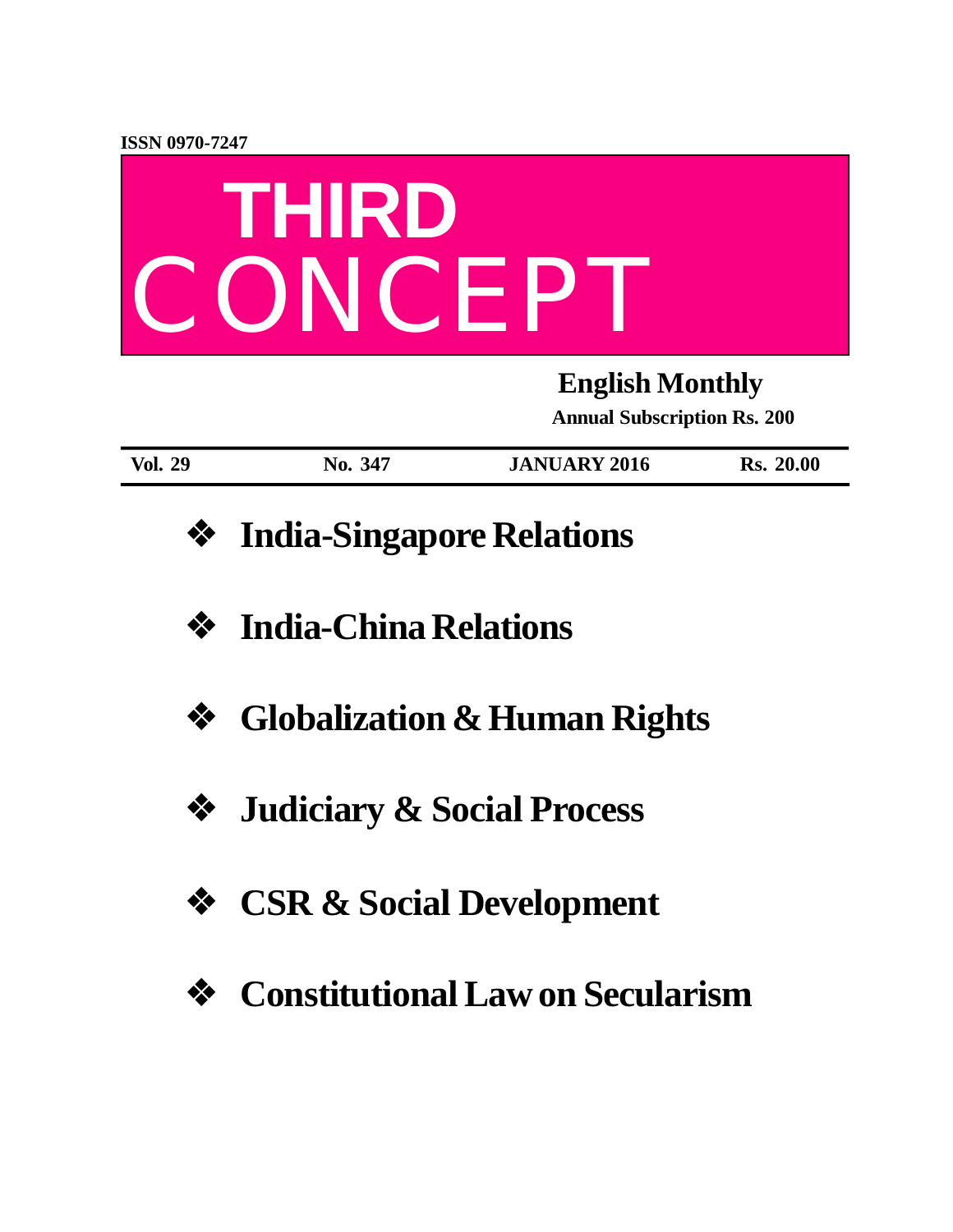ISSN 0970-7247

# THIRD CONCEPT

**English Monthly**

**Annual Subscription Rs. 200**

| Vol. 29 | No. 347 | JANUARY 2016 | Rs. 20.00 |
|---|---|---|---|

- **India-Singapore Relations**
- **India-China Relations**
- **Globalization & Human Rights**
- **Judiciary & Social Process**
- **CSR & Social Development**
- **Constitutional Law on Secularism**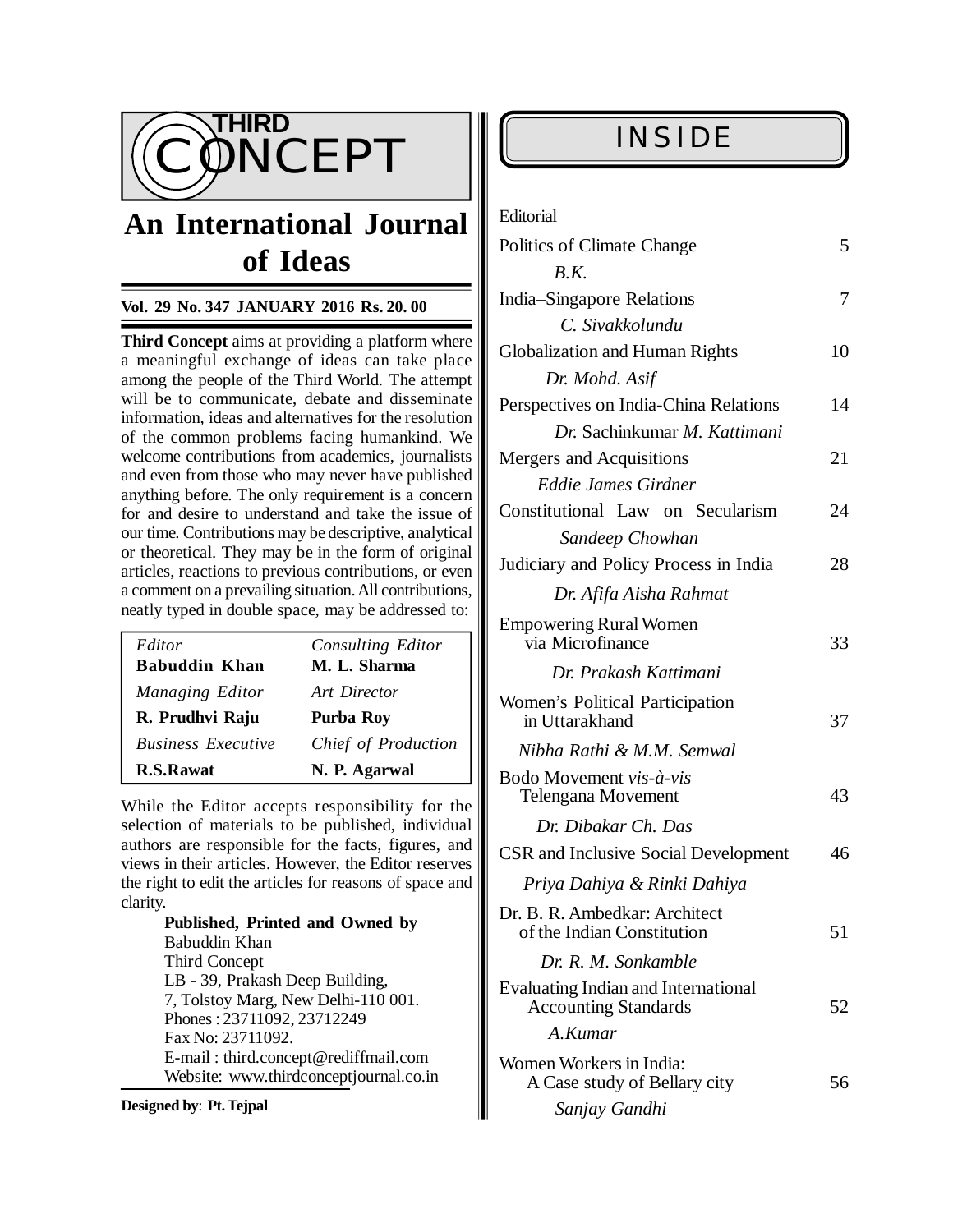# THIRD CONCEPT

## An International Journal of Ideas

**Vol. 29 No. 347 JANUARY 2016 Rs. 20. 00**

**Third Concept** aims at providing a platform where a meaningful exchange of ideas can take place among the people of the Third World. The attempt will be to communicate, debate and disseminate information, ideas and alternatives for the resolution of the common problems facing humankind. We welcome contributions from academics, journalists and even from those who may never have published anything before. The only requirement is a concern for and desire to understand and take the issue of our time. Contributions may be descriptive, analytical or theoretical. They may be in the form of original articles, reactions to previous contributions, or even a comment on a prevailing situation. All contributions, neatly typed in double space, may be addressed to:

| | |
|---|---|
| *Editor* | *Consulting Editor* |
| **Babuddin Khan** | **M. L. Sharma** |
| *Managing Editor* | *Art Director* |
| **R. Prudhvi Raju** | **Purba Roy** |
| *Business Executive* | *Chief of Production* |
| **R.S.Rawat** | **N. P. Agarwal** |

While the Editor accepts responsibility for the selection of materials to be published, individual authors are responsible for the facts, figures, and views in their articles. However, the Editor reserves the right to edit the articles for reasons of space and clarity.

**Published, Printed and Owned by**
Babuddin Khan
Third Concept
LB - 39, Prakash Deep Building,
7, Tolstoy Marg, New Delhi-110 001.
Phones : 23711092, 23712249
Fax No: 23711092.
E-mail : third.concept@rediffmail.com
Website: www.thirdconceptjournal.co.in

**Designed by**: **Pt. Tejpal**

## INSIDE

| | |
|---|---|
| Editorial | |
| Politics of Climate Change<br>*B.K.* | 5 |
| India–Singapore Relations<br>*C. Sivakkolundu* | 7 |
| Globalization and Human Rights<br>*Dr. Mohd. Asif* | 10 |
| Perspectives on India-China Relations<br>*Dr.* Sachinkumar *M. Kattimani* | 14 |
| Mergers and Acquisitions<br>*Eddie James Girdner* | 21 |
| Constitutional Law on Secularism<br>*Sandeep Chowhan* | 24 |
| Judiciary and Policy Process in India<br>*Dr. Afifa Aisha Rahmat* | 28 |
| Empowering Rural Women via Microfinance<br>*Dr. Prakash Kattimani* | 33 |
| Women's Political Participation in Uttarakhand<br>*Nibha Rathi & M.M. Semwal* | 37 |
| Bodo Movement *vis-à-vis* Telengana Movement<br>*Dr. Dibakar Ch. Das* | 43 |
| CSR and Inclusive Social Development<br>*Priya Dahiya & Rinki Dahiya* | 46 |
| Dr. B. R. Ambedkar: Architect of the Indian Constitution<br>*Dr. R. M. Sonkamble* | 51 |
| Evaluating Indian and International Accounting Standards<br>*A.Kumar* | 52 |
| Women Workers in India: A Case study of Bellary city<br>*Sanjay Gandhi* | 56 |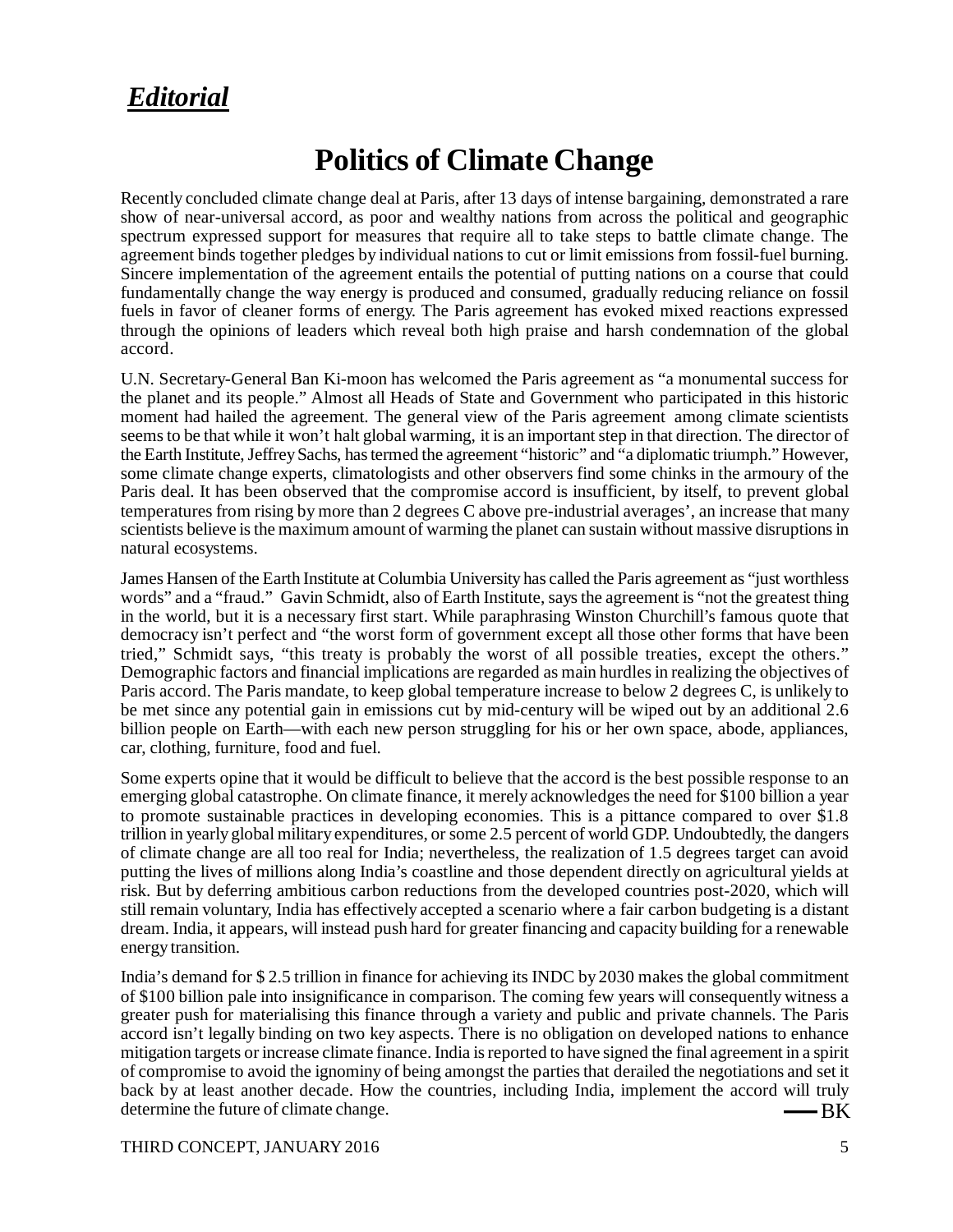## ***Editorial***

# Politics of Climate Change

Recently concluded climate change deal at Paris, after 13 days of intense bargaining, demonstrated a rare show of near-universal accord, as poor and wealthy nations from across the political and geographic spectrum expressed support for measures that require all to take steps to battle climate change. The agreement binds together pledges by individual nations to cut or limit emissions from fossil-fuel burning. Sincere implementation of the agreement entails the potential of putting nations on a course that could fundamentally change the way energy is produced and consumed, gradually reducing reliance on fossil fuels in favor of cleaner forms of energy. The Paris agreement has evoked mixed reactions expressed through the opinions of leaders which reveal both high praise and harsh condemnation of the global accord.

U.N. Secretary-General Ban Ki-moon has welcomed the Paris agreement as "a monumental success for the planet and its people." Almost all Heads of State and Government who participated in this historic moment had hailed the agreement. The general view of the Paris agreement among climate scientists seems to be that while it won't halt global warming, it is an important step in that direction. The director of the Earth Institute, Jeffrey Sachs, has termed the agreement "historic" and "a diplomatic triumph." However, some climate change experts, climatologists and other observers find some chinks in the armoury of the Paris deal. It has been observed that the compromise accord is insufficient, by itself, to prevent global temperatures from rising by more than 2 degrees C above pre-industrial averages', an increase that many scientists believe is the maximum amount of warming the planet can sustain without massive disruptions in natural ecosystems.

James Hansen of the Earth Institute at Columbia University has called the Paris agreement as "just worthless words" and a "fraud." Gavin Schmidt, also of Earth Institute, says the agreement is "not the greatest thing in the world, but it is a necessary first start. While paraphrasing Winston Churchill's famous quote that democracy isn't perfect and "the worst form of government except all those other forms that have been tried," Schmidt says, "this treaty is probably the worst of all possible treaties, except the others." Demographic factors and financial implications are regarded as main hurdles in realizing the objectives of Paris accord. The Paris mandate, to keep global temperature increase to below 2 degrees C, is unlikely to be met since any potential gain in emissions cut by mid-century will be wiped out by an additional 2.6 billion people on Earth—with each new person struggling for his or her own space, abode, appliances, car, clothing, furniture, food and fuel.

Some experts opine that it would be difficult to believe that the accord is the best possible response to an emerging global catastrophe. On climate finance, it merely acknowledges the need for $100 billion a year to promote sustainable practices in developing economies. This is a pittance compared to over $1.8 trillion in yearly global military expenditures, or some 2.5 percent of world GDP. Undoubtedly, the dangers of climate change are all too real for India; nevertheless, the realization of 1.5 degrees target can avoid putting the lives of millions along India's coastline and those dependent directly on agricultural yields at risk. But by deferring ambitious carbon reductions from the developed countries post-2020, which will still remain voluntary, India has effectively accepted a scenario where a fair carbon budgeting is a distant dream. India, it appears, will instead push hard for greater financing and capacity building for a renewable energy transition.

India's demand for $ 2.5 trillion in finance for achieving its INDC by 2030 makes the global commitment of $100 billion pale into insignificance in comparison. The coming few years will consequently witness a greater push for materialising this finance through a variety and public and private channels. The Paris accord isn't legally binding on two key aspects. There is no obligation on developed nations to enhance mitigation targets or increase climate finance. India is reported to have signed the final agreement in a spirit of compromise to avoid the ignominy of being amongst the parties that derailed the negotiations and set it back by at least another decade. How the countries, including India, implement the accord will truly determine the future of climate change.

—BK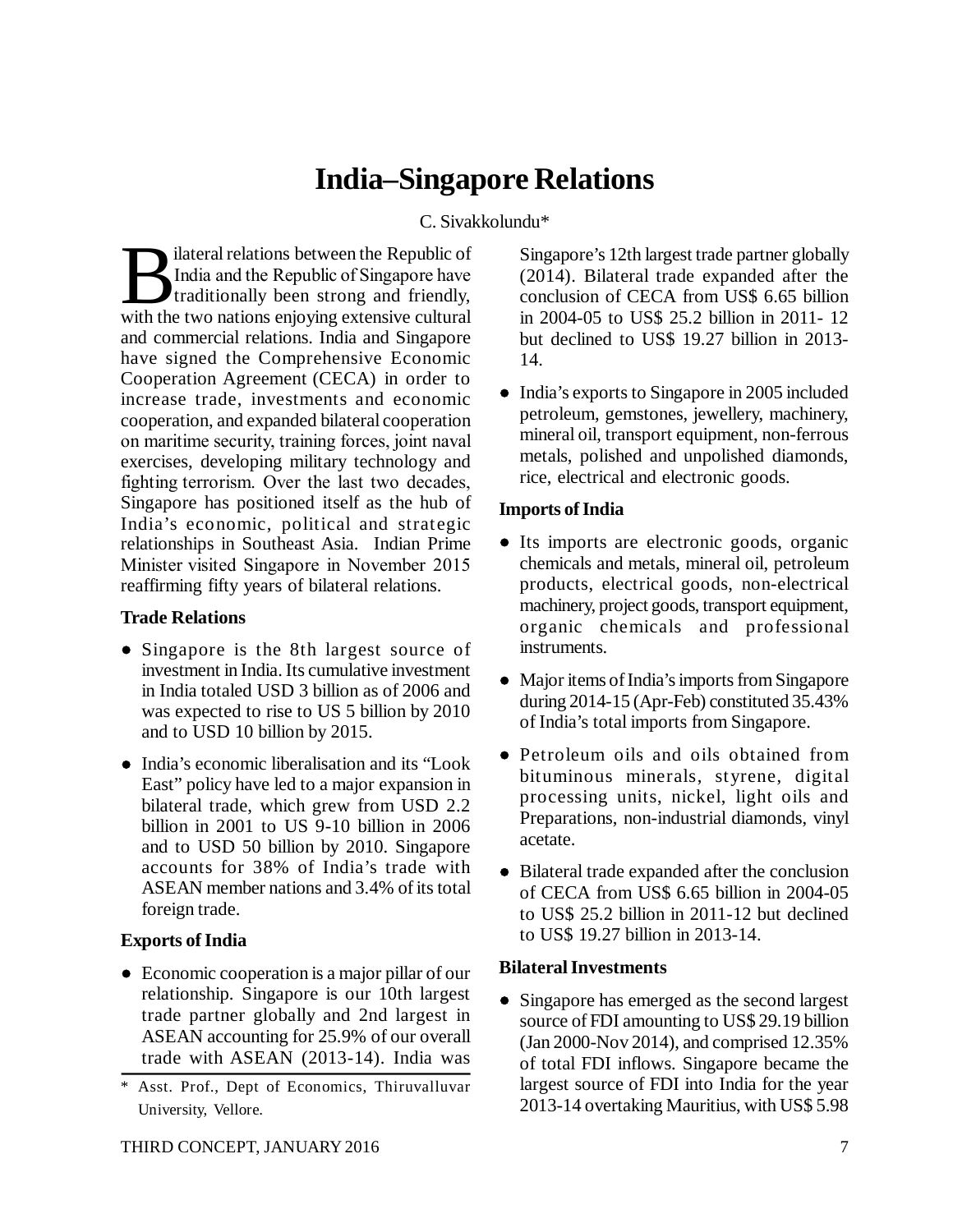# India–Singapore Relations

C. Sivakkolundu*

Bilateral relations between the Republic of India and the Republic of Singapore have traditionally been strong and friendly, with the two nations enjoying extensive cultural and commercial relations. India and Singapore have signed the Comprehensive Economic Cooperation Agreement (CECA) in order to increase trade, investments and economic cooperation, and expanded bilateral cooperation on maritime security, training forces, joint naval exercises, developing military technology and fighting terrorism. Over the last two decades, Singapore has positioned itself as the hub of India's economic, political and strategic relationships in Southeast Asia. Indian Prime Minister visited Singapore in November 2015 reaffirming fifty years of bilateral relations.

### Trade Relations

- Singapore is the 8th largest source of investment in India. Its cumulative investment in India totaled USD 3 billion as of 2006 and was expected to rise to US 5 billion by 2010 and to USD 10 billion by 2015.
- India's economic liberalisation and its "Look East" policy have led to a major expansion in bilateral trade, which grew from USD 2.2 billion in 2001 to US 9-10 billion in 2006 and to USD 50 billion by 2010. Singapore accounts for 38% of India's trade with ASEAN member nations and 3.4% of its total foreign trade.

### Exports of India

- Economic cooperation is a major pillar of our relationship. Singapore is our 10th largest trade partner globally and 2nd largest in ASEAN accounting for 25.9% of our overall trade with ASEAN (2013-14). India was Singapore's 12th largest trade partner globally (2014). Bilateral trade expanded after the conclusion of CECA from US$ 6.65 billion in 2004-05 to US$ 25.2 billion in 2011- 12 but declined to US$ 19.27 billion in 2013-14.
- India's exports to Singapore in 2005 included petroleum, gemstones, jewellery, machinery, mineral oil, transport equipment, non-ferrous metals, polished and unpolished diamonds, rice, electrical and electronic goods.

### Imports of India

- Its imports are electronic goods, organic chemicals and metals, mineral oil, petroleum products, electrical goods, non-electrical machinery, project goods, transport equipment, organic chemicals and professional instruments.
- Major items of India's imports from Singapore during 2014-15 (Apr-Feb) constituted 35.43% of India's total imports from Singapore.
- Petroleum oils and oils obtained from bituminous minerals, styrene, digital processing units, nickel, light oils and Preparations, non-industrial diamonds, vinyl acetate.
- Bilateral trade expanded after the conclusion of CECA from US$ 6.65 billion in 2004-05 to US$ 25.2 billion in 2011-12 but declined to US$ 19.27 billion in 2013-14.

### Bilateral Investments

- Singapore has emerged as the second largest source of FDI amounting to US$ 29.19 billion (Jan 2000-Nov 2014), and comprised 12.35% of total FDI inflows. Singapore became the largest source of FDI into India for the year 2013-14 overtaking Mauritius, with US$ 5.98

---

* Asst. Prof., Dept of Economics, Thiruvalluvar University, Vellore.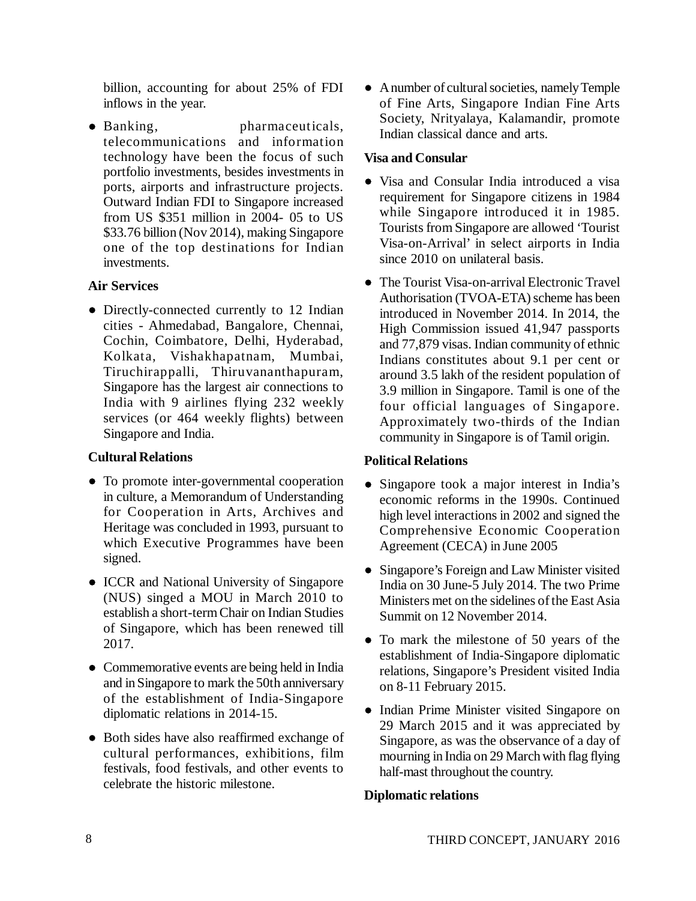billion, accounting for about 25% of FDI inflows in the year.

- Banking, pharmaceuticals, telecommunications and information technology have been the focus of such portfolio investments, besides investments in ports, airports and infrastructure projects. Outward Indian FDI to Singapore increased from US $351 million in 2004- 05 to US $33.76 billion (Nov 2014), making Singapore one of the top destinations for Indian investments.

**Air Services**

- Directly-connected currently to 12 Indian cities - Ahmedabad, Bangalore, Chennai, Cochin, Coimbatore, Delhi, Hyderabad, Kolkata, Vishakhapatnam, Mumbai, Tiruchirappalli, Thiruvananthapuram, Singapore has the largest air connections to India with 9 airlines flying 232 weekly services (or 464 weekly flights) between Singapore and India.

**Cultural Relations**

- To promote inter-governmental cooperation in culture, a Memorandum of Understanding for Cooperation in Arts, Archives and Heritage was concluded in 1993, pursuant to which Executive Programmes have been signed.
- ICCR and National University of Singapore (NUS) singed a MOU in March 2010 to establish a short-term Chair on Indian Studies of Singapore, which has been renewed till 2017.
- Commemorative events are being held in India and in Singapore to mark the 50th anniversary of the establishment of India-Singapore diplomatic relations in 2014-15.
- Both sides have also reaffirmed exchange of cultural performances, exhibitions, film festivals, food festivals, and other events to celebrate the historic milestone.
- A number of cultural societies, namely Temple of Fine Arts, Singapore Indian Fine Arts Society, Nrityalaya, Kalamandir, promote Indian classical dance and arts.

**Visa and Consular**

- Visa and Consular India introduced a visa requirement for Singapore citizens in 1984 while Singapore introduced it in 1985. Tourists from Singapore are allowed 'Tourist Visa-on-Arrival' in select airports in India since 2010 on unilateral basis.
- The Tourist Visa-on-arrival Electronic Travel Authorisation (TVOA-ETA) scheme has been introduced in November 2014. In 2014, the High Commission issued 41,947 passports and 77,879 visas. Indian community of ethnic Indians constitutes about 9.1 per cent or around 3.5 lakh of the resident population of 3.9 million in Singapore. Tamil is one of the four official languages of Singapore. Approximately two-thirds of the Indian community in Singapore is of Tamil origin.

**Political Relations**

- Singapore took a major interest in India's economic reforms in the 1990s. Continued high level interactions in 2002 and signed the Comprehensive Economic Cooperation Agreement (CECA) in June 2005
- Singapore's Foreign and Law Minister visited India on 30 June-5 July 2014. The two Prime Ministers met on the sidelines of the East Asia Summit on 12 November 2014.
- To mark the milestone of 50 years of the establishment of India-Singapore diplomatic relations, Singapore's President visited India on 8-11 February 2015.
- Indian Prime Minister visited Singapore on 29 March 2015 and it was appreciated by Singapore, as was the observance of a day of mourning in India on 29 March with flag flying half-mast throughout the country.

**Diplomatic relations**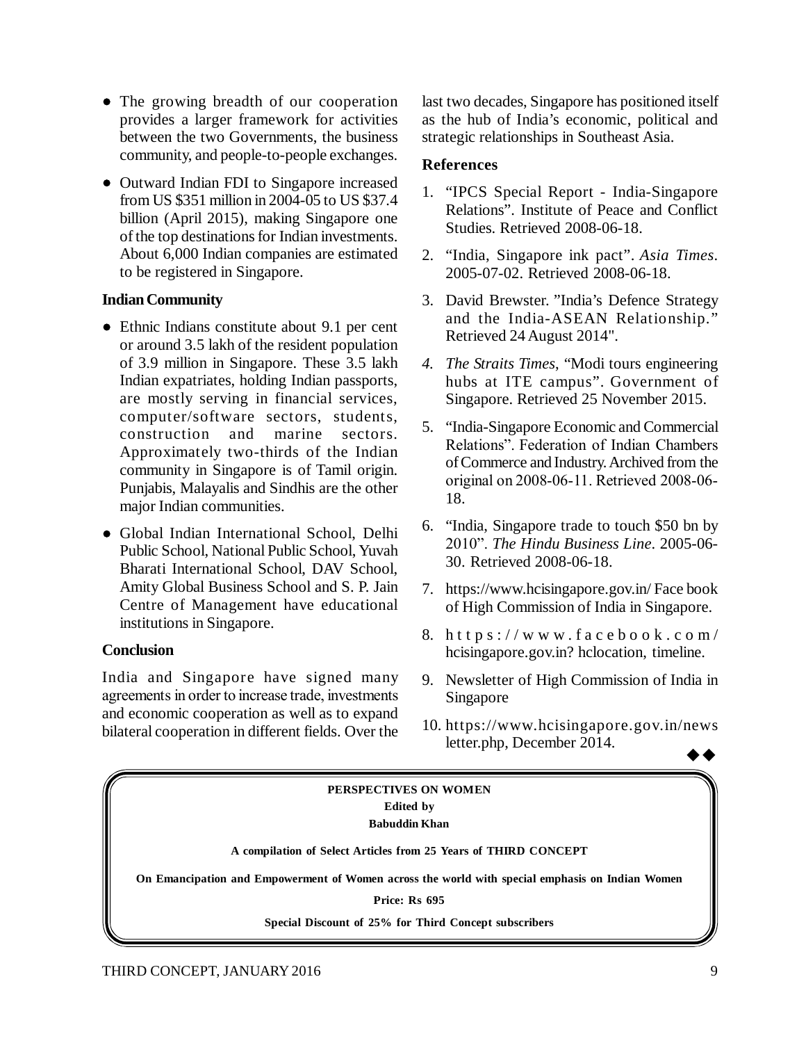- The growing breadth of our cooperation provides a larger framework for activities between the two Governments, the business community, and people-to-people exchanges.
- Outward Indian FDI to Singapore increased from US $351 million in 2004-05 to US $37.4 billion (April 2015), making Singapore one of the top destinations for Indian investments. About 6,000 Indian companies are estimated to be registered in Singapore.

**Indian Community**

- Ethnic Indians constitute about 9.1 per cent or around 3.5 lakh of the resident population of 3.9 million in Singapore. These 3.5 lakh Indian expatriates, holding Indian passports, are mostly serving in financial services, computer/software sectors, students, construction and marine sectors. Approximately two-thirds of the Indian community in Singapore is of Tamil origin. Punjabis, Malayalis and Sindhis are the other major Indian communities.
- Global Indian International School, Delhi Public School, National Public School, Yuvah Bharati International School, DAV School, Amity Global Business School and S. P. Jain Centre of Management have educational institutions in Singapore.

**Conclusion**

India and Singapore have signed many agreements in order to increase trade, investments and economic cooperation as well as to expand bilateral cooperation in different fields. Over the last two decades, Singapore has positioned itself as the hub of India's economic, political and strategic relationships in Southeast Asia.

**References**

1. "IPCS Special Report - India-Singapore Relations". Institute of Peace and Conflict Studies. Retrieved 2008-06-18.
2. "India, Singapore ink pact". *Asia Times*. 2005-07-02. Retrieved 2008-06-18.
3. David Brewster. "India's Defence Strategy and the India-ASEAN Relationship." Retrieved 24 August 2014".
4. *The Straits Times*, "Modi tours engineering hubs at ITE campus". Government of Singapore. Retrieved 25 November 2015.
5. "India-Singapore Economic and Commercial Relations". Federation of Indian Chambers of Commerce and Industry. Archived from the original on 2008-06-11. Retrieved 2008-06-18.
6. "India, Singapore trade to touch $50 bn by 2010". *The Hindu Business Line*. 2005-06-30. Retrieved 2008-06-18.
7. https://www.hcisingapore.gov.in/ Face book of High Commission of India in Singapore.
8. https://www.facebook.com/hcisingapore.gov.in? hclocation, timeline.
9. Newsletter of High Commission of India in Singapore
10. https://www.hcisingapore.gov.in/newsletter.php, December 2014.

◆◆

**PERSPECTIVES ON WOMEN**
**Edited by**
**Babuddin Khan**

**A compilation of Select Articles from 25 Years of THIRD CONCEPT**

**On Emancipation and Empowerment of Women across the world with special emphasis on Indian Women**

**Price: Rs 695**

**Special Discount of 25% for Third Concept subscribers**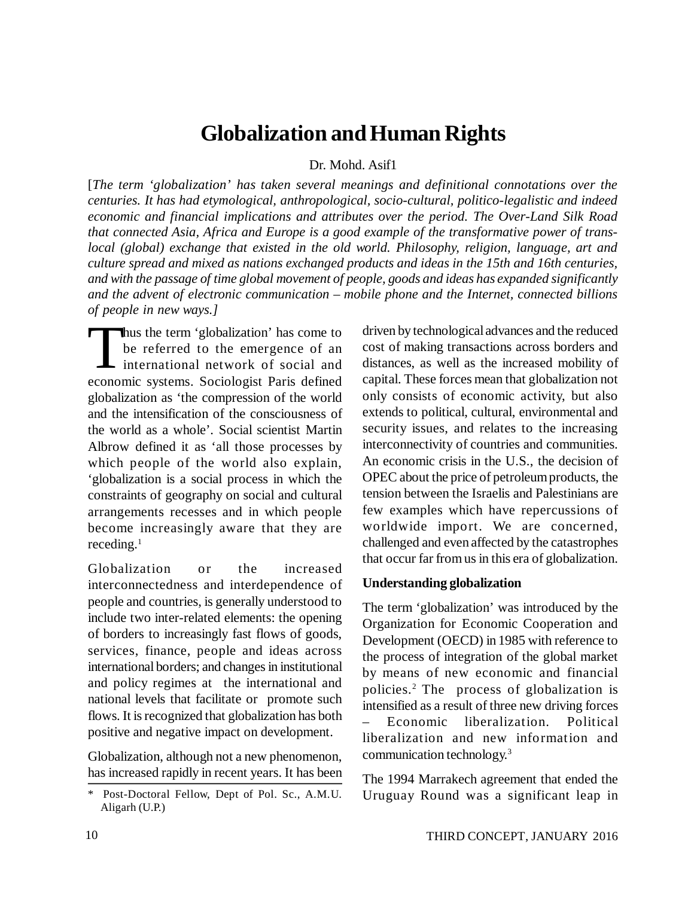# Globalization and Human Rights

Dr. Mohd. Asif1

[*The term 'globalization' has taken several meanings and definitional connotations over the centuries. It has had etymological, anthropological, socio-cultural, politico-legalistic and indeed economic and financial implications and attributes over the period. The Over-Land Silk Road that connected Asia, Africa and Europe is a good example of the transformative power of trans-local (global) exchange that existed in the old world. Philosophy, religion, language, art and culture spread and mixed as nations exchanged products and ideas in the 15th and 16th centuries, and with the passage of time global movement of people, goods and ideas has expanded significantly and the advent of electronic communication – mobile phone and the Internet, connected billions of people in new ways.*]

Thus the term 'globalization' has come to be referred to the emergence of an international network of social and economic systems. Sociologist Paris defined globalization as 'the compression of the world and the intensification of the consciousness of the world as a whole'. Social scientist Martin Albrow defined it as 'all those processes by which people of the world also explain, 'globalization is a social process in which the constraints of geography on social and cultural arrangements recesses and in which people become increasingly aware that they are receding.[1]

Globalization or the increased interconnectedness and interdependence of people and countries, is generally understood to include two inter-related elements: the opening of borders to increasingly fast flows of goods, services, finance, people and ideas across international borders; and changes in institutional and policy regimes at the international and national levels that facilitate or promote such flows. It is recognized that globalization has both positive and negative impact on development.

Globalization, although not a new phenomenon, has increased rapidly in recent years. It has been driven by technological advances and the reduced cost of making transactions across borders and distances, as well as the increased mobility of capital. These forces mean that globalization not only consists of economic activity, but also extends to political, cultural, environmental and security issues, and relates to the increasing interconnectivity of countries and communities. An economic crisis in the U.S., the decision of OPEC about the price of petroleum products, the tension between the Israelis and Palestinians are few examples which have repercussions of worldwide import. We are concerned, challenged and even affected by the catastrophes that occur far from us in this era of globalization.

**Understanding globalization**

The term 'globalization' was introduced by the Organization for Economic Cooperation and Development (OECD) in 1985 with reference to the process of integration of the global market by means of new economic and financial policies.[2] The process of globalization is intensified as a result of three new driving forces – Economic liberalization. Political liberalization and new information and communication technology.[3]

The 1994 Marrakech agreement that ended the Uruguay Round was a significant leap in

\* Post-Doctoral Fellow, Dept of Pol. Sc., A.M.U. Aligarh (U.P.)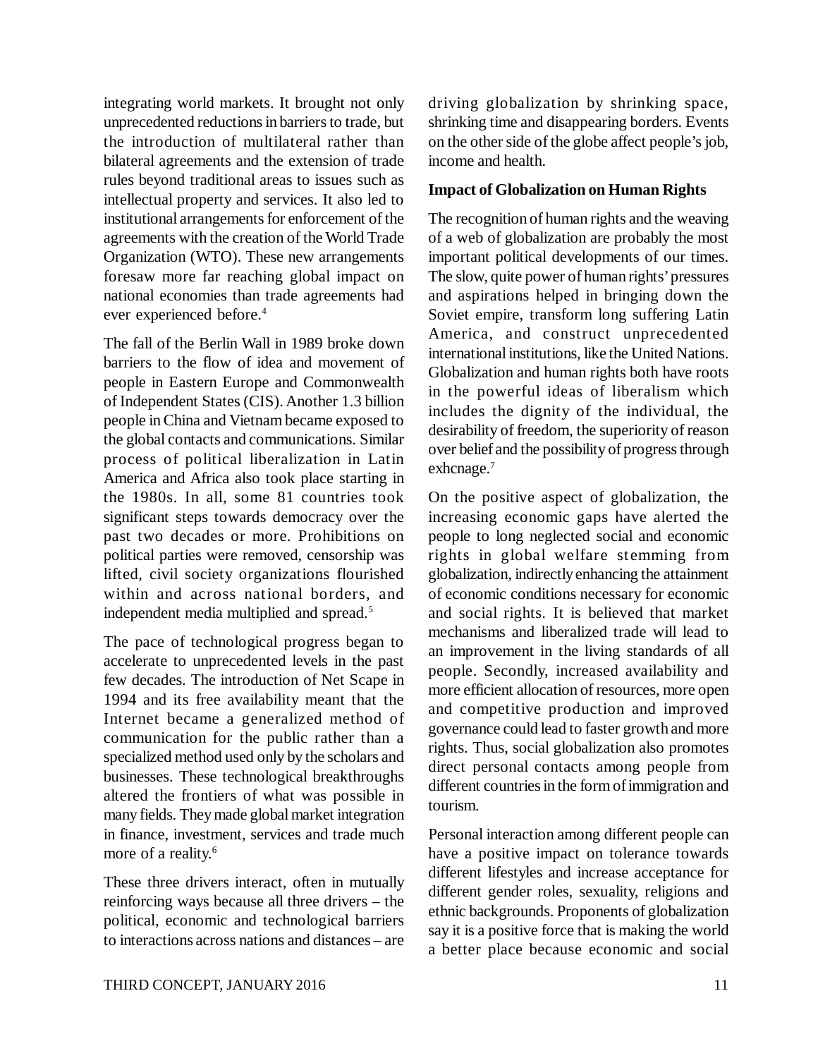integrating world markets. It brought not only unprecedented reductions in barriers to trade, but the introduction of multilateral rather than bilateral agreements and the extension of trade rules beyond traditional areas to issues such as intellectual property and services. It also led to institutional arrangements for enforcement of the agreements with the creation of the World Trade Organization (WTO). These new arrangements foresaw more far reaching global impact on national economies than trade agreements had ever experienced before.[4]

The fall of the Berlin Wall in 1989 broke down barriers to the flow of idea and movement of people in Eastern Europe and Commonwealth of Independent States (CIS). Another 1.3 billion people in China and Vietnam became exposed to the global contacts and communications. Similar process of political liberalization in Latin America and Africa also took place starting in the 1980s. In all, some 81 countries took significant steps towards democracy over the past two decades or more. Prohibitions on political parties were removed, censorship was lifted, civil society organizations flourished within and across national borders, and independent media multiplied and spread.[5]

The pace of technological progress began to accelerate to unprecedented levels in the past few decades. The introduction of Net Scape in 1994 and its free availability meant that the Internet became a generalized method of communication for the public rather than a specialized method used only by the scholars and businesses. These technological breakthroughs altered the frontiers of what was possible in many fields. They made global market integration in finance, investment, services and trade much more of a reality.[6]

These three drivers interact, often in mutually reinforcing ways because all three drivers – the political, economic and technological barriers to interactions across nations and distances – are driving globalization by shrinking space, shrinking time and disappearing borders. Events on the other side of the globe affect people's job, income and health.

**Impact of Globalization on Human Rights**

The recognition of human rights and the weaving of a web of globalization are probably the most important political developments of our times. The slow, quite power of human rights' pressures and aspirations helped in bringing down the Soviet empire, transform long suffering Latin America, and construct unprecedented international institutions, like the United Nations. Globalization and human rights both have roots in the powerful ideas of liberalism which includes the dignity of the individual, the desirability of freedom, the superiority of reason over belief and the possibility of progress through exhcnage.[7]

On the positive aspect of globalization, the increasing economic gaps have alerted the people to long neglected social and economic rights in global welfare stemming from globalization, indirectly enhancing the attainment of economic conditions necessary for economic and social rights. It is believed that market mechanisms and liberalized trade will lead to an improvement in the living standards of all people. Secondly, increased availability and more efficient allocation of resources, more open and competitive production and improved governance could lead to faster growth and more rights. Thus, social globalization also promotes direct personal contacts among people from different countries in the form of immigration and tourism.

Personal interaction among different people can have a positive impact on tolerance towards different lifestyles and increase acceptance for different gender roles, sexuality, religions and ethnic backgrounds. Proponents of globalization say it is a positive force that is making the world a better place because economic and social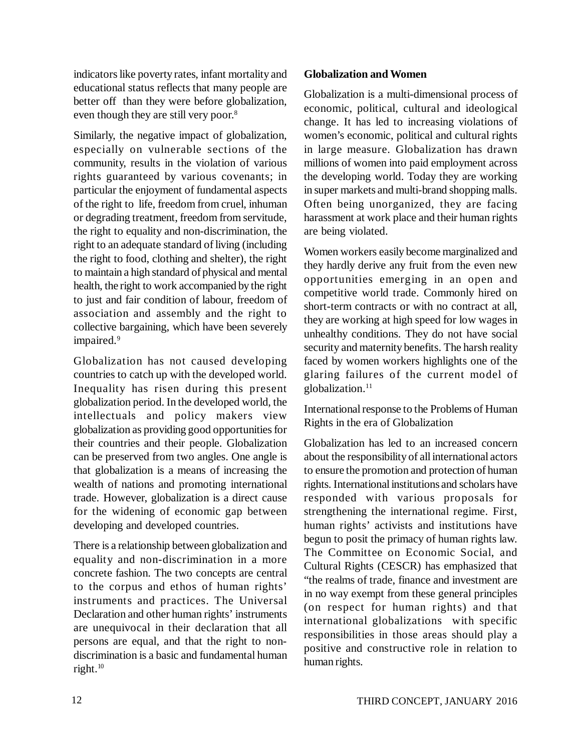indicators like poverty rates, infant mortality and educational status reflects that many people are better off than they were before globalization, even though they are still very poor.[8]

Similarly, the negative impact of globalization, especially on vulnerable sections of the community, results in the violation of various rights guaranteed by various covenants; in particular the enjoyment of fundamental aspects of the right to life, freedom from cruel, inhuman or degrading treatment, freedom from servitude, the right to equality and non-discrimination, the right to an adequate standard of living (including the right to food, clothing and shelter), the right to maintain a high standard of physical and mental health, the right to work accompanied by the right to just and fair condition of labour, freedom of association and assembly and the right to collective bargaining, which have been severely impaired.[9]

Globalization has not caused developing countries to catch up with the developed world. Inequality has risen during this present globalization period. In the developed world, the intellectuals and policy makers view globalization as providing good opportunities for their countries and their people. Globalization can be preserved from two angles. One angle is that globalization is a means of increasing the wealth of nations and promoting international trade. However, globalization is a direct cause for the widening of economic gap between developing and developed countries.

There is a relationship between globalization and equality and non-discrimination in a more concrete fashion. The two concepts are central to the corpus and ethos of human rights' instruments and practices. The Universal Declaration and other human rights' instruments are unequivocal in their declaration that all persons are equal, and that the right to non-discrimination is a basic and fundamental human right.[10]

**Globalization and Women**

Globalization is a multi-dimensional process of economic, political, cultural and ideological change. It has led to increasing violations of women's economic, political and cultural rights in large measure. Globalization has drawn millions of women into paid employment across the developing world. Today they are working in super markets and multi-brand shopping malls. Often being unorganized, they are facing harassment at work place and their human rights are being violated.

Women workers easily become marginalized and they hardly derive any fruit from the even new opportunities emerging in an open and competitive world trade. Commonly hired on short-term contracts or with no contract at all, they are working at high speed for low wages in unhealthy conditions. They do not have social security and maternity benefits. The harsh reality faced by women workers highlights one of the glaring failures of the current model of globalization.[11]

International response to the Problems of Human Rights in the era of Globalization

Globalization has led to an increased concern about the responsibility of all international actors to ensure the promotion and protection of human rights. International institutions and scholars have responded with various proposals for strengthening the international regime. First, human rights' activists and institutions have begun to posit the primacy of human rights law. The Committee on Economic Social, and Cultural Rights (CESCR) has emphasized that "the realms of trade, finance and investment are in no way exempt from these general principles (on respect for human rights) and that international globalizations with specific responsibilities in those areas should play a positive and constructive role in relation to human rights.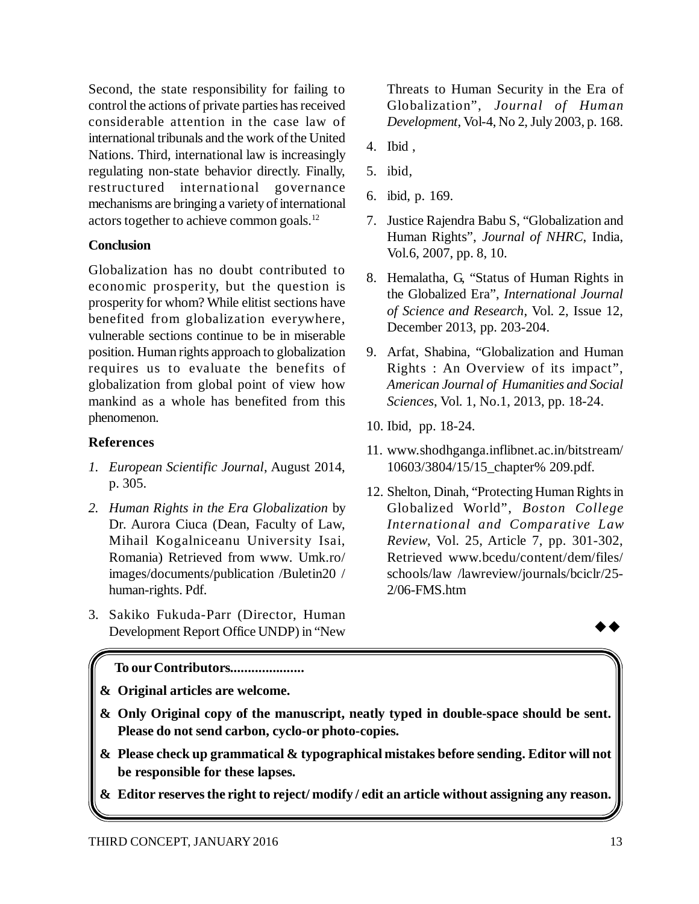Second, the state responsibility for failing to control the actions of private parties has received considerable attention in the case law of international tribunals and the work of the United Nations. Third, international law is increasingly regulating non-state behavior directly. Finally, restructured international governance mechanisms are bringing a variety of international actors together to achieve common goals.[12]

**Conclusion**

Globalization has no doubt contributed to economic prosperity, but the question is prosperity for whom? While elitist sections have benefited from globalization everywhere, vulnerable sections continue to be in miserable position. Human rights approach to globalization requires us to evaluate the benefits of globalization from global point of view how mankind as a whole has benefited from this phenomenon.

**References**

1. *European Scientific Journal*, August 2014, p. 305.
2. *Human Rights in the Era Globalization* by Dr. Aurora Ciuca (Dean, Faculty of Law, Mihail Kogalniceanu University Isai, Romania) Retrieved from www. Umk.ro/ images/documents/publication /Buletin20 / human-rights. Pdf.
3. Sakiko Fukuda-Parr (Director, Human Development Report Office UNDP) in "New Threats to Human Security in the Era of Globalization", *Journal of Human Development*, Vol-4, No 2, July 2003, p. 168.
4. Ibid ,
5. ibid,
6. ibid, p. 169.
7. Justice Rajendra Babu S, "Globalization and Human Rights", *Journal of NHRC*, India, Vol.6, 2007, pp. 8, 10.
8. Hemalatha, G, "Status of Human Rights in the Globalized Era", *International Journal of Science and Research*, Vol. 2, Issue 12, December 2013, pp. 203-204.
9. Arfat, Shabina, "Globalization and Human Rights : An Overview of its impact", *American Journal of Humanities and Social Sciences*, Vol. 1, No.1, 2013, pp. 18-24.
10. Ibid, pp. 18-24.
11. www.shodhganga.inflibnet.ac.in/bitstream/ 10603/3804/15/15_chapter% 209.pdf.
12. Shelton, Dinah, "Protecting Human Rights in Globalized World", *Boston College International and Comparative Law Review*, Vol. 25, Article 7, pp. 301-302, Retrieved www.bcedu/content/dem/files/ schools/law /lawreview/journals/bciclr/25-2/06-FMS.htm

◆◆

**To our Contributors.....................**

- **Original articles are welcome.**
- **Only Original copy of the manuscript, neatly typed in double-space should be sent. Please do not send carbon, cyclo-or photo-copies.**
- **Please check up grammatical & typographical mistakes before sending. Editor will not be responsible for these lapses.**
- **Editor reserves the right to reject/ modify / edit an article without assigning any reason.**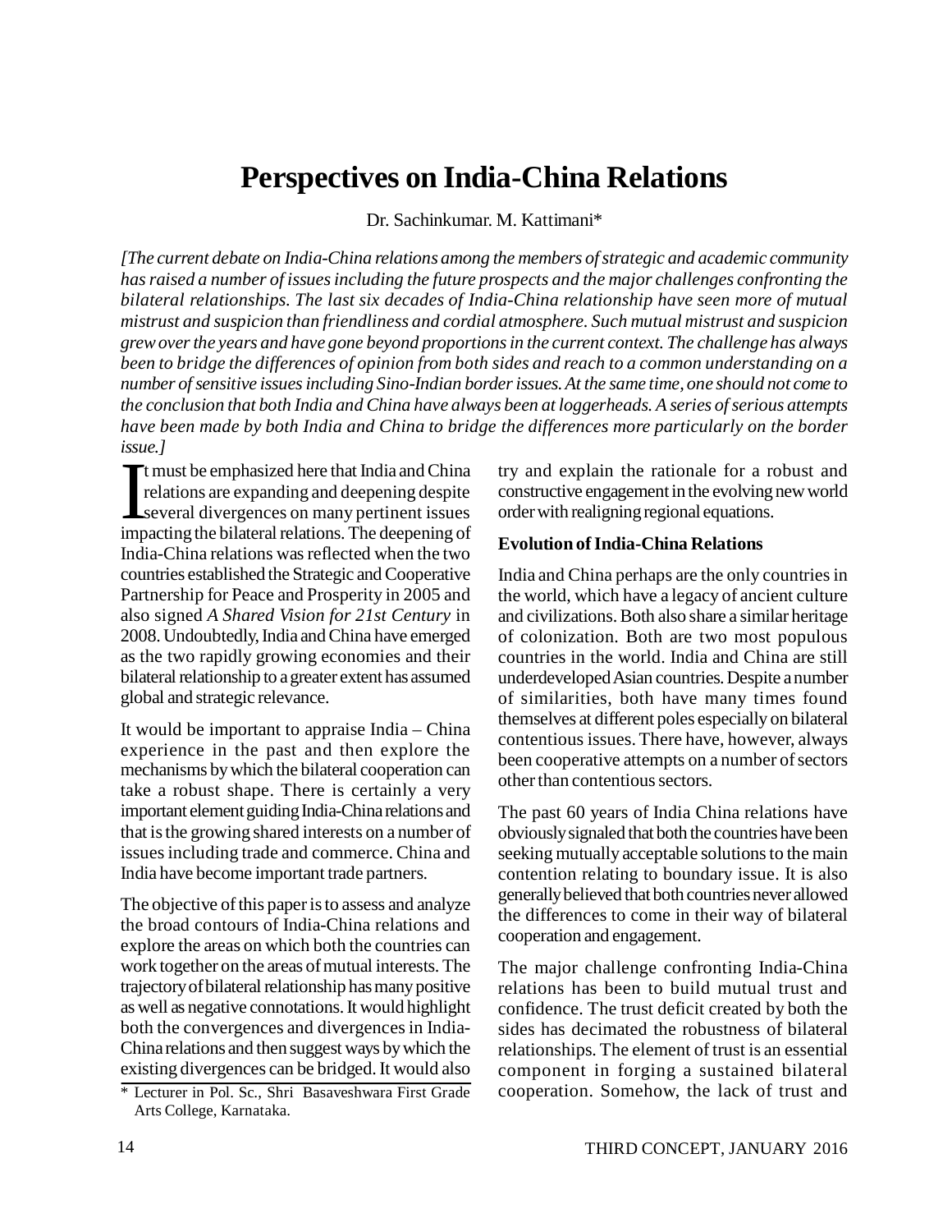# Perspectives on India-China Relations

Dr. Sachinkumar. M. Kattimani*

*[The current debate on India-China relations among the members of strategic and academic community has raised a number of issues including the future prospects and the major challenges confronting the bilateral relationships. The last six decades of India-China relationship have seen more of mutual mistrust and suspicion than friendliness and cordial atmosphere. Such mutual mistrust and suspicion grew over the years and have gone beyond proportions in the current context. The challenge has always been to bridge the differences of opinion from both sides and reach to a common understanding on a number of sensitive issues including Sino-Indian border issues. At the same time, one should not come to the conclusion that both India and China have always been at loggerheads. A series of serious attempts have been made by both India and China to bridge the differences more particularly on the border issue.]*

It must be emphasized here that India and China relations are expanding and deepening despite several divergences on many pertinent issues impacting the bilateral relations. The deepening of India-China relations was reflected when the two countries established the Strategic and Cooperative Partnership for Peace and Prosperity in 2005 and also signed *A Shared Vision for 21st Century* in 2008. Undoubtedly, India and China have emerged as the two rapidly growing economies and their bilateral relationship to a greater extent has assumed global and strategic relevance.

It would be important to appraise India – China experience in the past and then explore the mechanisms by which the bilateral cooperation can take a robust shape. There is certainly a very important element guiding India-China relations and that is the growing shared interests on a number of issues including trade and commerce. China and India have become important trade partners.

The objective of this paper is to assess and analyze the broad contours of India-China relations and explore the areas on which both the countries can work together on the areas of mutual interests. The trajectory of bilateral relationship has many positive as well as negative connotations. It would highlight both the convergences and divergences in India-China relations and then suggest ways by which the existing divergences can be bridged. It would also try and explain the rationale for a robust and constructive engagement in the evolving new world order with realigning regional equations.

\* Lecturer in Pol. Sc., Shri Basaveshwara First Grade Arts College, Karnataka.

**Evolution of India-China Relations**

India and China perhaps are the only countries in the world, which have a legacy of ancient culture and civilizations. Both also share a similar heritage of colonization. Both are two most populous countries in the world. India and China are still underdeveloped Asian countries. Despite a number of similarities, both have many times found themselves at different poles especially on bilateral contentious issues. There have, however, always been cooperative attempts on a number of sectors other than contentious sectors.

The past 60 years of India China relations have obviously signaled that both the countries have been seeking mutually acceptable solutions to the main contention relating to boundary issue. It is also generally believed that both countries never allowed the differences to come in their way of bilateral cooperation and engagement.

The major challenge confronting India-China relations has been to build mutual trust and confidence. The trust deficit created by both the sides has decimated the robustness of bilateral relationships. The element of trust is an essential component in forging a sustained bilateral cooperation. Somehow, the lack of trust and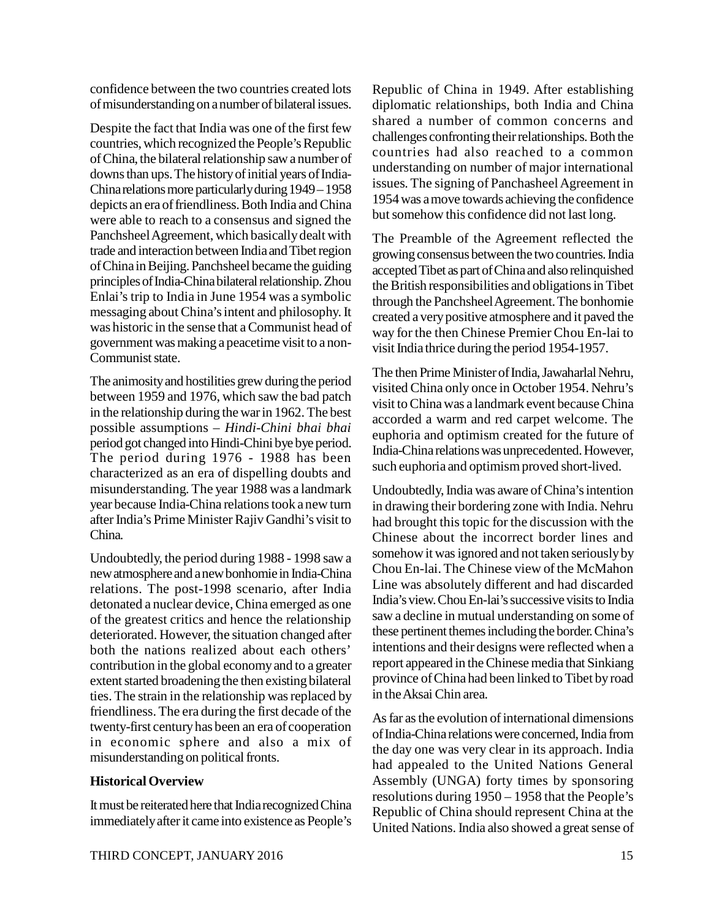confidence between the two countries created lots of misunderstanding on a number of bilateral issues.

Despite the fact that India was one of the first few countries, which recognized the People's Republic of China, the bilateral relationship saw a number of downs than ups. The history of initial years of India-China relations more particularly during 1949 – 1958 depicts an era of friendliness. Both India and China were able to reach to a consensus and signed the Panchsheel Agreement, which basically dealt with trade and interaction between India and Tibet region of China in Beijing. Panchsheel became the guiding principles of India-China bilateral relationship. Zhou Enlai's trip to India in June 1954 was a symbolic messaging about China's intent and philosophy. It was historic in the sense that a Communist head of government was making a peacetime visit to a non-Communist state.

The animosity and hostilities grew during the period between 1959 and 1976, which saw the bad patch in the relationship during the war in 1962. The best possible assumptions – *Hindi-Chini bhai bhai* period got changed into Hindi-Chini bye bye period. The period during 1976 - 1988 has been characterized as an era of dispelling doubts and misunderstanding. The year 1988 was a landmark year because India-China relations took a new turn after India's Prime Minister Rajiv Gandhi's visit to China.

Undoubtedly, the period during 1988 - 1998 saw a new atmosphere and a new bonhomie in India-China relations. The post-1998 scenario, after India detonated a nuclear device, China emerged as one of the greatest critics and hence the relationship deteriorated. However, the situation changed after both the nations realized about each others' contribution in the global economy and to a greater extent started broadening the then existing bilateral ties. The strain in the relationship was replaced by friendliness. The era during the first decade of the twenty-first century has been an era of cooperation in economic sphere and also a mix of misunderstanding on political fronts.

**Historical Overview**

It must be reiterated here that India recognized China immediately after it came into existence as People's Republic of China in 1949. After establishing diplomatic relationships, both India and China shared a number of common concerns and challenges confronting their relationships. Both the countries had also reached to a common understanding on number of major international issues. The signing of Panchasheel Agreement in 1954 was a move towards achieving the confidence but somehow this confidence did not last long.

The Preamble of the Agreement reflected the growing consensus between the two countries. India accepted Tibet as part of China and also relinquished the British responsibilities and obligations in Tibet through the Panchsheel Agreement. The bonhomie created a very positive atmosphere and it paved the way for the then Chinese Premier Chou En-lai to visit India thrice during the period 1954-1957.

The then Prime Minister of India, Jawaharlal Nehru, visited China only once in October 1954. Nehru's visit to China was a landmark event because China accorded a warm and red carpet welcome. The euphoria and optimism created for the future of India-China relations was unprecedented. However, such euphoria and optimism proved short-lived.

Undoubtedly, India was aware of China's intention in drawing their bordering zone with India. Nehru had brought this topic for the discussion with the Chinese about the incorrect border lines and somehow it was ignored and not taken seriously by Chou En-lai. The Chinese view of the McMahon Line was absolutely different and had discarded India's view. Chou En-lai's successive visits to India saw a decline in mutual understanding on some of these pertinent themes including the border. China's intentions and their designs were reflected when a report appeared in the Chinese media that Sinkiang province of China had been linked to Tibet by road in the Aksai Chin area.

As far as the evolution of international dimensions of India-China relations were concerned, India from the day one was very clear in its approach. India had appealed to the United Nations General Assembly (UNGA) forty times by sponsoring resolutions during 1950 – 1958 that the People's Republic of China should represent China at the United Nations. India also showed a great sense of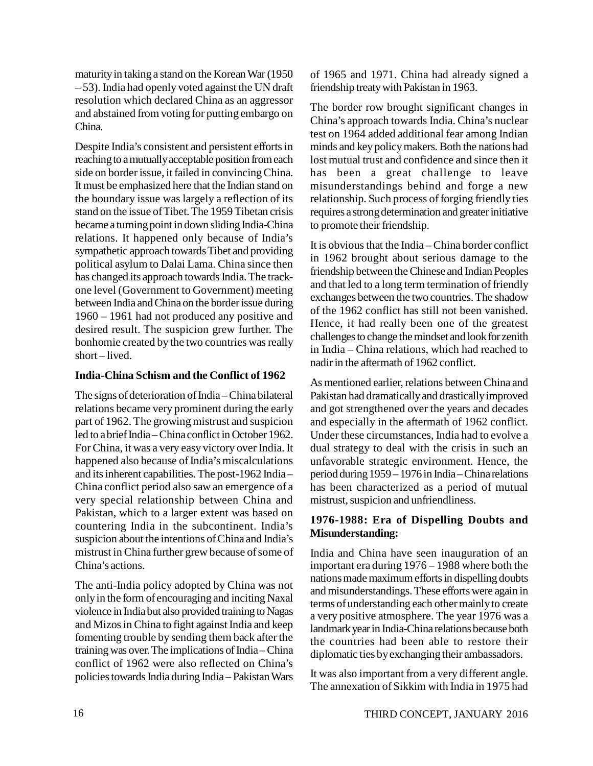maturity in taking a stand on the Korean War (1950 – 53). India had openly voted against the UN draft resolution which declared China as an aggressor and abstained from voting for putting embargo on China.

Despite India's consistent and persistent efforts in reaching to a mutually acceptable position from each side on border issue, it failed in convincing China. It must be emphasized here that the Indian stand on the boundary issue was largely a reflection of its stand on the issue of Tibet. The 1959 Tibetan crisis became a turning point in down sliding India-China relations. It happened only because of India's sympathetic approach towards Tibet and providing political asylum to Dalai Lama. China since then has changed its approach towards India. The track-one level (Government to Government) meeting between India and China on the border issue during 1960 – 1961 had not produced any positive and desired result. The suspicion grew further. The bonhomie created by the two countries was really short – lived.

**India-China Schism and the Conflict of 1962**

The signs of deterioration of India – China bilateral relations became very prominent during the early part of 1962. The growing mistrust and suspicion led to a brief India – China conflict in October 1962. For China, it was a very easy victory over India. It happened also because of India's miscalculations and its inherent capabilities. The post-1962 India – China conflict period also saw an emergence of a very special relationship between China and Pakistan, which to a larger extent was based on countering India in the subcontinent. India's suspicion about the intentions of China and India's mistrust in China further grew because of some of China's actions.

The anti-India policy adopted by China was not only in the form of encouraging and inciting Naxal violence in India but also provided training to Nagas and Mizos in China to fight against India and keep fomenting trouble by sending them back after the training was over. The implications of India – China conflict of 1962 were also reflected on China's policies towards India during India – Pakistan Wars of 1965 and 1971. China had already signed a friendship treaty with Pakistan in 1963.

The border row brought significant changes in China's approach towards India. China's nuclear test on 1964 added additional fear among Indian minds and key policy makers. Both the nations had lost mutual trust and confidence and since then it has been a great challenge to leave misunderstandings behind and forge a new relationship. Such process of forging friendly ties requires a strong determination and greater initiative to promote their friendship.

It is obvious that the India – China border conflict in 1962 brought about serious damage to the friendship between the Chinese and Indian Peoples and that led to a long term termination of friendly exchanges between the two countries. The shadow of the 1962 conflict has still not been vanished. Hence, it had really been one of the greatest challenges to change the mindset and look for zenith in India – China relations, which had reached to nadir in the aftermath of 1962 conflict.

As mentioned earlier, relations between China and Pakistan had dramatically and drastically improved and got strengthened over the years and decades and especially in the aftermath of 1962 conflict. Under these circumstances, India had to evolve a dual strategy to deal with the crisis in such an unfavorable strategic environment. Hence, the period during 1959 – 1976 in India – China relations has been characterized as a period of mutual mistrust, suspicion and unfriendliness.

**1976-1988: Era of Dispelling Doubts and Misunderstanding:**

India and China have seen inauguration of an important era during 1976 – 1988 where both the nations made maximum efforts in dispelling doubts and misunderstandings. These efforts were again in terms of understanding each other mainly to create a very positive atmosphere. The year 1976 was a landmark year in India-China relations because both the countries had been able to restore their diplomatic ties by exchanging their ambassadors.

It was also important from a very different angle. The annexation of Sikkim with India in 1975 had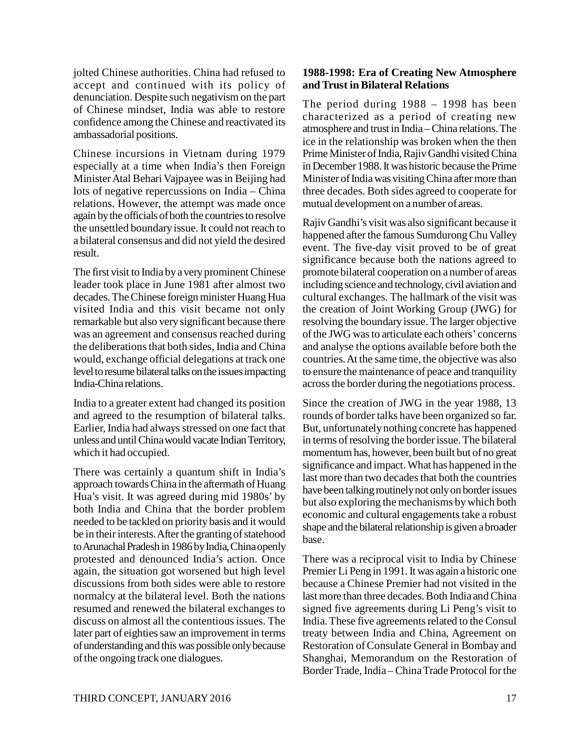jolted Chinese authorities. China had refused to accept and continued with its policy of denunciation. Despite such negativism on the part of Chinese mindset, India was able to restore confidence among the Chinese and reactivated its ambassadorial positions.

Chinese incursions in Vietnam during 1979 especially at a time when India's then Foreign Minister Atal Behari Vajpayee was in Beijing had lots of negative repercussions on India – China relations. However, the attempt was made once again by the officials of both the countries to resolve the unsettled boundary issue. It could not reach to a bilateral consensus and did not yield the desired result.

The first visit to India by a very prominent Chinese leader took place in June 1981 after almost two decades. The Chinese foreign minister Huang Hua visited India and this visit became not only remarkable but also very significant because there was an agreement and consensus reached during the deliberations that both sides, India and China would, exchange official delegations at track one level to resume bilateral talks on the issues impacting India-China relations.

India to a greater extent had changed its position and agreed to the resumption of bilateral talks. Earlier, India had always stressed on one fact that unless and until China would vacate Indian Territory, which it had occupied.

There was certainly a quantum shift in India's approach towards China in the aftermath of Huang Hua's visit. It was agreed during mid 1980s' by both India and China that the border problem needed to be tackled on priority basis and it would be in their interests. After the granting of statehood to Arunachal Pradesh in 1986 by India, China openly protested and denounced India's action. Once again, the situation got worsened but high level discussions from both sides were able to restore normalcy at the bilateral level. Both the nations resumed and renewed the bilateral exchanges to discuss on almost all the contentious issues. The later part of eighties saw an improvement in terms of understanding and this was possible only because of the ongoing track one dialogues.

**1988-1998: Era of Creating New Atmosphere and Trust in Bilateral Relations**

The period during 1988 – 1998 has been characterized as a period of creating new atmosphere and trust in India – China relations. The ice in the relationship was broken when the then Prime Minister of India, Rajiv Gandhi visited China in December 1988. It was historic because the Prime Minister of India was visiting China after more than three decades. Both sides agreed to cooperate for mutual development on a number of areas.

Rajiv Gandhi's visit was also significant because it happened after the famous Sumdurong Chu Valley event. The five-day visit proved to be of great significance because both the nations agreed to promote bilateral cooperation on a number of areas including science and technology, civil aviation and cultural exchanges. The hallmark of the visit was the creation of Joint Working Group (JWG) for resolving the boundary issue. The larger objective of the JWG was to articulate each others' concerns and analyse the options available before both the countries. At the same time, the objective was also to ensure the maintenance of peace and tranquility across the border during the negotiations process.

Since the creation of JWG in the year 1988, 13 rounds of border talks have been organized so far. But, unfortunately nothing concrete has happened in terms of resolving the border issue. The bilateral momentum has, however, been built but of no great significance and impact. What has happened in the last more than two decades that both the countries have been talking routinely not only on border issues but also exploring the mechanisms by which both economic and cultural engagements take a robust shape and the bilateral relationship is given a broader base.

There was a reciprocal visit to India by Chinese Premier Li Peng in 1991. It was again a historic one because a Chinese Premier had not visited in the last more than three decades. Both India and China signed five agreements during Li Peng's visit to India. These five agreements related to the Consul treaty between India and China, Agreement on Restoration of Consulate General in Bombay and Shanghai, Memorandum on the Restoration of Border Trade, India – China Trade Protocol for the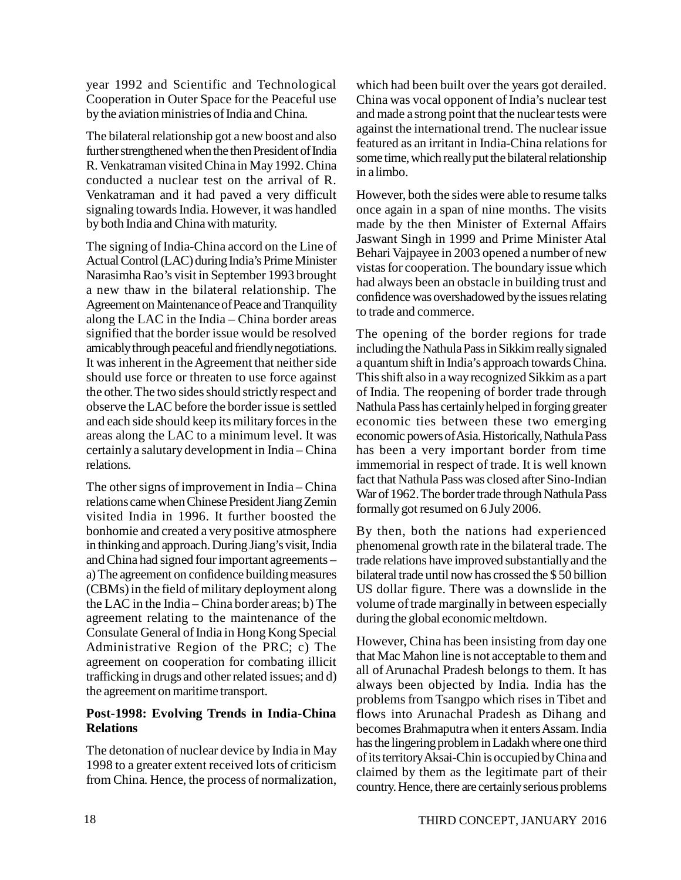year 1992 and Scientific and Technological Cooperation in Outer Space for the Peaceful use by the aviation ministries of India and China.

The bilateral relationship got a new boost and also further strengthened when the then President of India R. Venkatraman visited China in May 1992. China conducted a nuclear test on the arrival of R. Venkatraman and it had paved a very difficult signaling towards India. However, it was handled by both India and China with maturity.

The signing of India-China accord on the Line of Actual Control (LAC) during India's Prime Minister Narasimha Rao's visit in September 1993 brought a new thaw in the bilateral relationship. The Agreement on Maintenance of Peace and Tranquility along the LAC in the India – China border areas signified that the border issue would be resolved amicably through peaceful and friendly negotiations. It was inherent in the Agreement that neither side should use force or threaten to use force against the other. The two sides should strictly respect and observe the LAC before the border issue is settled and each side should keep its military forces in the areas along the LAC to a minimum level. It was certainly a salutary development in India – China relations.

The other signs of improvement in India – China relations came when Chinese President Jiang Zemin visited India in 1996. It further boosted the bonhomie and created a very positive atmosphere in thinking and approach. During Jiang's visit, India and China had signed four important agreements – a) The agreement on confidence building measures (CBMs) in the field of military deployment along the LAC in the India – China border areas; b) The agreement relating to the maintenance of the Consulate General of India in Hong Kong Special Administrative Region of the PRC; c) The agreement on cooperation for combating illicit trafficking in drugs and other related issues; and d) the agreement on maritime transport.

**Post-1998: Evolving Trends in India-China Relations**

The detonation of nuclear device by India in May 1998 to a greater extent received lots of criticism from China. Hence, the process of normalization, which had been built over the years got derailed. China was vocal opponent of India's nuclear test and made a strong point that the nuclear tests were against the international trend. The nuclear issue featured as an irritant in India-China relations for some time, which really put the bilateral relationship in a limbo.

However, both the sides were able to resume talks once again in a span of nine months. The visits made by the then Minister of External Affairs Jaswant Singh in 1999 and Prime Minister Atal Behari Vajpayee in 2003 opened a number of new vistas for cooperation. The boundary issue which had always been an obstacle in building trust and confidence was overshadowed by the issues relating to trade and commerce.

The opening of the border regions for trade including the Nathula Pass in Sikkim really signaled a quantum shift in India's approach towards China. This shift also in a way recognized Sikkim as a part of India. The reopening of border trade through Nathula Pass has certainly helped in forging greater economic ties between these two emerging economic powers of Asia. Historically, Nathula Pass has been a very important border from time immemorial in respect of trade. It is well known fact that Nathula Pass was closed after Sino-Indian War of 1962. The border trade through Nathula Pass formally got resumed on 6 July 2006.

By then, both the nations had experienced phenomenal growth rate in the bilateral trade. The trade relations have improved substantially and the bilateral trade until now has crossed the $ 50 billion US dollar figure. There was a downslide in the volume of trade marginally in between especially during the global economic meltdown.

However, China has been insisting from day one that Mac Mahon line is not acceptable to them and all of Arunachal Pradesh belongs to them. It has always been objected by India. India has the problems from Tsangpo which rises in Tibet and flows into Arunachal Pradesh as Dihang and becomes Brahmaputra when it enters Assam. India has the lingering problem in Ladakh where one third of its territory Aksai-Chin is occupied by China and claimed by them as the legitimate part of their country. Hence, there are certainly serious problems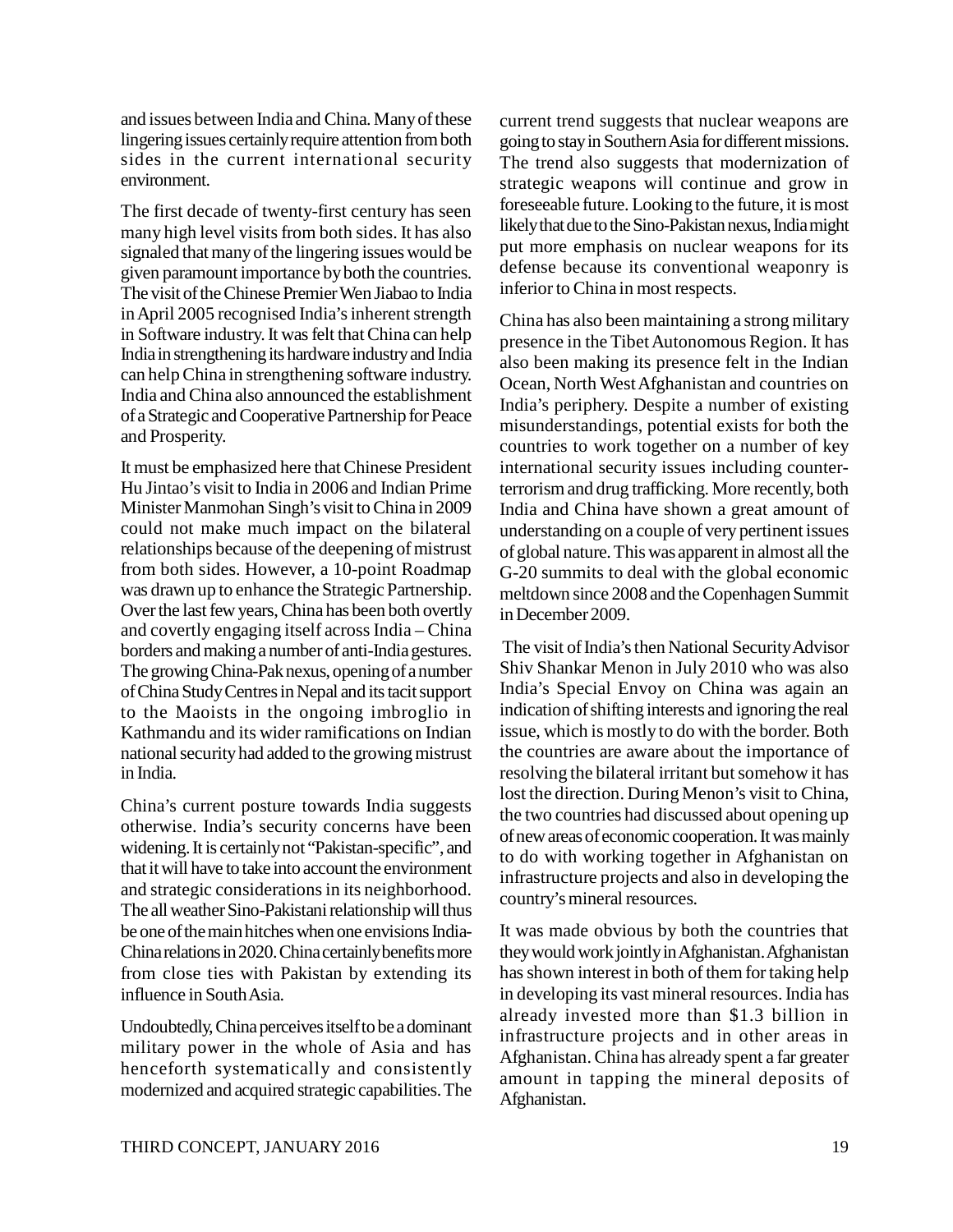and issues between India and China. Many of these lingering issues certainly require attention from both sides in the current international security environment.

The first decade of twenty-first century has seen many high level visits from both sides. It has also signaled that many of the lingering issues would be given paramount importance by both the countries. The visit of the Chinese Premier Wen Jiabao to India in April 2005 recognised India's inherent strength in Software industry. It was felt that China can help India in strengthening its hardware industry and India can help China in strengthening software industry. India and China also announced the establishment of a Strategic and Cooperative Partnership for Peace and Prosperity.

It must be emphasized here that Chinese President Hu Jintao's visit to India in 2006 and Indian Prime Minister Manmohan Singh's visit to China in 2009 could not make much impact on the bilateral relationships because of the deepening of mistrust from both sides. However, a 10-point Roadmap was drawn up to enhance the Strategic Partnership. Over the last few years, China has been both overtly and covertly engaging itself across India – China borders and making a number of anti-India gestures. The growing China-Pak nexus, opening of a number of China Study Centres in Nepal and its tacit support to the Maoists in the ongoing imbroglio in Kathmandu and its wider ramifications on Indian national security had added to the growing mistrust in India.

China's current posture towards India suggests otherwise. India's security concerns have been widening. It is certainly not "Pakistan-specific", and that it will have to take into account the environment and strategic considerations in its neighborhood. The all weather Sino-Pakistani relationship will thus be one of the main hitches when one envisions India-China relations in 2020. China certainly benefits more from close ties with Pakistan by extending its influence in South Asia.

Undoubtedly, China perceives itself to be a dominant military power in the whole of Asia and has henceforth systematically and consistently modernized and acquired strategic capabilities. The current trend suggests that nuclear weapons are going to stay in Southern Asia for different missions. The trend also suggests that modernization of strategic weapons will continue and grow in foreseeable future. Looking to the future, it is most likely that due to the Sino-Pakistan nexus, India might put more emphasis on nuclear weapons for its defense because its conventional weaponry is inferior to China in most respects.

China has also been maintaining a strong military presence in the Tibet Autonomous Region. It has also been making its presence felt in the Indian Ocean, North West Afghanistan and countries on India's periphery. Despite a number of existing misunderstandings, potential exists for both the countries to work together on a number of key international security issues including counter-terrorism and drug trafficking. More recently, both India and China have shown a great amount of understanding on a couple of very pertinent issues of global nature. This was apparent in almost all the G-20 summits to deal with the global economic meltdown since 2008 and the Copenhagen Summit in December 2009.

The visit of India's then National Security Advisor Shiv Shankar Menon in July 2010 who was also India's Special Envoy on China was again an indication of shifting interests and ignoring the real issue, which is mostly to do with the border. Both the countries are aware about the importance of resolving the bilateral irritant but somehow it has lost the direction. During Menon's visit to China, the two countries had discussed about opening up of new areas of economic cooperation. It was mainly to do with working together in Afghanistan on infrastructure projects and also in developing the country's mineral resources.

It was made obvious by both the countries that they would work jointly in Afghanistan. Afghanistan has shown interest in both of them for taking help in developing its vast mineral resources. India has already invested more than \$1.3 billion in infrastructure projects and in other areas in Afghanistan. China has already spent a far greater amount in tapping the mineral deposits of Afghanistan.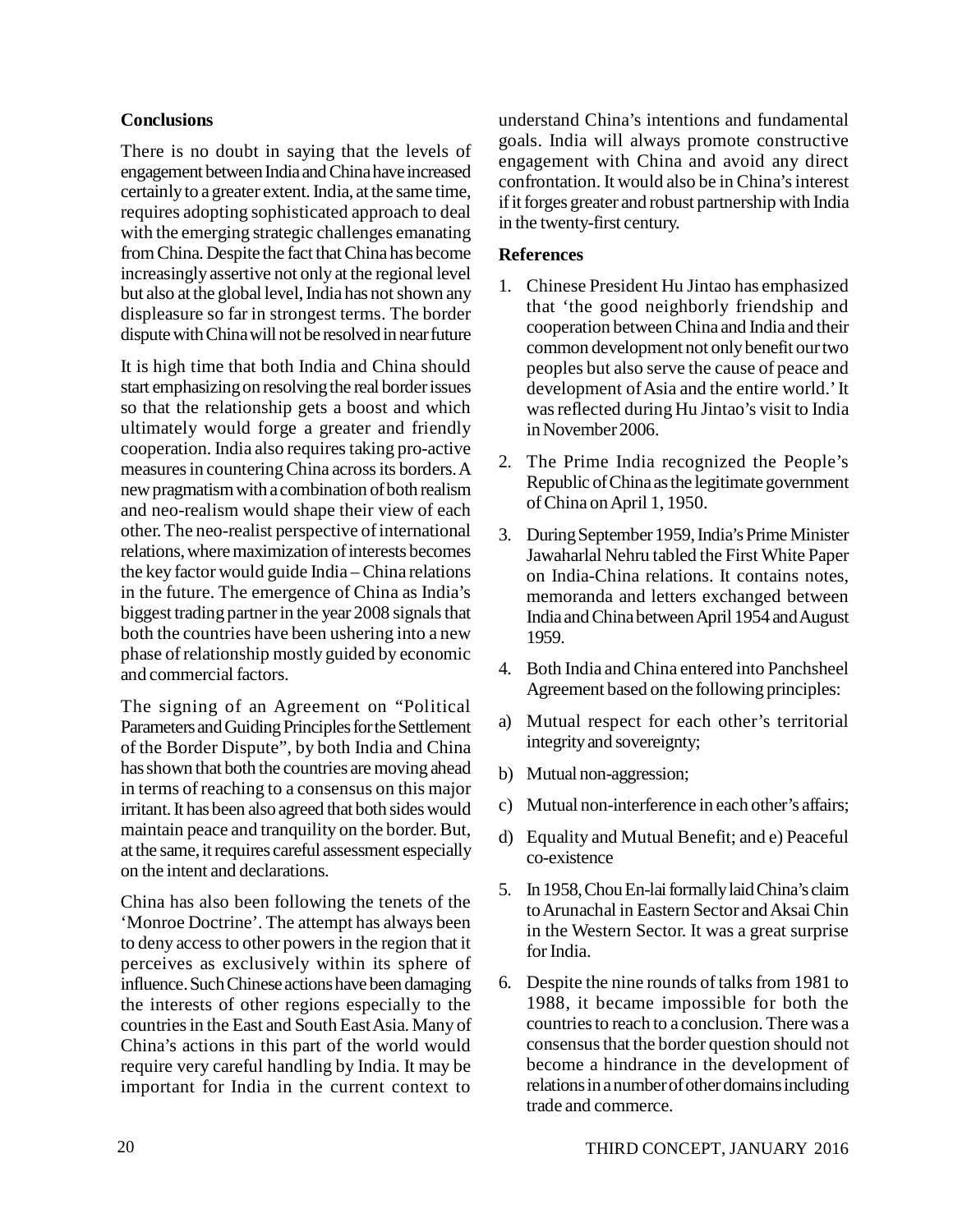### Conclusions

There is no doubt in saying that the levels of engagement between India and China have increased certainly to a greater extent. India, at the same time, requires adopting sophisticated approach to deal with the emerging strategic challenges emanating from China. Despite the fact that China has become increasingly assertive not only at the regional level but also at the global level, India has not shown any displeasure so far in strongest terms. The border dispute with China will not be resolved in near future

It is high time that both India and China should start emphasizing on resolving the real border issues so that the relationship gets a boost and which ultimately would forge a greater and friendly cooperation. India also requires taking pro-active measures in countering China across its borders. A new pragmatism with a combination of both realism and neo-realism would shape their view of each other. The neo-realist perspective of international relations, where maximization of interests becomes the key factor would guide India – China relations in the future. The emergence of China as India's biggest trading partner in the year 2008 signals that both the countries have been ushering into a new phase of relationship mostly guided by economic and commercial factors.

The signing of an Agreement on "Political Parameters and Guiding Principles for the Settlement of the Border Dispute", by both India and China has shown that both the countries are moving ahead in terms of reaching to a consensus on this major irritant. It has been also agreed that both sides would maintain peace and tranquility on the border. But, at the same, it requires careful assessment especially on the intent and declarations.

China has also been following the tenets of the 'Monroe Doctrine'. The attempt has always been to deny access to other powers in the region that it perceives as exclusively within its sphere of influence. Such Chinese actions have been damaging the interests of other regions especially to the countries in the East and South East Asia. Many of China's actions in this part of the world would require very careful handling by India. It may be important for India in the current context to understand China's intentions and fundamental goals. India will always promote constructive engagement with China and avoid any direct confrontation. It would also be in China's interest if it forges greater and robust partnership with India in the twenty-first century.

### References

1. Chinese President Hu Jintao has emphasized that 'the good neighborly friendship and cooperation between China and India and their common development not only benefit our two peoples but also serve the cause of peace and development of Asia and the entire world.' It was reflected during Hu Jintao's visit to India in November 2006.

2. The Prime India recognized the People's Republic of China as the legitimate government of China on April 1, 1950.

3. During September 1959, India's Prime Minister Jawaharlal Nehru tabled the First White Paper on India-China relations. It contains notes, memoranda and letters exchanged between India and China between April 1954 and August 1959.

4. Both India and China entered into Panchsheel Agreement based on the following principles:

a) Mutual respect for each other's territorial integrity and sovereignty;

b) Mutual non-aggression;

c) Mutual non-interference in each other's affairs;

d) Equality and Mutual Benefit; and e) Peaceful co-existence

5. In 1958, Chou En-lai formally laid China's claim to Arunachal in Eastern Sector and Aksai Chin in the Western Sector. It was a great surprise for India.

6. Despite the nine rounds of talks from 1981 to 1988, it became impossible for both the countries to reach to a conclusion. There was a consensus that the border question should not become a hindrance in the development of relations in a number of other domains including trade and commerce.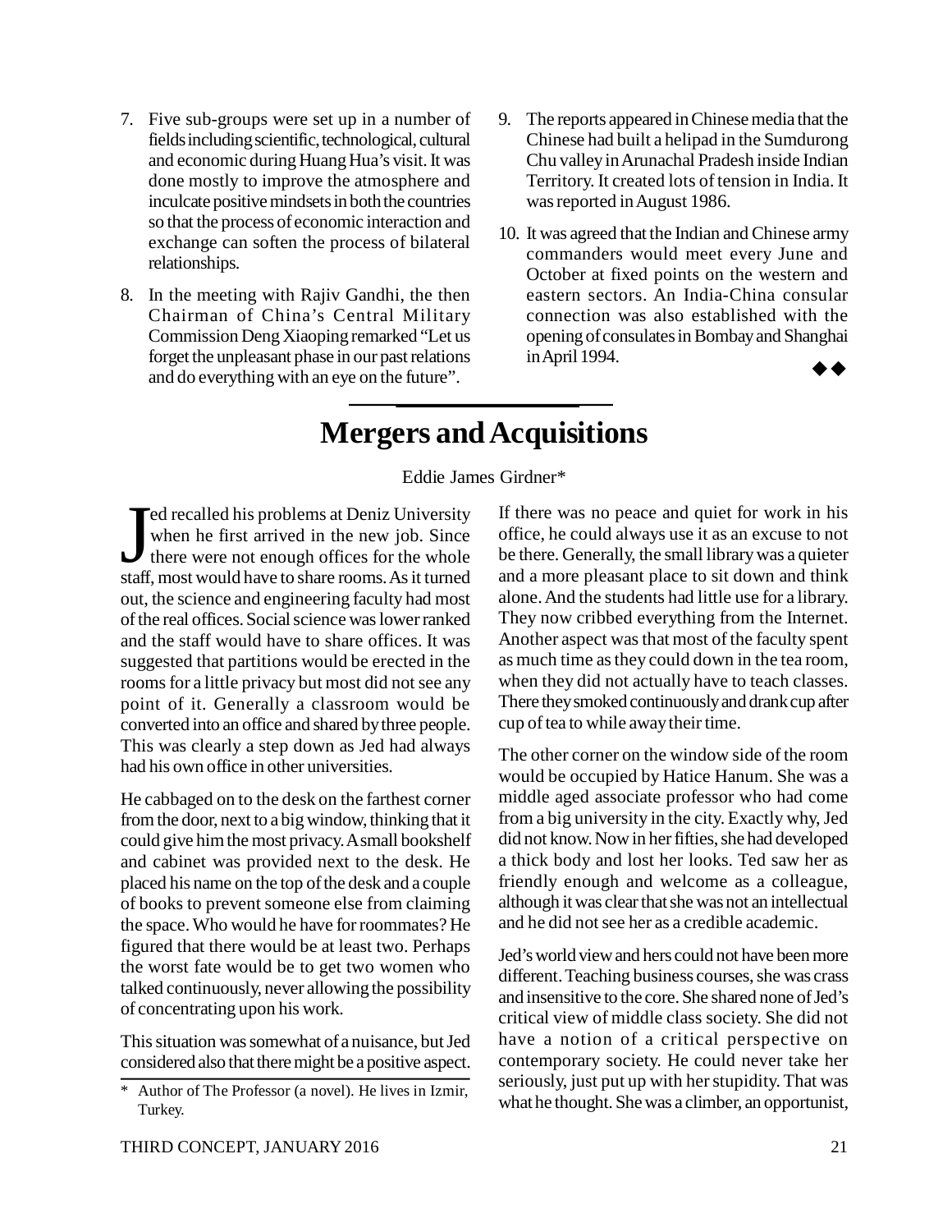7. Five sub-groups were set up in a number of fields including scientific, technological, cultural and economic during Huang Hua's visit. It was done mostly to improve the atmosphere and inculcate positive mindsets in both the countries so that the process of economic interaction and exchange can soften the process of bilateral relationships.

8. In the meeting with Rajiv Gandhi, the then Chairman of China's Central Military Commission Deng Xiaoping remarked "Let us forget the unpleasant phase in our past relations and do everything with an eye on the future".

9. The reports appeared in Chinese media that the Chinese had built a helipad in the Sumdurong Chu valley in Arunachal Pradesh inside Indian Territory. It created lots of tension in India. It was reported in August 1986.

10. It was agreed that the Indian and Chinese army commanders would meet every June and October at fixed points on the western and eastern sectors. An India-China consular connection was also established with the opening of consulates in Bombay and Shanghai in April 1994.

◆◆

# Mergers and Acquisitions

Eddie James Girdner*

Jed recalled his problems at Deniz University when he first arrived in the new job. Since there were not enough offices for the whole staff, most would have to share rooms. As it turned out, the science and engineering faculty had most of the real offices. Social science was lower ranked and the staff would have to share offices. It was suggested that partitions would be erected in the rooms for a little privacy but most did not see any point of it. Generally a classroom would be converted into an office and shared by three people. This was clearly a step down as Jed had always had his own office in other universities.

He cabbaged on to the desk on the farthest corner from the door, next to a big window, thinking that it could give him the most privacy. A small bookshelf and cabinet was provided next to the desk. He placed his name on the top of the desk and a couple of books to prevent someone else from claiming the space. Who would he have for roommates? He figured that there would be at least two. Perhaps the worst fate would be to get two women who talked continuously, never allowing the possibility of concentrating upon his work.

This situation was somewhat of a nuisance, but Jed considered also that there might be a positive aspect. If there was no peace and quiet for work in his office, he could always use it as an excuse to not be there. Generally, the small library was a quieter and a more pleasant place to sit down and think alone. And the students had little use for a library. They now cribbed everything from the Internet. Another aspect was that most of the faculty spent as much time as they could down in the tea room, when they did not actually have to teach classes. There they smoked continuously and drank cup after cup of tea to while away their time.

The other corner on the window side of the room would be occupied by Hatice Hanum. She was a middle aged associate professor who had come from a big university in the city. Exactly why, Jed did not know. Now in her fifties, she had developed a thick body and lost her looks. Ted saw her as friendly enough and welcome as a colleague, although it was clear that she was not an intellectual and he did not see her as a credible academic.

Jed's world view and hers could not have been more different. Teaching business courses, she was crass and insensitive to the core. She shared none of Jed's critical view of middle class society. She did not have a notion of a critical perspective on contemporary society. He could never take her seriously, just put up with her stupidity. That was what he thought. She was a climber, an opportunist,

---

\* Author of The Professor (a novel). He lives in Izmir, Turkey.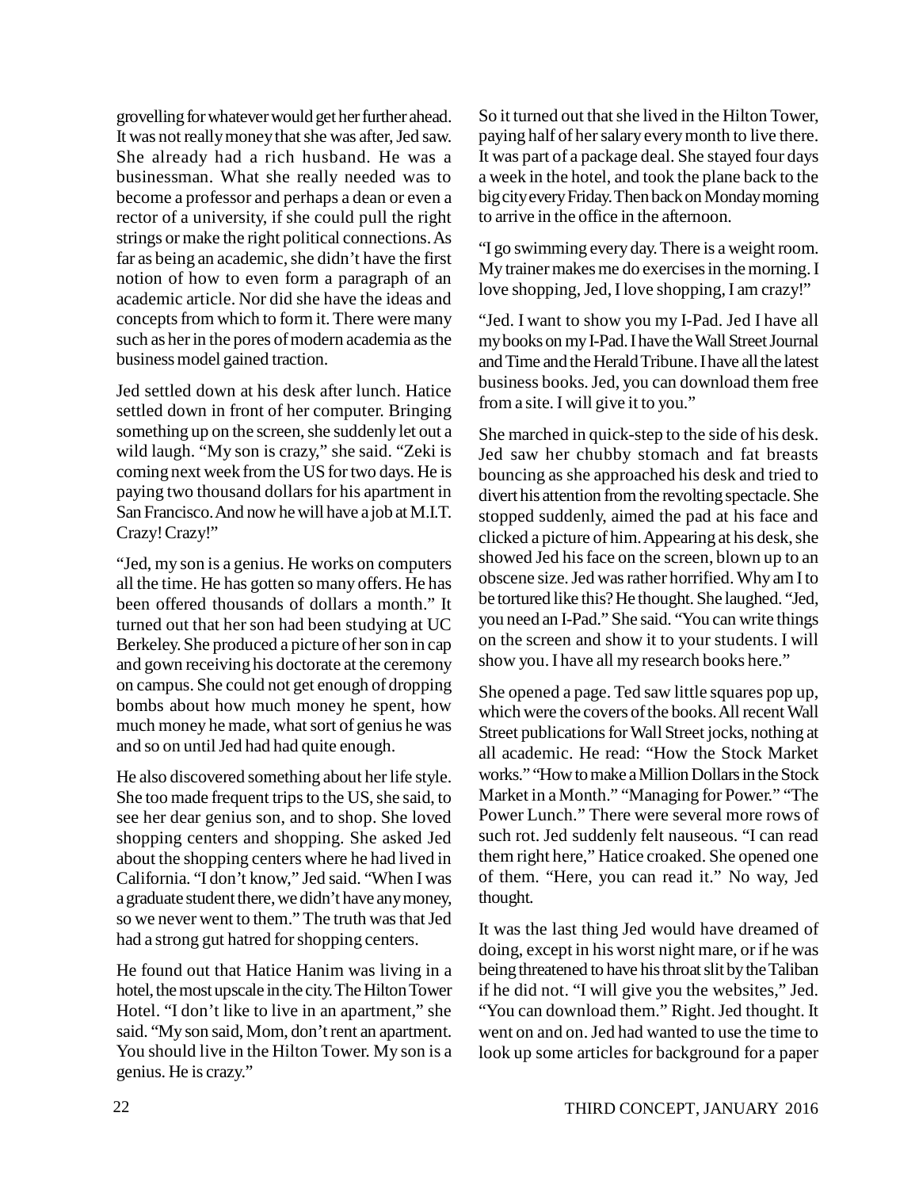grovelling for whatever would get her further ahead. It was not really money that she was after, Jed saw. She already had a rich husband. He was a businessman. What she really needed was to become a professor and perhaps a dean or even a rector of a university, if she could pull the right strings or make the right political connections. As far as being an academic, she didn't have the first notion of how to even form a paragraph of an academic article. Nor did she have the ideas and concepts from which to form it. There were many such as her in the pores of modern academia as the business model gained traction.

Jed settled down at his desk after lunch. Hatice settled down in front of her computer. Bringing something up on the screen, she suddenly let out a wild laugh. "My son is crazy," she said. "Zeki is coming next week from the US for two days. He is paying two thousand dollars for his apartment in San Francisco. And now he will have a job at M.I.T. Crazy! Crazy!"

"Jed, my son is a genius. He works on computers all the time. He has gotten so many offers. He has been offered thousands of dollars a month." It turned out that her son had been studying at UC Berkeley. She produced a picture of her son in cap and gown receiving his doctorate at the ceremony on campus. She could not get enough of dropping bombs about how much money he spent, how much money he made, what sort of genius he was and so on until Jed had had quite enough.

He also discovered something about her life style. She too made frequent trips to the US, she said, to see her dear genius son, and to shop. She loved shopping centers and shopping. She asked Jed about the shopping centers where he had lived in California. "I don't know," Jed said. "When I was a graduate student there, we didn't have any money, so we never went to them." The truth was that Jed had a strong gut hatred for shopping centers.

He found out that Hatice Hanim was living in a hotel, the most upscale in the city. The Hilton Tower Hotel. "I don't like to live in an apartment," she said. "My son said, Mom, don't rent an apartment. You should live in the Hilton Tower. My son is a genius. He is crazy."

So it turned out that she lived in the Hilton Tower, paying half of her salary every month to live there. It was part of a package deal. She stayed four days a week in the hotel, and took the plane back to the big city every Friday. Then back on Monday morning to arrive in the office in the afternoon.

"I go swimming every day. There is a weight room. My trainer makes me do exercises in the morning. I love shopping, Jed, I love shopping, I am crazy!"

"Jed. I want to show you my I-Pad. Jed I have all my books on my I-Pad. I have the Wall Street Journal and Time and the Herald Tribune. I have all the latest business books. Jed, you can download them free from a site. I will give it to you."

She marched in quick-step to the side of his desk. Jed saw her chubby stomach and fat breasts bouncing as she approached his desk and tried to divert his attention from the revolting spectacle. She stopped suddenly, aimed the pad at his face and clicked a picture of him. Appearing at his desk, she showed Jed his face on the screen, blown up to an obscene size. Jed was rather horrified. Why am I to be tortured like this? He thought. She laughed. "Jed, you need an I-Pad." She said. "You can write things on the screen and show it to your students. I will show you. I have all my research books here."

She opened a page. Ted saw little squares pop up, which were the covers of the books. All recent Wall Street publications for Wall Street jocks, nothing at all academic. He read: "How the Stock Market works." "How to make a Million Dollars in the Stock Market in a Month." "Managing for Power." "The Power Lunch." There were several more rows of such rot. Jed suddenly felt nauseous. "I can read them right here," Hatice croaked. She opened one of them. "Here, you can read it." No way, Jed thought.

It was the last thing Jed would have dreamed of doing, except in his worst night mare, or if he was being threatened to have his throat slit by the Taliban if he did not. "I will give you the websites," Jed. "You can download them." Right. Jed thought. It went on and on. Jed had wanted to use the time to look up some articles for background for a paper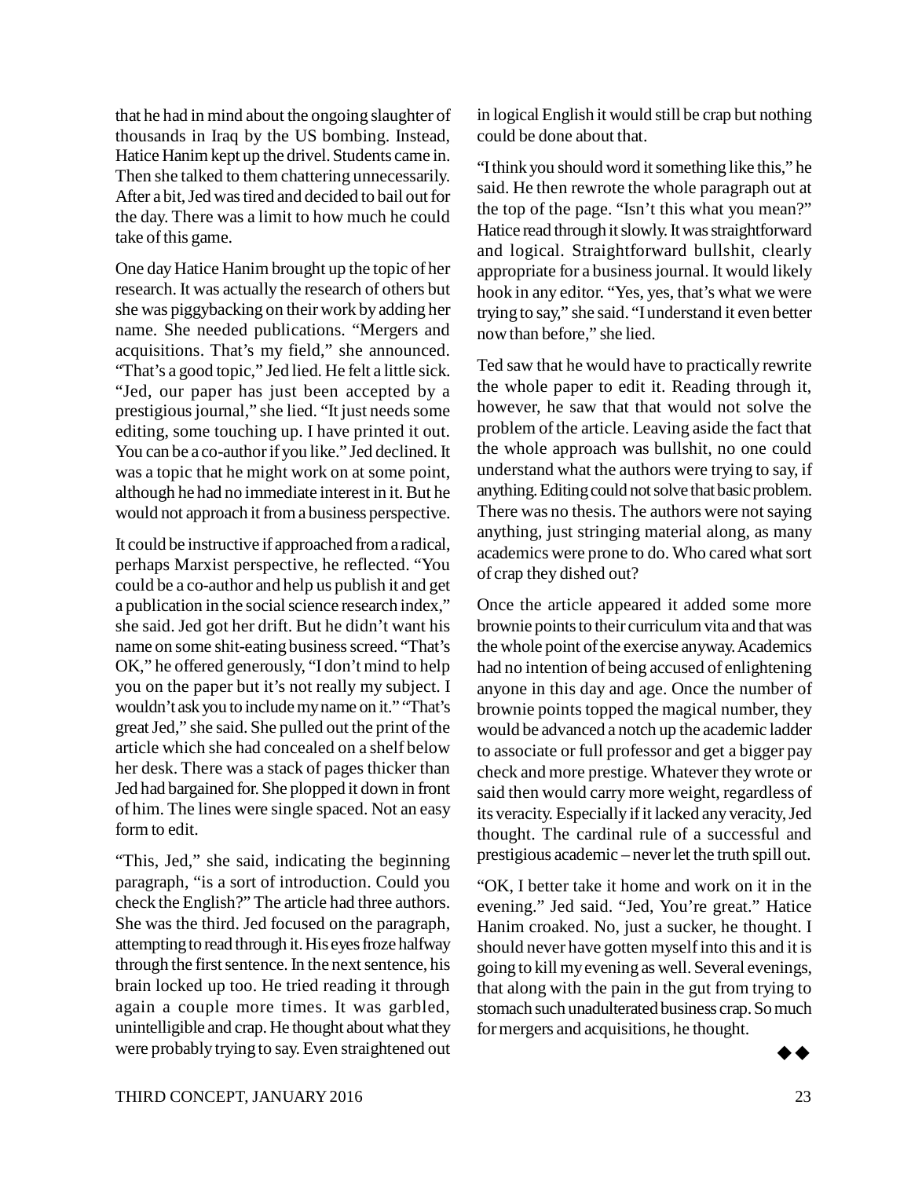that he had in mind about the ongoing slaughter of thousands in Iraq by the US bombing. Instead, Hatice Hanim kept up the drivel. Students came in. Then she talked to them chattering unnecessarily. After a bit, Jed was tired and decided to bail out for the day. There was a limit to how much he could take of this game.

One day Hatice Hanim brought up the topic of her research. It was actually the research of others but she was piggybacking on their work by adding her name. She needed publications. "Mergers and acquisitions. That's my field," she announced. "That's a good topic," Jed lied. He felt a little sick. "Jed, our paper has just been accepted by a prestigious journal," she lied. "It just needs some editing, some touching up. I have printed it out. You can be a co-author if you like." Jed declined. It was a topic that he might work on at some point, although he had no immediate interest in it. But he would not approach it from a business perspective.

It could be instructive if approached from a radical, perhaps Marxist perspective, he reflected. "You could be a co-author and help us publish it and get a publication in the social science research index," she said. Jed got her drift. But he didn't want his name on some shit-eating business screed. "That's OK," he offered generously, "I don't mind to help you on the paper but it's not really my subject. I wouldn't ask you to include my name on it." "That's great Jed," she said. She pulled out the print of the article which she had concealed on a shelf below her desk. There was a stack of pages thicker than Jed had bargained for. She plopped it down in front of him. The lines were single spaced. Not an easy form to edit.

"This, Jed," she said, indicating the beginning paragraph, "is a sort of introduction. Could you check the English?" The article had three authors. She was the third. Jed focused on the paragraph, attempting to read through it. His eyes froze halfway through the first sentence. In the next sentence, his brain locked up too. He tried reading it through again a couple more times. It was garbled, unintelligible and crap. He thought about what they were probably trying to say. Even straightened out in logical English it would still be crap but nothing could be done about that.

"I think you should word it something like this," he said. He then rewrote the whole paragraph out at the top of the page. "Isn't this what you mean?" Hatice read through it slowly. It was straightforward and logical. Straightforward bullshit, clearly appropriate for a business journal. It would likely hook in any editor. "Yes, yes, that's what we were trying to say," she said. "I understand it even better now than before," she lied.

Ted saw that he would have to practically rewrite the whole paper to edit it. Reading through it, however, he saw that that would not solve the problem of the article. Leaving aside the fact that the whole approach was bullshit, no one could understand what the authors were trying to say, if anything. Editing could not solve that basic problem. There was no thesis. The authors were not saying anything, just stringing material along, as many academics were prone to do. Who cared what sort of crap they dished out?

Once the article appeared it added some more brownie points to their curriculum vita and that was the whole point of the exercise anyway. Academics had no intention of being accused of enlightening anyone in this day and age. Once the number of brownie points topped the magical number, they would be advanced a notch up the academic ladder to associate or full professor and get a bigger pay check and more prestige. Whatever they wrote or said then would carry more weight, regardless of its veracity. Especially if it lacked any veracity, Jed thought. The cardinal rule of a successful and prestigious academic – never let the truth spill out.

"OK, I better take it home and work on it in the evening." Jed said. "Jed, You're great." Hatice Hanim croaked. No, just a sucker, he thought. I should never have gotten myself into this and it is going to kill my evening as well. Several evenings, that along with the pain in the gut from trying to stomach such unadulterated business crap. So much for mergers and acquisitions, he thought.

◆◆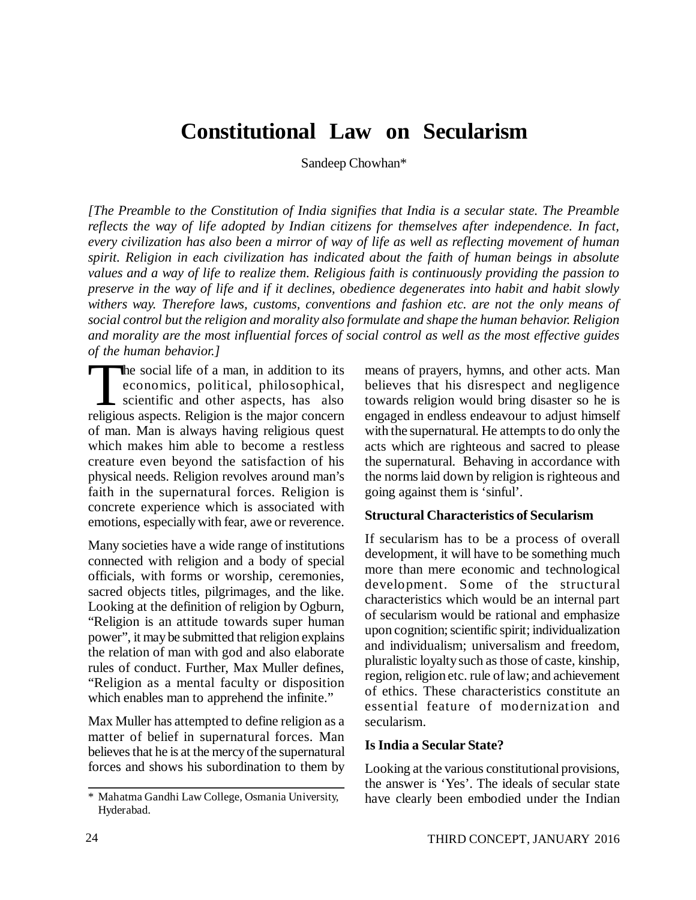# Constitutional Law on Secularism

Sandeep Chowhan*

*[The Preamble to the Constitution of India signifies that India is a secular state. The Preamble reflects the way of life adopted by Indian citizens for themselves after independence. In fact, every civilization has also been a mirror of way of life as well as reflecting movement of human spirit. Religion in each civilization has indicated about the faith of human beings in absolute values and a way of life to realize them. Religious faith is continuously providing the passion to preserve in the way of life and if it declines, obedience degenerates into habit and habit slowly withers way. Therefore laws, customs, conventions and fashion etc. are not the only means of social control but the religion and morality also formulate and shape the human behavior. Religion and morality are the most influential forces of social control as well as the most effective guides of the human behavior.]*

The social life of a man, in addition to its economics, political, philosophical, scientific and other aspects, has also religious aspects. Religion is the major concern of man. Man is always having religious quest which makes him able to become a restless creature even beyond the satisfaction of his physical needs. Religion revolves around man's faith in the supernatural forces. Religion is concrete experience which is associated with emotions, especially with fear, awe or reverence.

Many societies have a wide range of institutions connected with religion and a body of special officials, with forms or worship, ceremonies, sacred objects titles, pilgrimages, and the like. Looking at the definition of religion by Ogburn, "Religion is an attitude towards super human power", it may be submitted that religion explains the relation of man with god and also elaborate rules of conduct. Further, Max Muller defines, "Religion as a mental faculty or disposition which enables man to apprehend the infinite."

Max Muller has attempted to define religion as a matter of belief in supernatural forces. Man believes that he is at the mercy of the supernatural forces and shows his subordination to them by means of prayers, hymns, and other acts. Man believes that his disrespect and negligence towards religion would bring disaster so he is engaged in endless endeavour to adjust himself with the supernatural. He attempts to do only the acts which are righteous and sacred to please the supernatural. Behaving in accordance with the norms laid down by religion is righteous and going against them is 'sinful'.

### Structural Characteristics of Secularism

If secularism has to be a process of overall development, it will have to be something much more than mere economic and technological development. Some of the structural characteristics which would be an internal part of secularism would be rational and emphasize upon cognition; scientific spirit; individualization and individualism; universalism and freedom, pluralistic loyalty such as those of caste, kinship, region, religion etc. rule of law; and achievement of ethics. These characteristics constitute an essential feature of modernization and secularism.

### Is India a Secular State?

Looking at the various constitutional provisions, the answer is 'Yes'. The ideals of secular state have clearly been embodied under the Indian

---

\* Mahatma Gandhi Law College, Osmania University, Hyderabad.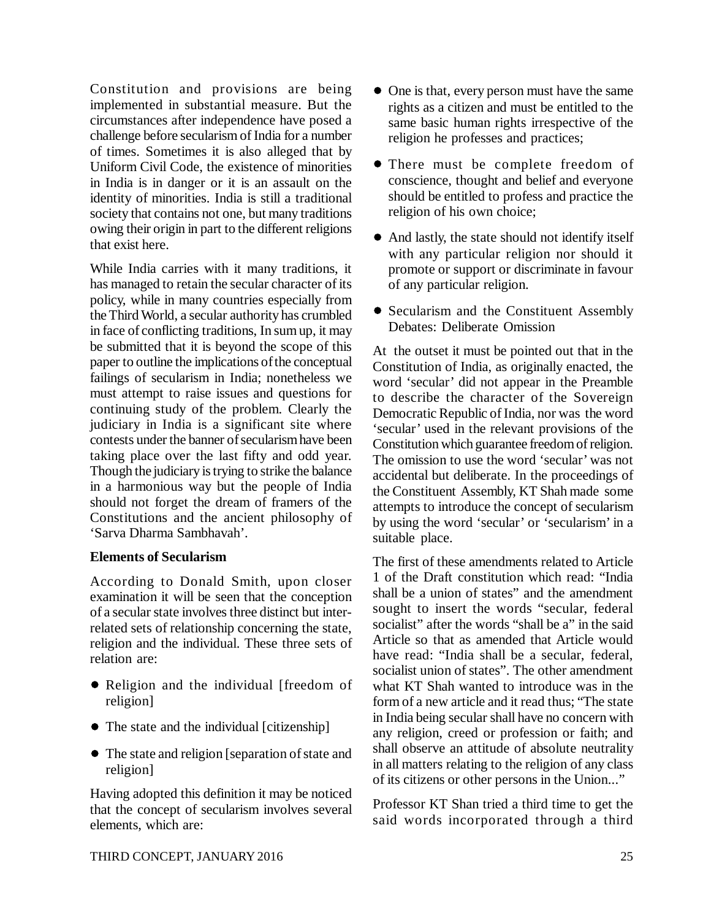Constitution and provisions are being implemented in substantial measure. But the circumstances after independence have posed a challenge before secularism of India for a number of times. Sometimes it is also alleged that by Uniform Civil Code, the existence of minorities in India is in danger or it is an assault on the identity of minorities. India is still a traditional society that contains not one, but many traditions owing their origin in part to the different religions that exist here.

While India carries with it many traditions, it has managed to retain the secular character of its policy, while in many countries especially from the Third World, a secular authority has crumbled in face of conflicting traditions, In sum up, it may be submitted that it is beyond the scope of this paper to outline the implications of the conceptual failings of secularism in India; nonetheless we must attempt to raise issues and questions for continuing study of the problem. Clearly the judiciary in India is a significant site where contests under the banner of secularism have been taking place over the last fifty and odd year. Though the judiciary is trying to strike the balance in a harmonious way but the people of India should not forget the dream of framers of the Constitutions and the ancient philosophy of 'Sarva Dharma Sambhavah'.

**Elements of Secularism**

According to Donald Smith, upon closer examination it will be seen that the conception of a secular state involves three distinct but inter-related sets of relationship concerning the state, religion and the individual. These three sets of relation are:

- Religion and the individual [freedom of religion]
- The state and the individual [citizenship]
- The state and religion [separation of state and religion]

Having adopted this definition it may be noticed that the concept of secularism involves several elements, which are:

- One is that, every person must have the same rights as a citizen and must be entitled to the same basic human rights irrespective of the religion he professes and practices;
- There must be complete freedom of conscience, thought and belief and everyone should be entitled to profess and practice the religion of his own choice;
- And lastly, the state should not identify itself with any particular religion nor should it promote or support or discriminate in favour of any particular religion.
- Secularism and the Constituent Assembly Debates: Deliberate Omission

At the outset it must be pointed out that in the Constitution of India, as originally enacted, the word 'secular' did not appear in the Preamble to describe the character of the Sovereign Democratic Republic of India, nor was the word 'secular' used in the relevant provisions of the Constitution which guarantee freedom of religion. The omission to use the word 'secular' was not accidental but deliberate. In the proceedings of the Constituent Assembly, KT Shah made some attempts to introduce the concept of secularism by using the word 'secular' or 'secularism' in a suitable place.

The first of these amendments related to Article 1 of the Draft constitution which read: "India shall be a union of states" and the amendment sought to insert the words "secular, federal socialist" after the words "shall be a" in the said Article so that as amended that Article would have read: "India shall be a secular, federal, socialist union of states". The other amendment what KT Shah wanted to introduce was in the form of a new article and it read thus; "The state in India being secular shall have no concern with any religion, creed or profession or faith; and shall observe an attitude of absolute neutrality in all matters relating to the religion of any class of its citizens or other persons in the Union..."

Professor KT Shan tried a third time to get the said words incorporated through a third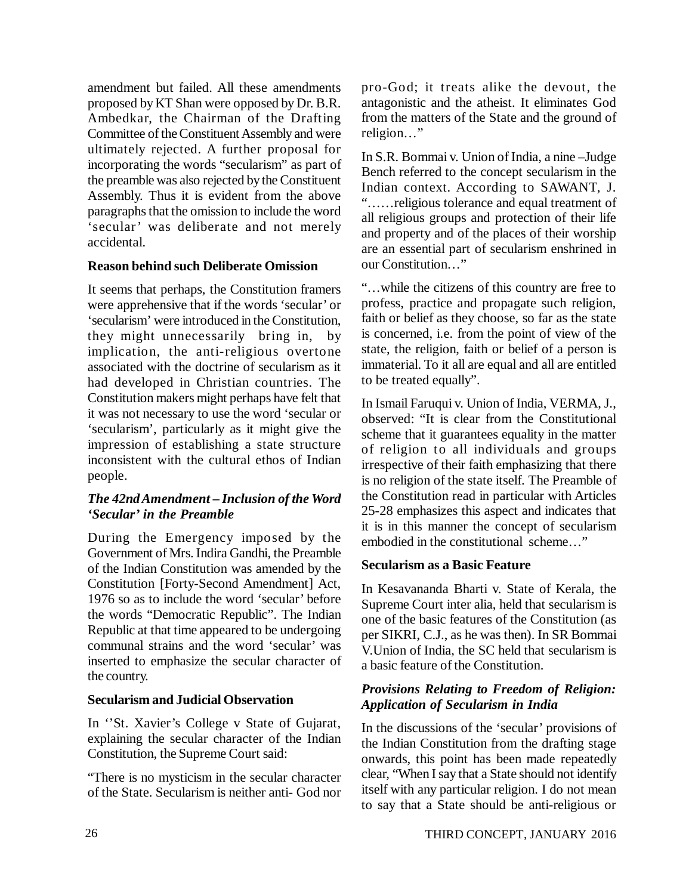amendment but failed. All these amendments proposed by KT Shan were opposed by Dr. B.R. Ambedkar, the Chairman of the Drafting Committee of the Constituent Assembly and were ultimately rejected. A further proposal for incorporating the words "secularism" as part of the preamble was also rejected by the Constituent Assembly. Thus it is evident from the above paragraphs that the omission to include the word 'secular' was deliberate and not merely accidental.

**Reason behind such Deliberate Omission**

It seems that perhaps, the Constitution framers were apprehensive that if the words 'secular' or 'secularism' were introduced in the Constitution, they might unnecessarily bring in, by implication, the anti-religious overtone associated with the doctrine of secularism as it had developed in Christian countries. The Constitution makers might perhaps have felt that it was not necessary to use the word 'secular or 'secularism', particularly as it might give the impression of establishing a state structure inconsistent with the cultural ethos of Indian people.

***The 42nd Amendment – Inclusion of the Word 'Secular' in the Preamble***

During the Emergency imposed by the Government of Mrs. Indira Gandhi, the Preamble of the Indian Constitution was amended by the Constitution [Forty-Second Amendment] Act, 1976 so as to include the word 'secular' before the words "Democratic Republic". The Indian Republic at that time appeared to be undergoing communal strains and the word 'secular' was inserted to emphasize the secular character of the country.

**Secularism and Judicial Observation**

In ''St. Xavier's College v State of Gujarat, explaining the secular character of the Indian Constitution, the Supreme Court said:

"There is no mysticism in the secular character of the State. Secularism is neither anti- God nor pro-God; it treats alike the devout, the antagonistic and the atheist. It eliminates God from the matters of the State and the ground of religion…"

In S.R. Bommai v. Union of India, a nine –Judge Bench referred to the concept secularism in the Indian context. According to SAWANT, J. "……religious tolerance and equal treatment of all religious groups and protection of their life and property and of the places of their worship are an essential part of secularism enshrined in our Constitution…"

"…while the citizens of this country are free to profess, practice and propagate such religion, faith or belief as they choose, so far as the state is concerned, i.e. from the point of view of the state, the religion, faith or belief of a person is immaterial. To it all are equal and all are entitled to be treated equally".

In Ismail Faruqui v. Union of India, VERMA, J., observed: "It is clear from the Constitutional scheme that it guarantees equality in the matter of religion to all individuals and groups irrespective of their faith emphasizing that there is no religion of the state itself. The Preamble of the Constitution read in particular with Articles 25-28 emphasizes this aspect and indicates that it is in this manner the concept of secularism embodied in the constitutional scheme…"

**Secularism as a Basic Feature**

In Kesavananda Bharti v. State of Kerala, the Supreme Court inter alia, held that secularism is one of the basic features of the Constitution (as per SIKRI, C.J., as he was then). In SR Bommai V.Union of India, the SC held that secularism is a basic feature of the Constitution.

***Provisions Relating to Freedom of Religion: Application of Secularism in India***

In the discussions of the 'secular' provisions of the Indian Constitution from the drafting stage onwards, this point has been made repeatedly clear, "When I say that a State should not identify itself with any particular religion. I do not mean to say that a State should be anti-religious or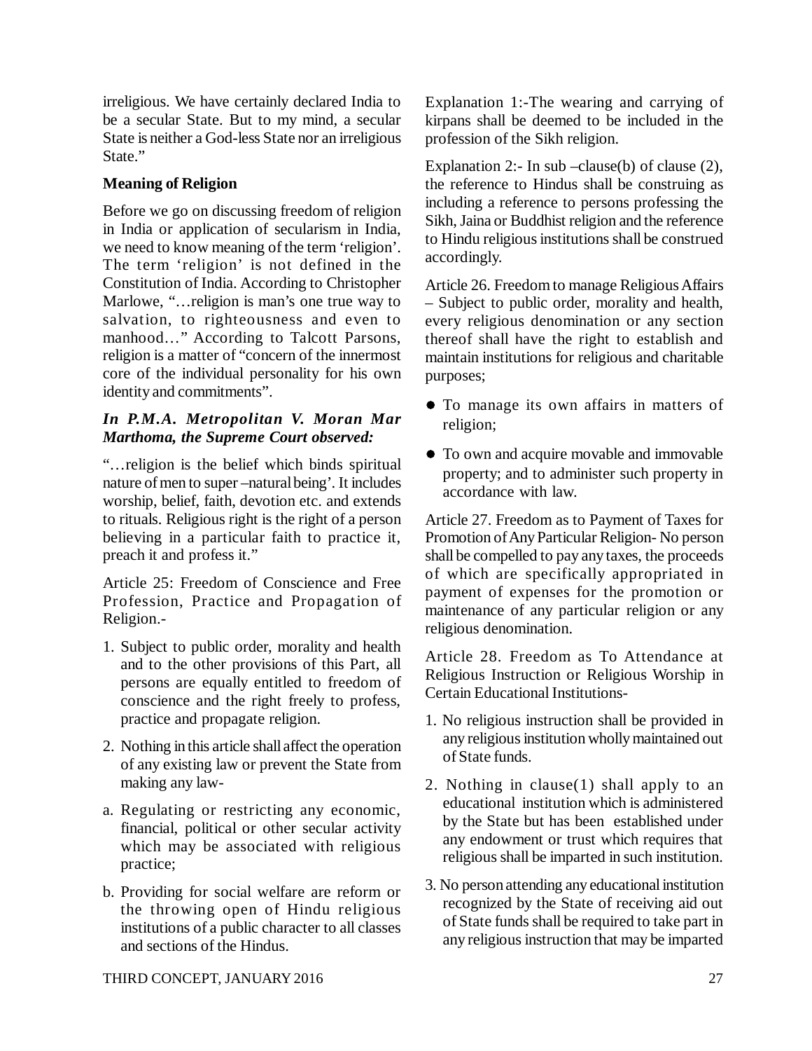irreligious. We have certainly declared India to be a secular State. But to my mind, a secular State is neither a God-less State nor an irreligious State."

**Meaning of Religion**

Before we go on discussing freedom of religion in India or application of secularism in India, we need to know meaning of the term 'religion'. The term 'religion' is not defined in the Constitution of India. According to Christopher Marlowe, "…religion is man's one true way to salvation, to righteousness and even to manhood…" According to Talcott Parsons, religion is a matter of "concern of the innermost core of the individual personality for his own identity and commitments".

***In P.M.A. Metropolitan V. Moran Mar Marthoma, the Supreme Court observed:***

"…religion is the belief which binds spiritual nature of men to super –natural being'. It includes worship, belief, faith, devotion etc. and extends to rituals. Religious right is the right of a person believing in a particular faith to practice it, preach it and profess it."

Article 25: Freedom of Conscience and Free Profession, Practice and Propagation of Religion.-

1. Subject to public order, morality and health and to the other provisions of this Part, all persons are equally entitled to freedom of conscience and the right freely to profess, practice and propagate religion.
2. Nothing in this article shall affect the operation of any existing law or prevent the State from making any law-

a. Regulating or restricting any economic, financial, political or other secular activity which may be associated with religious practice;

b. Providing for social welfare are reform or the throwing open of Hindu religious institutions of a public character to all classes and sections of the Hindus.

Explanation 1:-The wearing and carrying of kirpans shall be deemed to be included in the profession of the Sikh religion.

Explanation 2:- In sub –clause(b) of clause (2), the reference to Hindus shall be construing as including a reference to persons professing the Sikh, Jaina or Buddhist religion and the reference to Hindu religious institutions shall be construed accordingly.

Article 26. Freedom to manage Religious Affairs – Subject to public order, morality and health, every religious denomination or any section thereof shall have the right to establish and maintain institutions for religious and charitable purposes;

- To manage its own affairs in matters of religion;
- To own and acquire movable and immovable property; and to administer such property in accordance with law.

Article 27. Freedom as to Payment of Taxes for Promotion of Any Particular Religion- No person shall be compelled to pay any taxes, the proceeds of which are specifically appropriated in payment of expenses for the promotion or maintenance of any particular religion or any religious denomination.

Article 28. Freedom as To Attendance at Religious Instruction or Religious Worship in Certain Educational Institutions-

1. No religious instruction shall be provided in any religious institution wholly maintained out of State funds.
2. Nothing in clause(1) shall apply to an educational institution which is administered by the State but has been established under any endowment or trust which requires that religious shall be imparted in such institution.
3. No person attending any educational institution recognized by the State of receiving aid out of State funds shall be required to take part in any religious instruction that may be imparted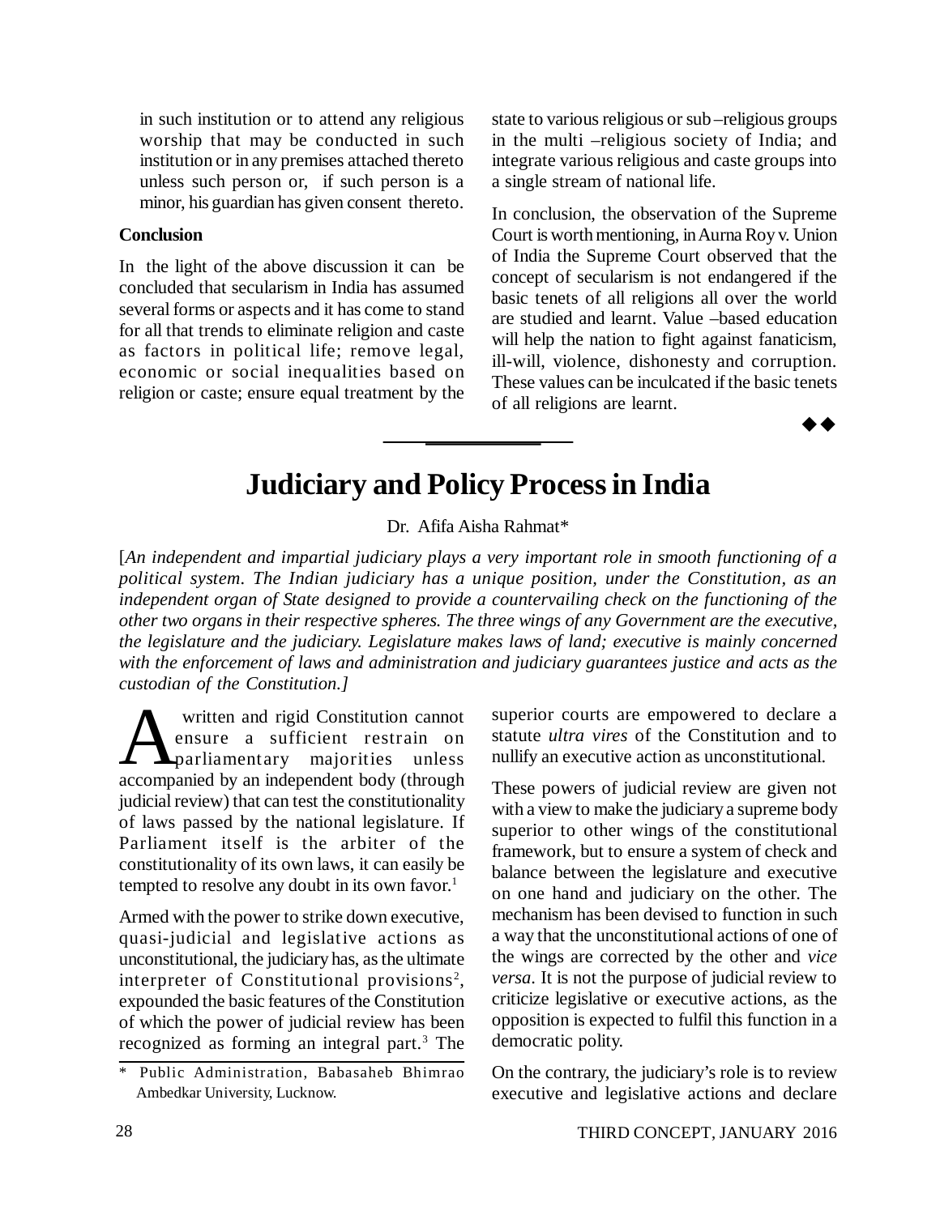in such institution or to attend any religious worship that may be conducted in such institution or in any premises attached thereto unless such person or, if such person is a minor, his guardian has given consent thereto.

**Conclusion**

In the light of the above discussion it can be concluded that secularism in India has assumed several forms or aspects and it has come to stand for all that trends to eliminate religion and caste as factors in political life; remove legal, economic or social inequalities based on religion or caste; ensure equal treatment by the state to various religious or sub –religious groups in the multi –religious society of India; and integrate various religious and caste groups into a single stream of national life.

In conclusion, the observation of the Supreme Court is worth mentioning, in Aurna Roy v. Union of India the Supreme Court observed that the concept of secularism is not endangered if the basic tenets of all religions all over the world are studied and learnt. Value –based education will help the nation to fight against fanaticism, ill-will, violence, dishonesty and corruption. These values can be inculcated if the basic tenets of all religions are learnt.

◆◆

# Judiciary and Policy Process in India

Dr. Afifa Aisha Rahmat*

[*An independent and impartial judiciary plays a very important role in smooth functioning of a political system. The Indian judiciary has a unique position, under the Constitution, as an independent organ of State designed to provide a countervailing check on the functioning of the other two organs in their respective spheres. The three wings of any Government are the executive, the legislature and the judiciary. Legislature makes laws of land; executive is mainly concerned with the enforcement of laws and administration and judiciary guarantees justice and acts as the custodian of the Constitution.*]

A written and rigid Constitution cannot ensure a sufficient restrain on parliamentary majorities unless accompanied by an independent body (through judicial review) that can test the constitutionality of laws passed by the national legislature. If Parliament itself is the arbiter of the constitutionality of its own laws, it can easily be tempted to resolve any doubt in its own favor.[1]

Armed with the power to strike down executive, quasi-judicial and legislative actions as unconstitutional, the judiciary has, as the ultimate interpreter of Constitutional provisions[2], expounded the basic features of the Constitution of which the power of judicial review has been recognized as forming an integral part.[3] The superior courts are empowered to declare a statute *ultra vires* of the Constitution and to nullify an executive action as unconstitutional.

These powers of judicial review are given not with a view to make the judiciary a supreme body superior to other wings of the constitutional framework, but to ensure a system of check and balance between the legislature and executive on one hand and judiciary on the other. The mechanism has been devised to function in such a way that the unconstitutional actions of one of the wings are corrected by the other and *vice versa*. It is not the purpose of judicial review to criticize legislative or executive actions, as the opposition is expected to fulfil this function in a democratic polity.

On the contrary, the judiciary's role is to review executive and legislative actions and declare

\* Public Administration, Babasaheb Bhimrao Ambedkar University, Lucknow.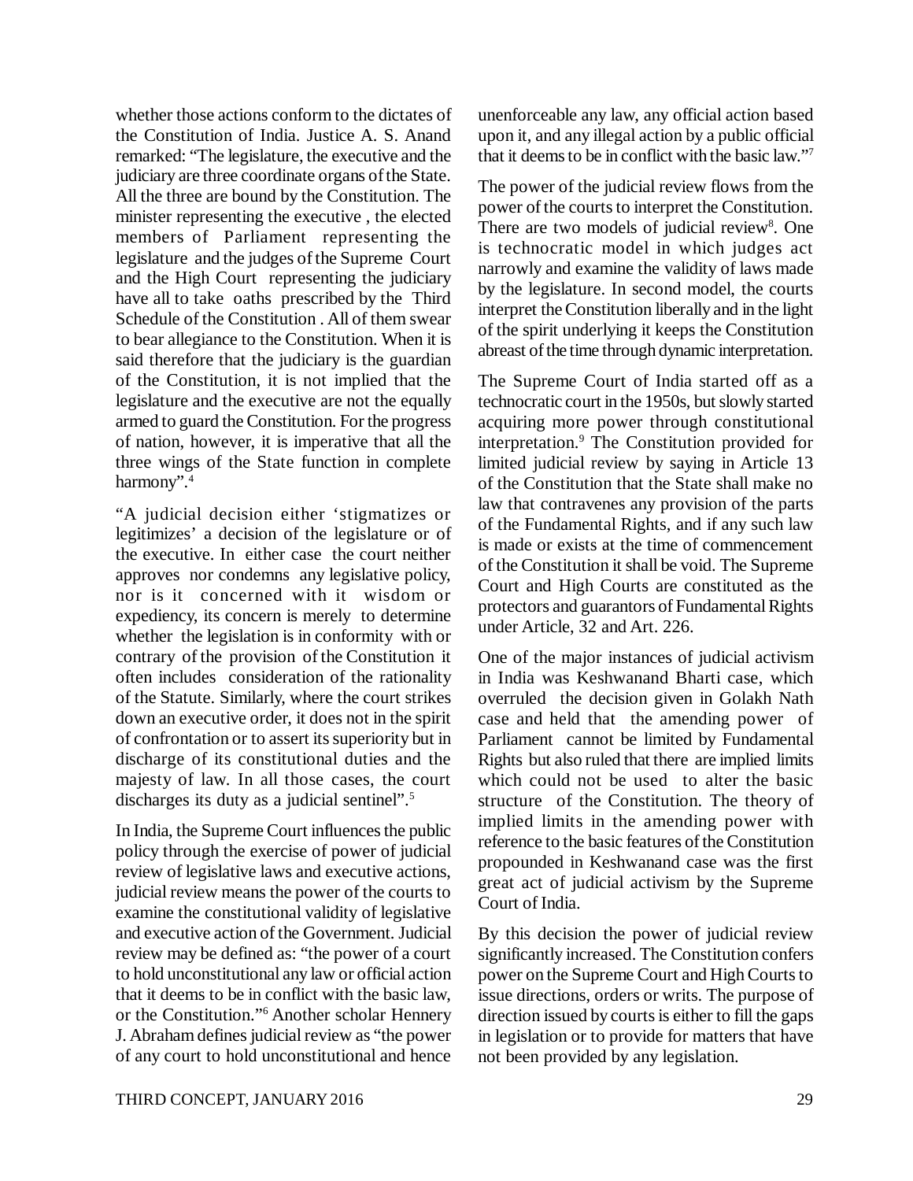whether those actions conform to the dictates of the Constitution of India. Justice A. S. Anand remarked: "The legislature, the executive and the judiciary are three coordinate organs of the State. All the three are bound by the Constitution. The minister representing the executive , the elected members of Parliament representing the legislature and the judges of the Supreme Court and the High Court representing the judiciary have all to take oaths prescribed by the Third Schedule of the Constitution . All of them swear to bear allegiance to the Constitution. When it is said therefore that the judiciary is the guardian of the Constitution, it is not implied that the legislature and the executive are not the equally armed to guard the Constitution. For the progress of nation, however, it is imperative that all the three wings of the State function in complete harmony".[4]

"A judicial decision either 'stigmatizes or legitimizes' a decision of the legislature or of the executive. In either case the court neither approves nor condemns any legislative policy, nor is it concerned with it wisdom or expediency, its concern is merely to determine whether the legislation is in conformity with or contrary of the provision of the Constitution it often includes consideration of the rationality of the Statute. Similarly, where the court strikes down an executive order, it does not in the spirit of confrontation or to assert its superiority but in discharge of its constitutional duties and the majesty of law. In all those cases, the court discharges its duty as a judicial sentinel".[5]

In India, the Supreme Court influences the public policy through the exercise of power of judicial review of legislative laws and executive actions, judicial review means the power of the courts to examine the constitutional validity of legislative and executive action of the Government. Judicial review may be defined as: "the power of a court to hold unconstitutional any law or official action that it deems to be in conflict with the basic law, or the Constitution."[6] Another scholar Hennery J. Abraham defines judicial review as "the power of any court to hold unconstitutional and hence unenforceable any law, any official action based upon it, and any illegal action by a public official that it deems to be in conflict with the basic law."[7]

The power of the judicial review flows from the power of the courts to interpret the Constitution. There are two models of judicial review[8]. One is technocratic model in which judges act narrowly and examine the validity of laws made by the legislature. In second model, the courts interpret the Constitution liberally and in the light of the spirit underlying it keeps the Constitution abreast of the time through dynamic interpretation.

The Supreme Court of India started off as a technocratic court in the 1950s, but slowly started acquiring more power through constitutional interpretation.[9] The Constitution provided for limited judicial review by saying in Article 13 of the Constitution that the State shall make no law that contravenes any provision of the parts of the Fundamental Rights, and if any such law is made or exists at the time of commencement of the Constitution it shall be void. The Supreme Court and High Courts are constituted as the protectors and guarantors of Fundamental Rights under Article, 32 and Art. 226.

One of the major instances of judicial activism in India was Keshwanand Bharti case, which overruled the decision given in Golakh Nath case and held that the amending power of Parliament cannot be limited by Fundamental Rights but also ruled that there are implied limits which could not be used to alter the basic structure of the Constitution. The theory of implied limits in the amending power with reference to the basic features of the Constitution propounded in Keshwanand case was the first great act of judicial activism by the Supreme Court of India.

By this decision the power of judicial review significantly increased. The Constitution confers power on the Supreme Court and High Courts to issue directions, orders or writs. The purpose of direction issued by courts is either to fill the gaps in legislation or to provide for matters that have not been provided by any legislation.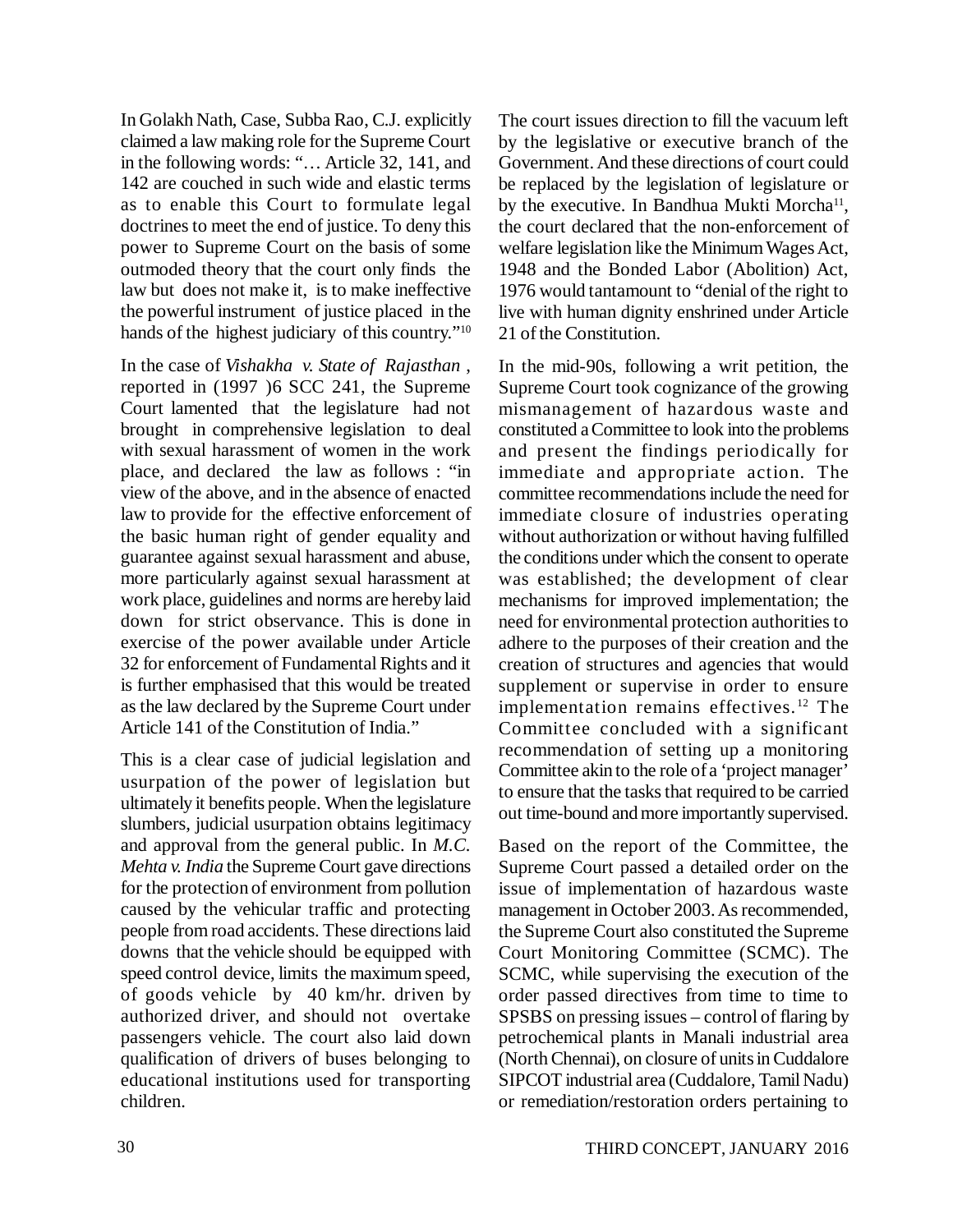In Golakh Nath, Case, Subba Rao, C.J. explicitly claimed a law making role for the Supreme Court in the following words: "… Article 32, 141, and 142 are couched in such wide and elastic terms as to enable this Court to formulate legal doctrines to meet the end of justice. To deny this power to Supreme Court on the basis of some outmoded theory that the court only finds the law but does not make it, is to make ineffective the powerful instrument of justice placed in the hands of the highest judiciary of this country."[10]

In the case of *Vishakha v. State of Rajasthan* , reported in (1997 )6 SCC 241, the Supreme Court lamented that the legislature had not brought in comprehensive legislation to deal with sexual harassment of women in the work place, and declared the law as follows : "in view of the above, and in the absence of enacted law to provide for the effective enforcement of the basic human right of gender equality and guarantee against sexual harassment and abuse, more particularly against sexual harassment at work place, guidelines and norms are hereby laid down for strict observance. This is done in exercise of the power available under Article 32 for enforcement of Fundamental Rights and it is further emphasised that this would be treated as the law declared by the Supreme Court under Article 141 of the Constitution of India."

This is a clear case of judicial legislation and usurpation of the power of legislation but ultimately it benefits people. When the legislature slumbers, judicial usurpation obtains legitimacy and approval from the general public. In *M.C. Mehta v. India* the Supreme Court gave directions for the protection of environment from pollution caused by the vehicular traffic and protecting people from road accidents. These directions laid downs that the vehicle should be equipped with speed control device, limits the maximum speed, of goods vehicle by 40 km/hr. driven by authorized driver, and should not overtake passengers vehicle. The court also laid down qualification of drivers of buses belonging to educational institutions used for transporting children.

The court issues direction to fill the vacuum left by the legislative or executive branch of the Government. And these directions of court could be replaced by the legislation of legislature or by the executive. In Bandhua Mukti Morcha[11], the court declared that the non-enforcement of welfare legislation like the Minimum Wages Act, 1948 and the Bonded Labor (Abolition) Act, 1976 would tantamount to "denial of the right to live with human dignity enshrined under Article 21 of the Constitution.

In the mid-90s, following a writ petition, the Supreme Court took cognizance of the growing mismanagement of hazardous waste and constituted a Committee to look into the problems and present the findings periodically for immediate and appropriate action. The committee recommendations include the need for immediate closure of industries operating without authorization or without having fulfilled the conditions under which the consent to operate was established; the development of clear mechanisms for improved implementation; the need for environmental protection authorities to adhere to the purposes of their creation and the creation of structures and agencies that would supplement or supervise in order to ensure implementation remains effectives.[12] The Committee concluded with a significant recommendation of setting up a monitoring Committee akin to the role of a 'project manager' to ensure that the tasks that required to be carried out time-bound and more importantly supervised.

Based on the report of the Committee, the Supreme Court passed a detailed order on the issue of implementation of hazardous waste management in October 2003. As recommended, the Supreme Court also constituted the Supreme Court Monitoring Committee (SCMC). The SCMC, while supervising the execution of the order passed directives from time to time to SPSBS on pressing issues – control of flaring by petrochemical plants in Manali industrial area (North Chennai), on closure of units in Cuddalore SIPCOT industrial area (Cuddalore, Tamil Nadu) or remediation/restoration orders pertaining to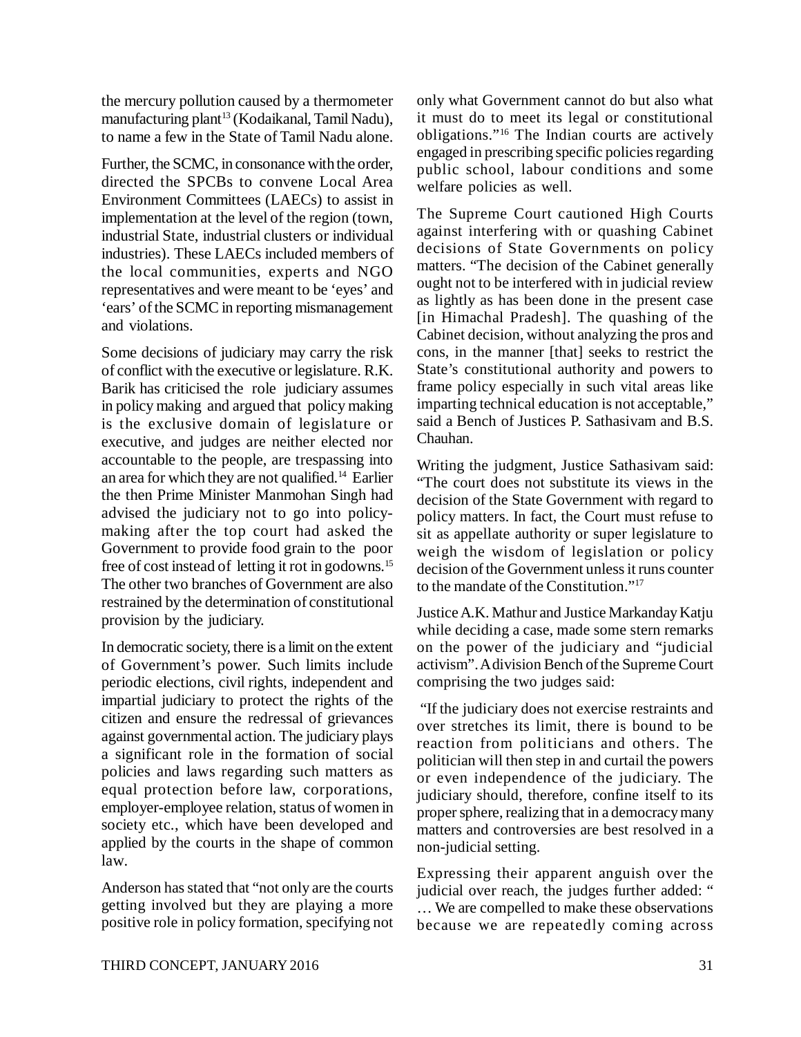the mercury pollution caused by a thermometer manufacturing plant[13] (Kodaikanal, Tamil Nadu), to name a few in the State of Tamil Nadu alone.

Further, the SCMC, in consonance with the order, directed the SPCBs to convene Local Area Environment Committees (LAECs) to assist in implementation at the level of the region (town, industrial State, industrial clusters or individual industries). These LAECs included members of the local communities, experts and NGO representatives and were meant to be 'eyes' and 'ears' of the SCMC in reporting mismanagement and violations.

Some decisions of judiciary may carry the risk of conflict with the executive or legislature. R.K. Barik has criticised the role judiciary assumes in policy making and argued that policy making is the exclusive domain of legislature or executive, and judges are neither elected nor accountable to the people, are trespassing into an area for which they are not qualified.[14] Earlier the then Prime Minister Manmohan Singh had advised the judiciary not to go into policy-making after the top court had asked the Government to provide food grain to the poor free of cost instead of letting it rot in godowns.[15] The other two branches of Government are also restrained by the determination of constitutional provision by the judiciary.

In democratic society, there is a limit on the extent of Government's power. Such limits include periodic elections, civil rights, independent and impartial judiciary to protect the rights of the citizen and ensure the redressal of grievances against governmental action. The judiciary plays a significant role in the formation of social policies and laws regarding such matters as equal protection before law, corporations, employer-employee relation, status of women in society etc., which have been developed and applied by the courts in the shape of common law.

Anderson has stated that "not only are the courts getting involved but they are playing a more positive role in policy formation, specifying not only what Government cannot do but also what it must do to meet its legal or constitutional obligations."[16] The Indian courts are actively engaged in prescribing specific policies regarding public school, labour conditions and some welfare policies as well.

The Supreme Court cautioned High Courts against interfering with or quashing Cabinet decisions of State Governments on policy matters. "The decision of the Cabinet generally ought not to be interfered with in judicial review as lightly as has been done in the present case [in Himachal Pradesh]. The quashing of the Cabinet decision, without analyzing the pros and cons, in the manner [that] seeks to restrict the State's constitutional authority and powers to frame policy especially in such vital areas like imparting technical education is not acceptable," said a Bench of Justices P. Sathasivam and B.S. Chauhan.

Writing the judgment, Justice Sathasivam said: "The court does not substitute its views in the decision of the State Government with regard to policy matters. In fact, the Court must refuse to sit as appellate authority or super legislature to weigh the wisdom of legislation or policy decision of the Government unless it runs counter to the mandate of the Constitution."[17]

Justice A.K. Mathur and Justice Markanday Katju while deciding a case, made some stern remarks on the power of the judiciary and "judicial activism". A division Bench of the Supreme Court comprising the two judges said:

"If the judiciary does not exercise restraints and over stretches its limit, there is bound to be reaction from politicians and others. The politician will then step in and curtail the powers or even independence of the judiciary. The judiciary should, therefore, confine itself to its proper sphere, realizing that in a democracy many matters and controversies are best resolved in a non-judicial setting.

Expressing their apparent anguish over the judicial over reach, the judges further added: " … We are compelled to make these observations because we are repeatedly coming across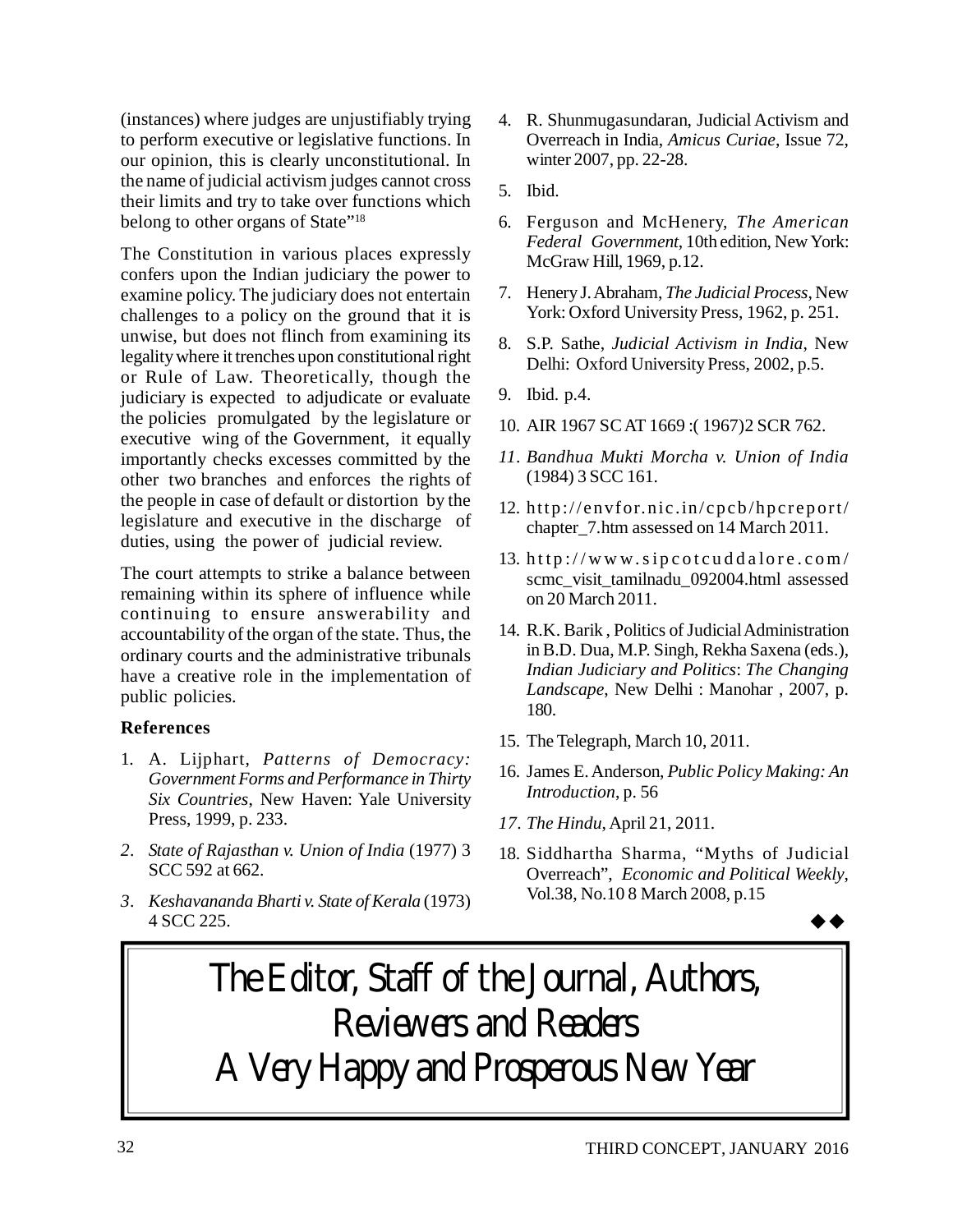(instances) where judges are unjustifiably trying to perform executive or legislative functions. In our opinion, this is clearly unconstitutional. In the name of judicial activism judges cannot cross their limits and try to take over functions which belong to other organs of State"[18]

The Constitution in various places expressly confers upon the Indian judiciary the power to examine policy. The judiciary does not entertain challenges to a policy on the ground that it is unwise, but does not flinch from examining its legality where it trenches upon constitutional right or Rule of Law. Theoretically, though the judiciary is expected to adjudicate or evaluate the policies promulgated by the legislature or executive wing of the Government, it equally importantly checks excesses committed by the other two branches and enforces the rights of the people in case of default or distortion by the legislature and executive in the discharge of duties, using the power of judicial review.

The court attempts to strike a balance between remaining within its sphere of influence while continuing to ensure answerability and accountability of the organ of the state. Thus, the ordinary courts and the administrative tribunals have a creative role in the implementation of public policies.

**References**

1. A. Lijphart, *Patterns of Democracy: Government Forms and Performance in Thirty Six Countries*, New Haven: Yale University Press, 1999, p. 233.
2. *State of Rajasthan v. Union of India* (1977) 3 SCC 592 at 662.
3. *Keshavananda Bharti v. State of Kerala* (1973) 4 SCC 225.
4. R. Shunmugasundaran, Judicial Activism and Overreach in India, *Amicus Curiae*, Issue 72, winter 2007, pp. 22-28.
5. Ibid.
6. Ferguson and McHenery, *The American Federal Government*, 10th edition, New York: McGraw Hill, 1969, p.12.
7. Henery J. Abraham, *The Judicial Process*, New York: Oxford University Press, 1962, p. 251.
8. S.P. Sathe, *Judicial Activism in India*, New Delhi: Oxford University Press, 2002, p.5.
9. Ibid. p.4.
10. AIR 1967 SC AT 1669 :( 1967)2 SCR 762.
11. *Bandhua Mukti Morcha v. Union of India* (1984) 3 SCC 161.
12. http://envfor.nic.in/cpcb/hpcreport/chapter_7.htm assessed on 14 March 2011.
13. http://www.sipcotcuddalore.com/scmc_visit_tamilnadu_092004.html assessed on 20 March 2011.
14. R.K. Barik , Politics of Judicial Administration in B.D. Dua, M.P. Singh, Rekha Saxena (eds.), *Indian Judiciary and Politics*: *The Changing Landscape*, New Delhi : Manohar , 2007, p. 180.
15. The Telegraph, March 10, 2011.
16. James E. Anderson, *Public Policy Making: An Introduction*, p. 56
17. *The Hindu*, April 21, 2011.
18. Siddhartha Sharma, "Myths of Judicial Overreach", *Economic and Political Weekly*, Vol.38, No.10 8 March 2008, p.15

◆◆

The Editor, Staff of the Journal, Authors, Reviewers and Readers

A Very Happy and Prosperous New Year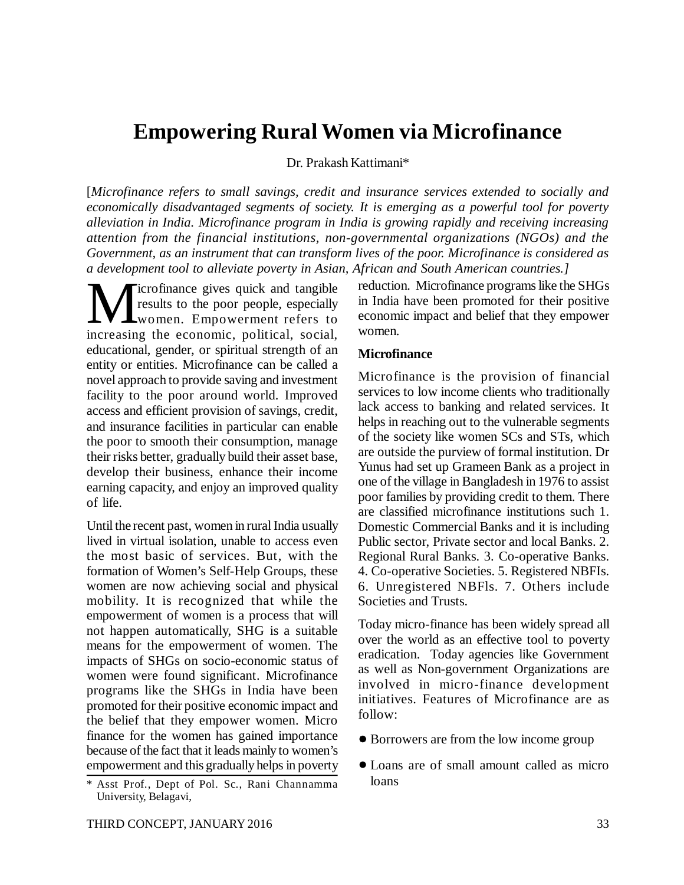# Empowering Rural Women via Microfinance

Dr. Prakash Kattimani*

[*Microfinance refers to small savings, credit and insurance services extended to socially and economically disadvantaged segments of society. It is emerging as a powerful tool for poverty alleviation in India. Microfinance program in India is growing rapidly and receiving increasing attention from the financial institutions, non-governmental organizations (NGOs) and the Government, as an instrument that can transform lives of the poor. Microfinance is considered as a development tool to alleviate poverty in Asian, African and South American countries.*]

Microfinance gives quick and tangible results to the poor people, especially women. Empowerment refers to increasing the economic, political, social, educational, gender, or spiritual strength of an entity or entities. Microfinance can be called a novel approach to provide saving and investment facility to the poor around world. Improved access and efficient provision of savings, credit, and insurance facilities in particular can enable the poor to smooth their consumption, manage their risks better, gradually build their asset base, develop their business, enhance their income earning capacity, and enjoy an improved quality of life.

Until the recent past, women in rural India usually lived in virtual isolation, unable to access even the most basic of services. But, with the formation of Women's Self-Help Groups, these women are now achieving social and physical mobility. It is recognized that while the empowerment of women is a process that will not happen automatically, SHG is a suitable means for the empowerment of women. The impacts of SHGs on socio-economic status of women were found significant. Microfinance programs like the SHGs in India have been promoted for their positive economic impact and the belief that they empower women. Micro finance for the women has gained importance because of the fact that it leads mainly to women's empowerment and this gradually helps in poverty reduction. Microfinance programs like the SHGs in India have been promoted for their positive economic impact and belief that they empower women.

**Microfinance**

Microfinance is the provision of financial services to low income clients who traditionally lack access to banking and related services. It helps in reaching out to the vulnerable segments of the society like women SCs and STs, which are outside the purview of formal institution. Dr Yunus had set up Grameen Bank as a project in one of the village in Bangladesh in 1976 to assist poor families by providing credit to them. There are classified microfinance institutions such 1. Domestic Commercial Banks and it is including Public sector, Private sector and local Banks. 2. Regional Rural Banks. 3. Co-operative Banks. 4. Co-operative Societies. 5. Registered NBFIs. 6. Unregistered NBFls. 7. Others include Societies and Trusts.

Today micro-finance has been widely spread all over the world as an effective tool to poverty eradication. Today agencies like Government as well as Non-government Organizations are involved in micro-finance development initiatives. Features of Microfinance are as follow:

- Borrowers are from the low income group
- Loans are of small amount called as micro loans

* Asst Prof., Dept of Pol. Sc., Rani Channamma University, Belagavi,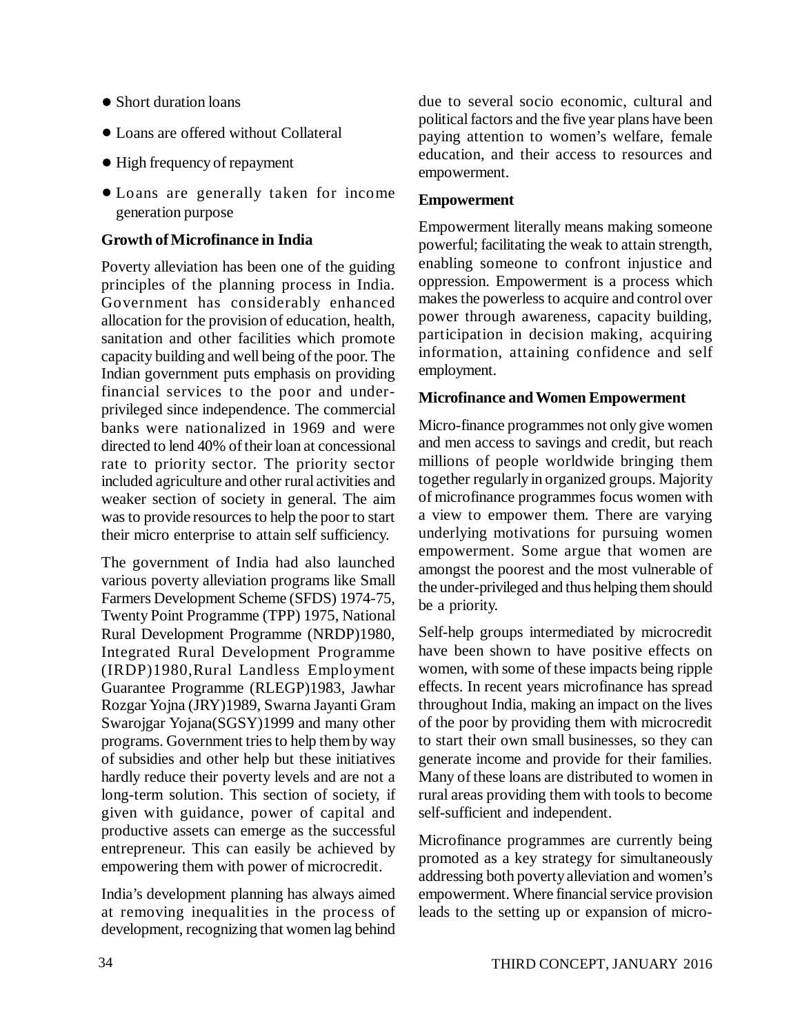- Short duration loans
- Loans are offered without Collateral
- High frequency of repayment
- Loans are generally taken for income generation purpose

**Growth of Microfinance in India**

Poverty alleviation has been one of the guiding principles of the planning process in India. Government has considerably enhanced allocation for the provision of education, health, sanitation and other facilities which promote capacity building and well being of the poor. The Indian government puts emphasis on providing financial services to the poor and under-privileged since independence. The commercial banks were nationalized in 1969 and were directed to lend 40% of their loan at concessional rate to priority sector. The priority sector included agriculture and other rural activities and weaker section of society in general. The aim was to provide resources to help the poor to start their micro enterprise to attain self sufficiency.

The government of India had also launched various poverty alleviation programs like Small Farmers Development Scheme (SFDS) 1974-75, Twenty Point Programme (TPP) 1975, National Rural Development Programme (NRDP)1980, Integrated Rural Development Programme (IRDP)1980,Rural Landless Employment Guarantee Programme (RLEGP)1983, Jawhar Rozgar Yojna (JRY)1989, Swarna Jayanti Gram Swarojgar Yojana(SGSY)1999 and many other programs. Government tries to help them by way of subsidies and other help but these initiatives hardly reduce their poverty levels and are not a long-term solution. This section of society, if given with guidance, power of capital and productive assets can emerge as the successful entrepreneur. This can easily be achieved by empowering them with power of microcredit.

India's development planning has always aimed at removing inequalities in the process of development, recognizing that women lag behind due to several socio economic, cultural and political factors and the five year plans have been paying attention to women's welfare, female education, and their access to resources and empowerment.

**Empowerment**

Empowerment literally means making someone powerful; facilitating the weak to attain strength, enabling someone to confront injustice and oppression. Empowerment is a process which makes the powerless to acquire and control over power through awareness, capacity building, participation in decision making, acquiring information, attaining confidence and self employment.

**Microfinance and Women Empowerment**

Micro-finance programmes not only give women and men access to savings and credit, but reach millions of people worldwide bringing them together regularly in organized groups. Majority of microfinance programmes focus women with a view to empower them. There are varying underlying motivations for pursuing women empowerment. Some argue that women are amongst the poorest and the most vulnerable of the under-privileged and thus helping them should be a priority.

Self-help groups intermediated by microcredit have been shown to have positive effects on women, with some of these impacts being ripple effects. In recent years microfinance has spread throughout India, making an impact on the lives of the poor by providing them with microcredit to start their own small businesses, so they can generate income and provide for their families. Many of these loans are distributed to women in rural areas providing them with tools to become self-sufficient and independent.

Microfinance programmes are currently being promoted as a key strategy for simultaneously addressing both poverty alleviation and women's empowerment. Where financial service provision leads to the setting up or expansion of micro-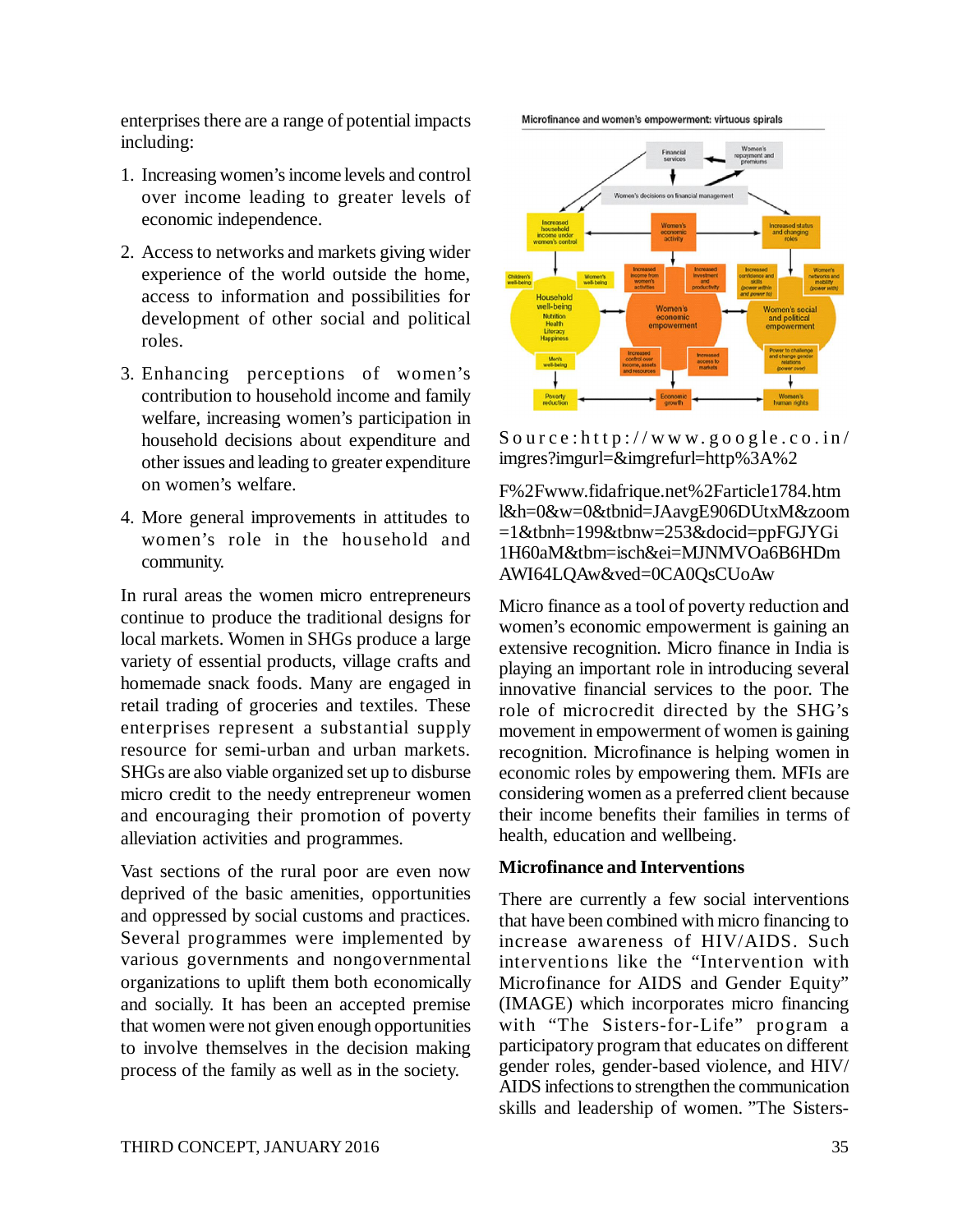enterprises there are a range of potential impacts including:

1. Increasing women's income levels and control over income leading to greater levels of economic independence.
2. Access to networks and markets giving wider experience of the world outside the home, access to information and possibilities for development of other social and political roles.
3. Enhancing perceptions of women's contribution to household income and family welfare, increasing women's participation in household decisions about expenditure and other issues and leading to greater expenditure on women's welfare.
4. More general improvements in attitudes to women's role in the household and community.

In rural areas the women micro entrepreneurs continue to produce the traditional designs for local markets. Women in SHGs produce a large variety of essential products, village crafts and homemade snack foods. Many are engaged in retail trading of groceries and textiles. These enterprises represent a substantial supply resource for semi-urban and urban markets. SHGs are also viable organized set up to disburse micro credit to the needy entrepreneur women and encouraging their promotion of poverty alleviation activities and programmes.

Vast sections of the rural poor are even now deprived of the basic amenities, opportunities and oppressed by social customs and practices. Several programmes were implemented by various governments and nongovernmental organizations to uplift them both economically and socially. It has been an accepted premise that women were not given enough opportunities to involve themselves in the decision making process of the family as well as in the society.

Microfinance and women's empowerment: virtuous spirals

Source:http://www.google.co.in/imgres?imgurl=&imgrefurl=http%3A%2

F%2Fwww.fidafrique.net%2Farticle1784.html&h=0&w=0&tbnid=JAavgE906DUtxM&zoom=1&tbnh=199&tbnw=253&docid=ppFGJYGi1H60aM&tbm=isch&ei=MJNMVOa6B6HDmAWI64LQAw&ved=0CA0QsCUoAw

Micro finance as a tool of poverty reduction and women's economic empowerment is gaining an extensive recognition. Micro finance in India is playing an important role in introducing several innovative financial services to the poor. The role of microcredit directed by the SHG's movement in empowerment of women is gaining recognition. Microfinance is helping women in economic roles by empowering them. MFIs are considering women as a preferred client because their income benefits their families in terms of health, education and wellbeing.

### Microfinance and Interventions

There are currently a few social interventions that have been combined with micro financing to increase awareness of HIV/AIDS. Such interventions like the "Intervention with Microfinance for AIDS and Gender Equity" (IMAGE) which incorporates micro financing with "The Sisters-for-Life" program a participatory program that educates on different gender roles, gender-based violence, and HIV/AIDS infections to strengthen the communication skills and leadership of women. "The Sisters-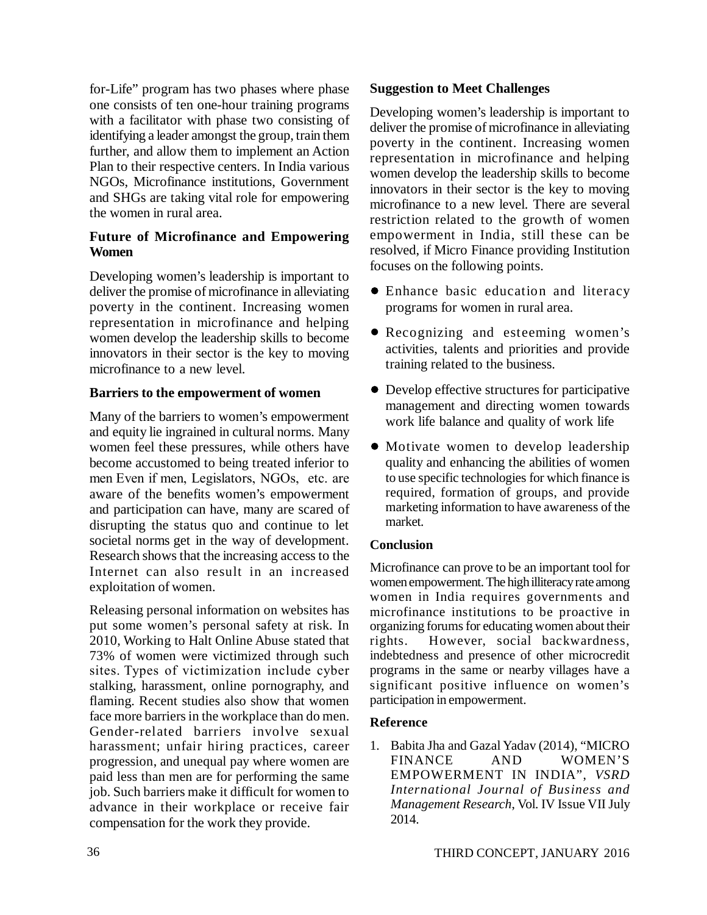for-Life" program has two phases where phase one consists of ten one-hour training programs with a facilitator with phase two consisting of identifying a leader amongst the group, train them further, and allow them to implement an Action Plan to their respective centers. In India various NGOs, Microfinance institutions, Government and SHGs are taking vital role for empowering the women in rural area.

**Future of Microfinance and Empowering Women**

Developing women's leadership is important to deliver the promise of microfinance in alleviating poverty in the continent. Increasing women representation in microfinance and helping women develop the leadership skills to become innovators in their sector is the key to moving microfinance to a new level.

**Barriers to the empowerment of women**

Many of the barriers to women's empowerment and equity lie ingrained in cultural norms. Many women feel these pressures, while others have become accustomed to being treated inferior to men Even if men, Legislators, NGOs, etc. are aware of the benefits women's empowerment and participation can have, many are scared of disrupting the status quo and continue to let societal norms get in the way of development. Research shows that the increasing access to the Internet can also result in an increased exploitation of women.

Releasing personal information on websites has put some women's personal safety at risk. In 2010, Working to Halt Online Abuse stated that 73% of women were victimized through such sites. Types of victimization include cyber stalking, harassment, online pornography, and flaming. Recent studies also show that women face more barriers in the workplace than do men. Gender-related barriers involve sexual harassment; unfair hiring practices, career progression, and unequal pay where women are paid less than men are for performing the same job. Such barriers make it difficult for women to advance in their workplace or receive fair compensation for the work they provide.

**Suggestion to Meet Challenges**

Developing women's leadership is important to deliver the promise of microfinance in alleviating poverty in the continent. Increasing women representation in microfinance and helping women develop the leadership skills to become innovators in their sector is the key to moving microfinance to a new level. There are several restriction related to the growth of women empowerment in India, still these can be resolved, if Micro Finance providing Institution focuses on the following points.

- Enhance basic education and literacy programs for women in rural area.
- Recognizing and esteeming women's activities, talents and priorities and provide training related to the business.
- Develop effective structures for participative management and directing women towards work life balance and quality of work life
- Motivate women to develop leadership quality and enhancing the abilities of women to use specific technologies for which finance is required, formation of groups, and provide marketing information to have awareness of the market.

**Conclusion**

Microfinance can prove to be an important tool for women empowerment. The high illiteracy rate among women in India requires governments and microfinance institutions to be proactive in organizing forums for educating women about their rights. However, social backwardness, indebtedness and presence of other microcredit programs in the same or nearby villages have a significant positive influence on women's participation in empowerment.

**Reference**

1. Babita Jha and Gazal Yadav (2014), "MICRO FINANCE AND WOMEN'S EMPOWERMENT IN INDIA", *VSRD International Journal of Business and Management Research*, Vol. IV Issue VII July 2014.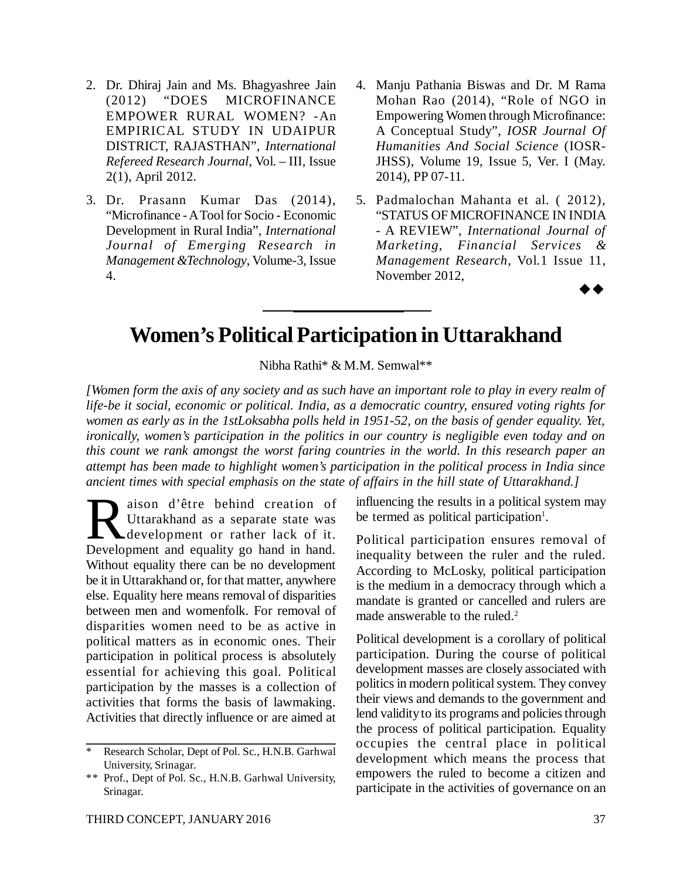2. Dr. Dhiraj Jain and Ms. Bhagyashree Jain (2012) "DOES MICROFINANCE EMPOWER RURAL WOMEN? -An EMPIRICAL STUDY IN UDAIPUR DISTRICT, RAJASTHAN", *International Refereed Research Journal*, Vol. – III, Issue 2(1), April 2012.
3. Dr. Prasann Kumar Das (2014), "Microfinance - A Tool for Socio - Economic Development in Rural India", *International Journal of Emerging Research in Management &Technology*, Volume-3, Issue 4.
4. Manju Pathania Biswas and Dr. M Rama Mohan Rao (2014), "Role of NGO in Empowering Women through Microfinance: A Conceptual Study", *IOSR Journal Of Humanities And Social Science* (IOSR-JHSS), Volume 19, Issue 5, Ver. I (May. 2014), PP 07-11.
5. Padmalochan Mahanta et al. ( 2012), "STATUS OF MICROFINANCE IN INDIA - A REVIEW", *International Journal of Marketing, Financial Services & Management Research*, Vol.1 Issue 11, November 2012,

◆◆

# Women's Political Participation in Uttarakhand

Nibha Rathi* & M.M. Semwal**

*[Women form the axis of any society and as such have an important role to play in every realm of life-be it social, economic or political. India, as a democratic country, ensured voting rights for women as early as in the 1stLoksabha polls held in 1951-52, on the basis of gender equality. Yet, ironically, women's participation in the politics in our country is negligible even today and on this count we rank amongst the worst faring countries in the world. In this research paper an attempt has been made to highlight women's participation in the political process in India since ancient times with special emphasis on the state of affairs in the hill state of Uttarakhand.]*

Raison d'être behind creation of Uttarakhand as a separate state was development or rather lack of it. Development and equality go hand in hand. Without equality there can be no development be it in Uttarakhand or, for that matter, anywhere else. Equality here means removal of disparities between men and womenfolk. For removal of disparities women need to be as active in political matters as in economic ones. Their participation in political process is absolutely essential for achieving this goal. Political participation by the masses is a collection of activities that forms the basis of lawmaking. Activities that directly influence or are aimed at influencing the results in a political system may be termed as political participation[1].

Political participation ensures removal of inequality between the ruler and the ruled. According to McLosky, political participation is the medium in a democracy through which a mandate is granted or cancelled and rulers are made answerable to the ruled.[2]

Political development is a corollary of political participation. During the course of political development masses are closely associated with politics in modern political system. They convey their views and demands to the government and lend validity to its programs and policies through the process of political participation. Equality occupies the central place in political development which means the process that empowers the ruled to become a citizen and participate in the activities of governance on an

---

\* Research Scholar, Dept of Pol. Sc., H.N.B. Garhwal University, Srinagar.

\*\* Prof., Dept of Pol. Sc., H.N.B. Garhwal University, Srinagar.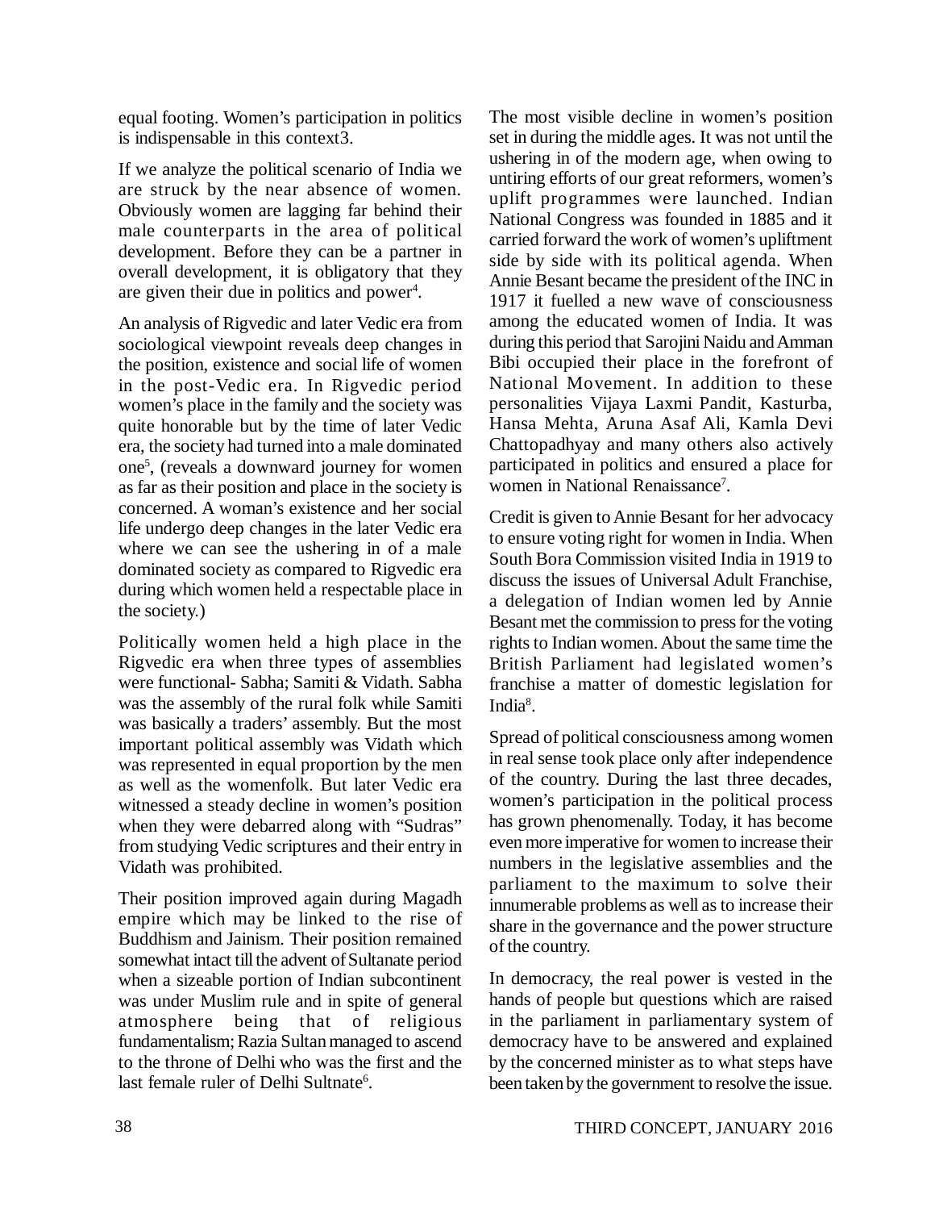equal footing. Women's participation in politics is indispensable in this context3.

If we analyze the political scenario of India we are struck by the near absence of women. Obviously women are lagging far behind their male counterparts in the area of political development. Before they can be a partner in overall development, it is obligatory that they are given their due in politics and power[4].

An analysis of Rigvedic and later Vedic era from sociological viewpoint reveals deep changes in the position, existence and social life of women in the post-Vedic era. In Rigvedic period women's place in the family and the society was quite honorable but by the time of later Vedic era, the society had turned into a male dominated one[5], (reveals a downward journey for women as far as their position and place in the society is concerned. A woman's existence and her social life undergo deep changes in the later Vedic era where we can see the ushering in of a male dominated society as compared to Rigvedic era during which women held a respectable place in the society.)

Politically women held a high place in the Rigvedic era when three types of assemblies were functional- Sabha; Samiti & Vidath. Sabha was the assembly of the rural folk while Samiti was basically a traders' assembly. But the most important political assembly was Vidath which was represented in equal proportion by the men as well as the womenfolk. But later Vedic era witnessed a steady decline in women's position when they were debarred along with "Sudras" from studying Vedic scriptures and their entry in Vidath was prohibited.

Their position improved again during Magadh empire which may be linked to the rise of Buddhism and Jainism. Their position remained somewhat intact till the advent of Sultanate period when a sizeable portion of Indian subcontinent was under Muslim rule and in spite of general atmosphere being that of religious fundamentalism; Razia Sultan managed to ascend to the throne of Delhi who was the first and the last female ruler of Delhi Sultnate[6].

The most visible decline in women's position set in during the middle ages. It was not until the ushering in of the modern age, when owing to untiring efforts of our great reformers, women's uplift programmes were launched. Indian National Congress was founded in 1885 and it carried forward the work of women's upliftment side by side with its political agenda. When Annie Besant became the president of the INC in 1917 it fuelled a new wave of consciousness among the educated women of India. It was during this period that Sarojini Naidu and Amman Bibi occupied their place in the forefront of National Movement. In addition to these personalities Vijaya Laxmi Pandit, Kasturba, Hansa Mehta, Aruna Asaf Ali, Kamla Devi Chattopadhyay and many others also actively participated in politics and ensured a place for women in National Renaissance[7].

Credit is given to Annie Besant for her advocacy to ensure voting right for women in India. When South Bora Commission visited India in 1919 to discuss the issues of Universal Adult Franchise, a delegation of Indian women led by Annie Besant met the commission to press for the voting rights to Indian women. About the same time the British Parliament had legislated women's franchise a matter of domestic legislation for India[8].

Spread of political consciousness among women in real sense took place only after independence of the country. During the last three decades, women's participation in the political process has grown phenomenally. Today, it has become even more imperative for women to increase their numbers in the legislative assemblies and the parliament to the maximum to solve their innumerable problems as well as to increase their share in the governance and the power structure of the country.

In democracy, the real power is vested in the hands of people but questions which are raised in the parliament in parliamentary system of democracy have to be answered and explained by the concerned minister as to what steps have been taken by the government to resolve the issue.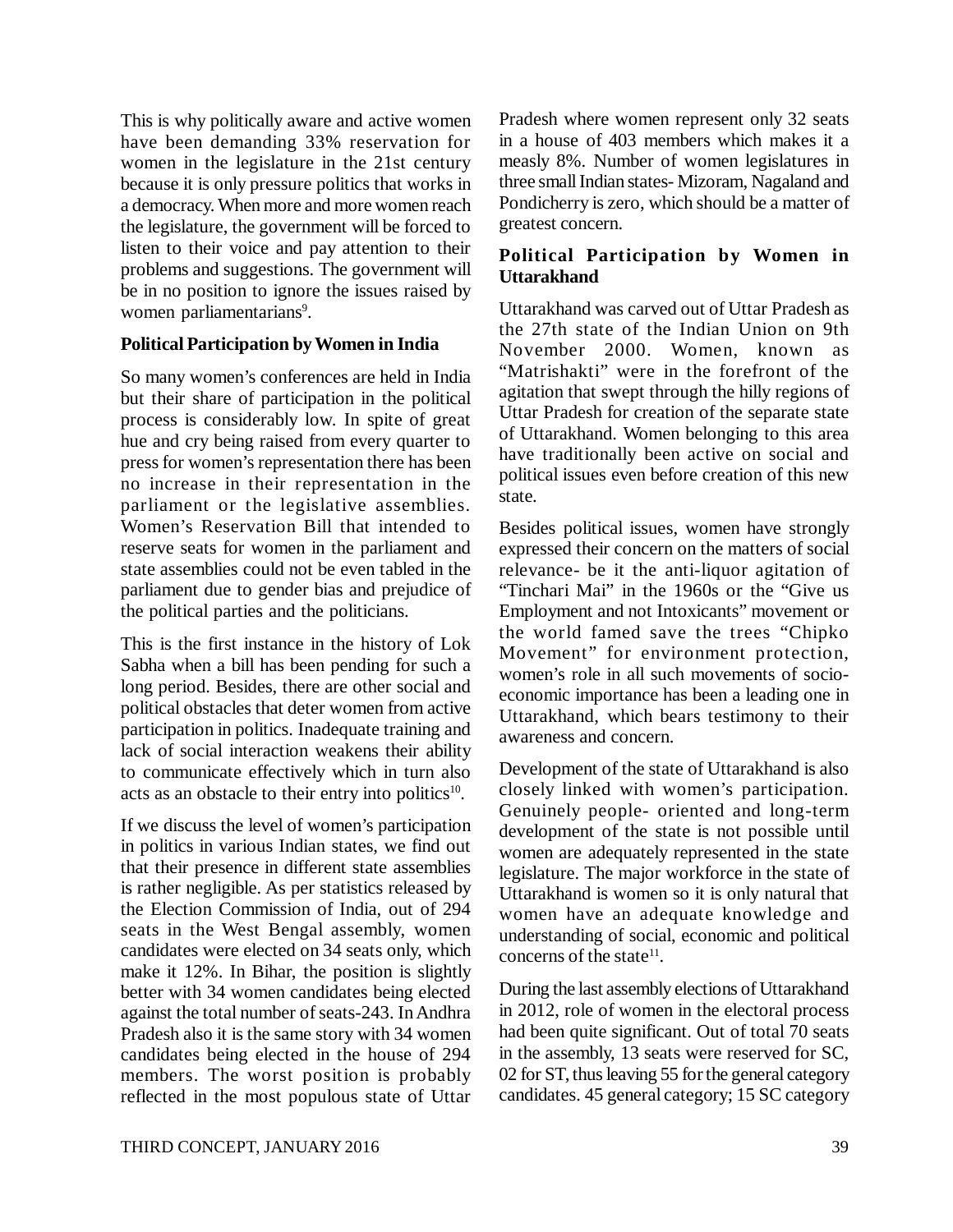This is why politically aware and active women have been demanding 33% reservation for women in the legislature in the 21st century because it is only pressure politics that works in a democracy. When more and more women reach the legislature, the government will be forced to listen to their voice and pay attention to their problems and suggestions. The government will be in no position to ignore the issues raised by women parliamentarians[9].

**Political Participation by Women in India**

So many women's conferences are held in India but their share of participation in the political process is considerably low. In spite of great hue and cry being raised from every quarter to press for women's representation there has been no increase in their representation in the parliament or the legislative assemblies. Women's Reservation Bill that intended to reserve seats for women in the parliament and state assemblies could not be even tabled in the parliament due to gender bias and prejudice of the political parties and the politicians.

This is the first instance in the history of Lok Sabha when a bill has been pending for such a long period. Besides, there are other social and political obstacles that deter women from active participation in politics. Inadequate training and lack of social interaction weakens their ability to communicate effectively which in turn also acts as an obstacle to their entry into politics[10].

If we discuss the level of women's participation in politics in various Indian states, we find out that their presence in different state assemblies is rather negligible. As per statistics released by the Election Commission of India, out of 294 seats in the West Bengal assembly, women candidates were elected on 34 seats only, which make it 12%. In Bihar, the position is slightly better with 34 women candidates being elected against the total number of seats-243. In Andhra Pradesh also it is the same story with 34 women candidates being elected in the house of 294 members. The worst position is probably reflected in the most populous state of Uttar Pradesh where women represent only 32 seats in a house of 403 members which makes it a measly 8%. Number of women legislatures in three small Indian states- Mizoram, Nagaland and Pondicherry is zero, which should be a matter of greatest concern.

**Political Participation by Women in Uttarakhand**

Uttarakhand was carved out of Uttar Pradesh as the 27th state of the Indian Union on 9th November 2000. Women, known as "Matrishakti" were in the forefront of the agitation that swept through the hilly regions of Uttar Pradesh for creation of the separate state of Uttarakhand. Women belonging to this area have traditionally been active on social and political issues even before creation of this new state.

Besides political issues, women have strongly expressed their concern on the matters of social relevance- be it the anti-liquor agitation of "Tinchari Mai" in the 1960s or the "Give us Employment and not Intoxicants" movement or the world famed save the trees "Chipko Movement" for environment protection, women's role in all such movements of socio-economic importance has been a leading one in Uttarakhand, which bears testimony to their awareness and concern.

Development of the state of Uttarakhand is also closely linked with women's participation. Genuinely people- oriented and long-term development of the state is not possible until women are adequately represented in the state legislature. The major workforce in the state of Uttarakhand is women so it is only natural that women have an adequate knowledge and understanding of social, economic and political concerns of the state[11].

During the last assembly elections of Uttarakhand in 2012, role of women in the electoral process had been quite significant. Out of total 70 seats in the assembly, 13 seats were reserved for SC, 02 for ST, thus leaving 55 for the general category candidates. 45 general category; 15 SC category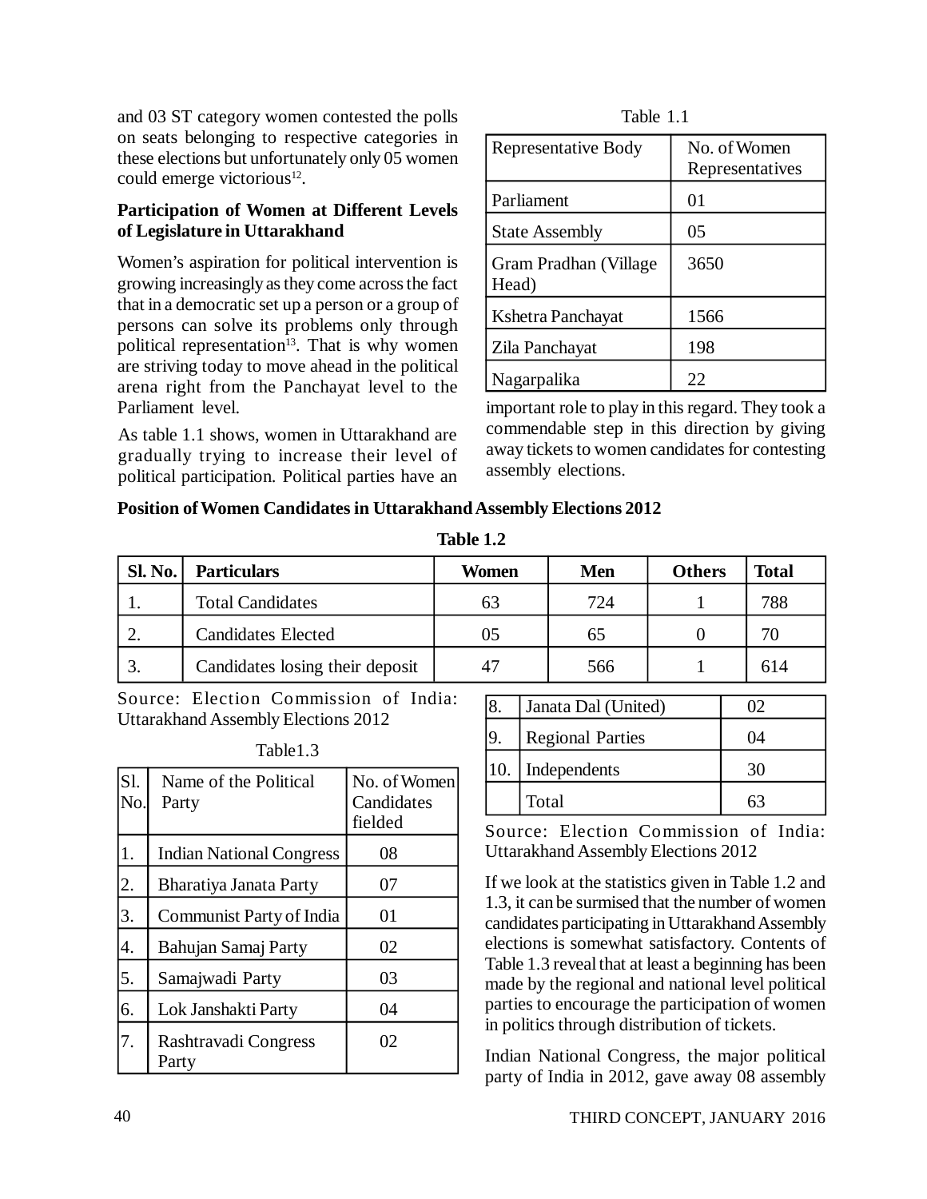and 03 ST category women contested the polls on seats belonging to respective categories in these elections but unfortunately only 05 women could emerge victorious[12].

**Participation of Women at Different Levels of Legislature in Uttarakhand**

Women's aspiration for political intervention is growing increasingly as they come across the fact that in a democratic set up a person or a group of persons can solve its problems only through political representation[13]. That is why women are striving today to move ahead in the political arena right from the Panchayat level to the Parliament level.

As table 1.1 shows, women in Uttarakhand are gradually trying to increase their level of political participation. Political parties have an important role to play in this regard. They took a commendable step in this direction by giving away tickets to women candidates for contesting assembly elections.

Table 1.1

| Representative Body | No. of Women Representatives |
|---|---|
| Parliament | 01 |
| State Assembly | 05 |
| Gram Pradhan (Village Head) | 3650 |
| Kshetra Panchayat | 1566 |
| Zila Panchayat | 198 |
| Nagarpalika | 22 |

**Position of Women Candidates in Uttarakhand Assembly Elections 2012**

**Table 1.2**

| Sl. No. | Particulars | Women | Men | Others | Total |
|---|---|---|---|---|---|
| 1. | Total Candidates | 63 | 724 | 1 | 788 |
| 2. | Candidates Elected | 05 | 65 | 0 | 70 |
| 3. | Candidates losing their deposit | 47 | 566 | 1 | 614 |

Source: Election Commission of India: Uttarakhand Assembly Elections 2012

Table1.3

| Sl. No. | Name of the Political Party | No. of Women Candidates fielded |
|---|---|---|
| 1. | Indian National Congress | 08 |
| 2. | Bharatiya Janata Party | 07 |
| 3. | Communist Party of India | 01 |
| 4. | Bahujan Samaj Party | 02 |
| 5. | Samajwadi Party | 03 |
| 6. | Lok Janshakti Party | 04 |
| 7. | Rashtravadi Congress Party | 02 |
| 8. | Janata Dal (United) | 02 |
| 9. | Regional Parties | 04 |
| 10. | Independents | 30 |
| | Total | 63 |

Source: Election Commission of India: Uttarakhand Assembly Elections 2012

If we look at the statistics given in Table 1.2 and 1.3, it can be surmised that the number of women candidates participating in Uttarakhand Assembly elections is somewhat satisfactory. Contents of Table 1.3 reveal that at least a beginning has been made by the regional and national level political parties to encourage the participation of women in politics through distribution of tickets.

Indian National Congress, the major political party of India in 2012, gave away 08 assembly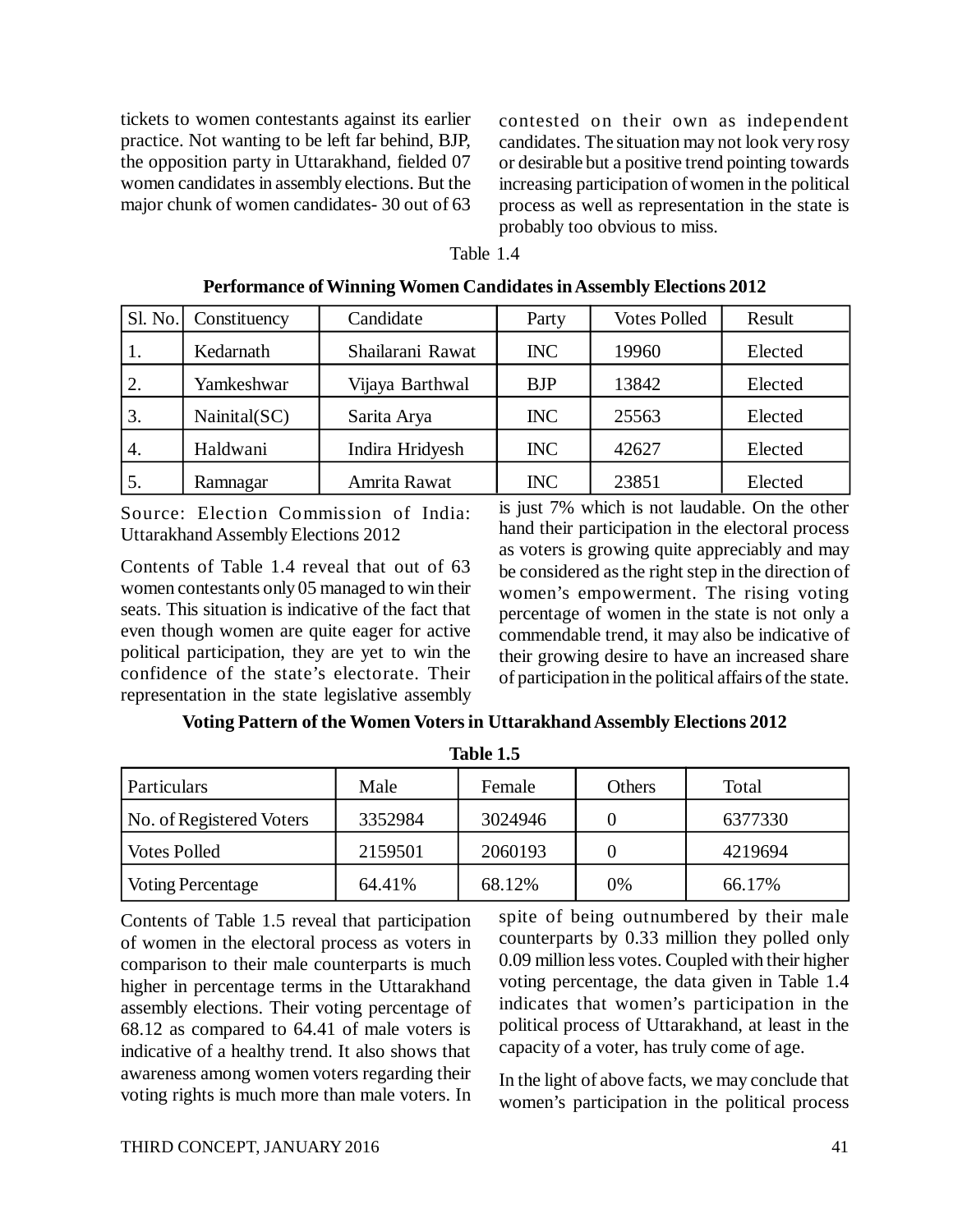tickets to women contestants against its earlier practice. Not wanting to be left far behind, BJP, the opposition party in Uttarakhand, fielded 07 women candidates in assembly elections. But the major chunk of women candidates- 30 out of 63 contested on their own as independent candidates. The situation may not look very rosy or desirable but a positive trend pointing towards increasing participation of women in the political process as well as representation in the state is probably too obvious to miss.

Table 1.4

**Performance of Winning Women Candidates in Assembly Elections 2012**

| Sl. No. | Constituency | Candidate | Party | Votes Polled | Result |
|---|---|---|---|---|---|
| 1. | Kedarnath | Shailarani Rawat | INC | 19960 | Elected |
| 2. | Yamkeshwar | Vijaya Barthwal | BJP | 13842 | Elected |
| 3. | Nainital(SC) | Sarita Arya | INC | 25563 | Elected |
| 4. | Haldwani | Indira Hridyesh | INC | 42627 | Elected |
| 5. | Ramnagar | Amrita Rawat | INC | 23851 | Elected |

Source: Election Commission of India: Uttarakhand Assembly Elections 2012

Contents of Table 1.4 reveal that out of 63 women contestants only 05 managed to win their seats. This situation is indicative of the fact that even though women are quite eager for active political participation, they are yet to win the confidence of the state's electorate. Their representation in the state legislative assembly is just 7% which is not laudable. On the other hand their participation in the electoral process as voters is growing quite appreciably and may be considered as the right step in the direction of women's empowerment. The rising voting percentage of women in the state is not only a commendable trend, it may also be indicative of their growing desire to have an increased share of participation in the political affairs of the state.

**Voting Pattern of the Women Voters in Uttarakhand Assembly Elections 2012**

**Table 1.5**

| Particulars | Male | Female | Others | Total |
|---|---|---|---|---|
| No. of Registered Voters | 3352984 | 3024946 | 0 | 6377330 |
| Votes Polled | 2159501 | 2060193 | 0 | 4219694 |
| Voting Percentage | 64.41% | 68.12% | 0% | 66.17% |

Contents of Table 1.5 reveal that participation of women in the electoral process as voters in comparison to their male counterparts is much higher in percentage terms in the Uttarakhand assembly elections. Their voting percentage of 68.12 as compared to 64.41 of male voters is indicative of a healthy trend. It also shows that awareness among women voters regarding their voting rights is much more than male voters. In spite of being outnumbered by their male counterparts by 0.33 million they polled only 0.09 million less votes. Coupled with their higher voting percentage, the data given in Table 1.4 indicates that women's participation in the political process of Uttarakhand, at least in the capacity of a voter, has truly come of age.

In the light of above facts, we may conclude that women's participation in the political process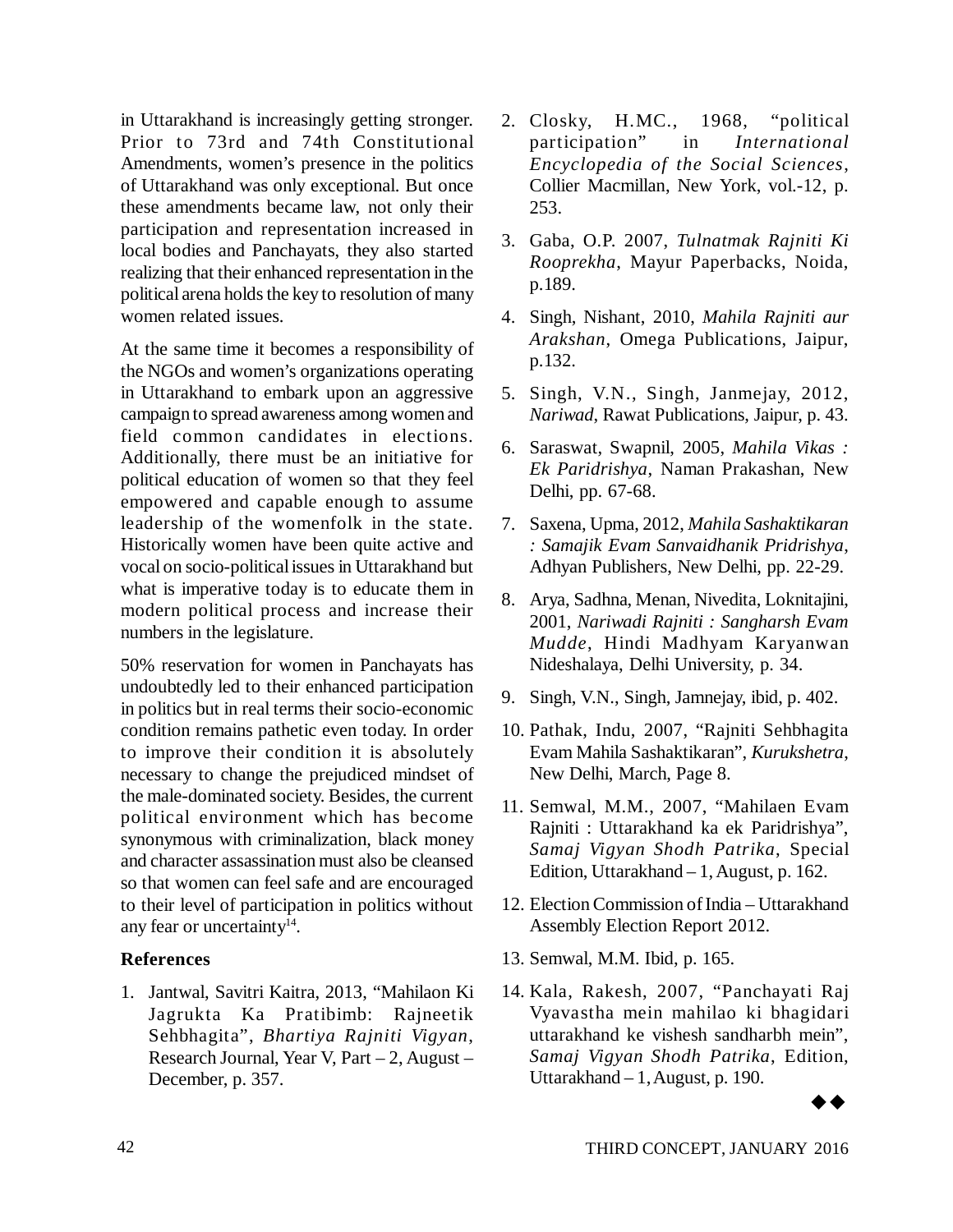in Uttarakhand is increasingly getting stronger. Prior to 73rd and 74th Constitutional Amendments, women's presence in the politics of Uttarakhand was only exceptional. But once these amendments became law, not only their participation and representation increased in local bodies and Panchayats, they also started realizing that their enhanced representation in the political arena holds the key to resolution of many women related issues.

At the same time it becomes a responsibility of the NGOs and women's organizations operating in Uttarakhand to embark upon an aggressive campaign to spread awareness among women and field common candidates in elections. Additionally, there must be an initiative for political education of women so that they feel empowered and capable enough to assume leadership of the womenfolk in the state. Historically women have been quite active and vocal on socio-political issues in Uttarakhand but what is imperative today is to educate them in modern political process and increase their numbers in the legislature.

50% reservation for women in Panchayats has undoubtedly led to their enhanced participation in politics but in real terms their socio-economic condition remains pathetic even today. In order to improve their condition it is absolutely necessary to change the prejudiced mindset of the male-dominated society. Besides, the current political environment which has become synonymous with criminalization, black money and character assassination must also be cleansed so that women can feel safe and are encouraged to their level of participation in politics without any fear or uncertainty[14].

**References**

1. Jantwal, Savitri Kaitra, 2013, "Mahilaon Ki Jagrukta Ka Pratibimb: Rajneetik Sehbhagita", *Bhartiya Rajniti Vigyan*, Research Journal, Year V, Part – 2, August – December, p. 357.
2. Closky, H.MC., 1968, "political participation" in *International Encyclopedia of the Social Sciences*, Collier Macmillan, New York, vol.-12, p. 253.
3. Gaba, O.P. 2007, *Tulnatmak Rajniti Ki Rooprekha*, Mayur Paperbacks, Noida, p.189.
4. Singh, Nishant, 2010, *Mahila Rajniti aur Arakshan*, Omega Publications, Jaipur, p.132.
5. Singh, V.N., Singh, Janmejay, 2012, *Nariwad*, Rawat Publications, Jaipur, p. 43.
6. Saraswat, Swapnil, 2005, *Mahila Vikas : Ek Paridrishya*, Naman Prakashan, New Delhi, pp. 67-68.
7. Saxena, Upma, 2012, *Mahila Sashaktikaran : Samajik Evam Sanvaidhanik Pridrishya*, Adhyan Publishers, New Delhi, pp. 22-29.
8. Arya, Sadhna, Menan, Nivedita, Loknitajini, 2001, *Nariwadi Rajniti : Sangharsh Evam Mudde*, Hindi Madhyam Karyanwan Nideshalaya, Delhi University, p. 34.
9. Singh, V.N., Singh, Jamnejay, ibid, p. 402.
10. Pathak, Indu, 2007, "Rajniti Sehbhagita Evam Mahila Sashaktikaran", *Kurukshetra*, New Delhi, March, Page 8.
11. Semwal, M.M., 2007, "Mahilaen Evam Rajniti : Uttarakhand ka ek Paridrishya", *Samaj Vigyan Shodh Patrika*, Special Edition, Uttarakhand – 1, August, p. 162.
12. Election Commission of India – Uttarakhand Assembly Election Report 2012.
13. Semwal, M.M. Ibid, p. 165.
14. Kala, Rakesh, 2007, "Panchayati Raj Vyavastha mein mahilao ki bhagidari uttarakhand ke vishesh sandharbh mein", *Samaj Vigyan Shodh Patrika*, Edition, Uttarakhand – 1, August, p. 190.

◆◆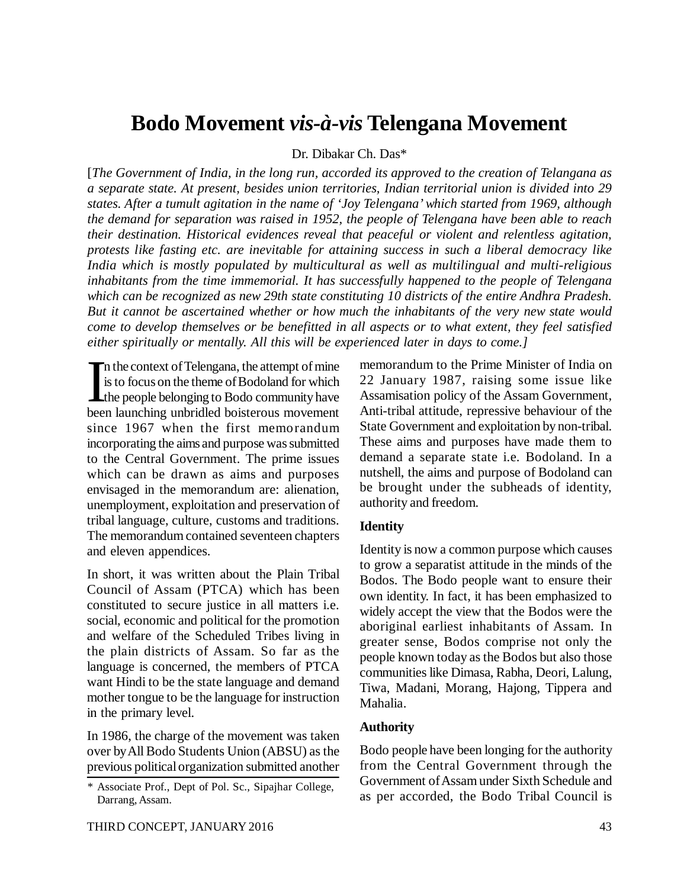# Bodo Movement *vis-à-vis* Telengana Movement

Dr. Dibakar Ch. Das*

[*The Government of India, in the long run, accorded its approved to the creation of Telangana as a separate state. At present, besides union territories, Indian territorial union is divided into 29 states. After a tumult agitation in the name of 'Joy Telengana' which started from 1969, although the demand for separation was raised in 1952, the people of Telengana have been able to reach their destination. Historical evidences reveal that peaceful or violent and relentless agitation, protests like fasting etc. are inevitable for attaining success in such a liberal democracy like India which is mostly populated by multicultural as well as multilingual and multi-religious inhabitants from the time immemorial. It has successfully happened to the people of Telengana which can be recognized as new 29th state constituting 10 districts of the entire Andhra Pradesh. But it cannot be ascertained whether or how much the inhabitants of the very new state would come to develop themselves or be benefitted in all aspects or to what extent, they feel satisfied either spiritually or mentally. All this will be experienced later in days to come.*]

In the context of Telengana, the attempt of mine is to focus on the theme of Bodoland for which the people belonging to Bodo community have been launching unbridled boisterous movement since 1967 when the first memorandum incorporating the aims and purpose was submitted to the Central Government. The prime issues which can be drawn as aims and purposes envisaged in the memorandum are: alienation, unemployment, exploitation and preservation of tribal language, culture, customs and traditions. The memorandum contained seventeen chapters and eleven appendices.

In short, it was written about the Plain Tribal Council of Assam (PTCA) which has been constituted to secure justice in all matters i.e. social, economic and political for the promotion and welfare of the Scheduled Tribes living in the plain districts of Assam. So far as the language is concerned, the members of PTCA want Hindi to be the state language and demand mother tongue to be the language for instruction in the primary level.

In 1986, the charge of the movement was taken over by All Bodo Students Union (ABSU) as the previous political organization submitted another memorandum to the Prime Minister of India on 22 January 1987, raising some issue like Assamisation policy of the Assam Government, Anti-tribal attitude, repressive behaviour of the State Government and exploitation by non-tribal. These aims and purposes have made them to demand a separate state i.e. Bodoland. In a nutshell, the aims and purpose of Bodoland can be brought under the subheads of identity, authority and freedom.

**Identity**

Identity is now a common purpose which causes to grow a separatist attitude in the minds of the Bodos. The Bodo people want to ensure their own identity. In fact, it has been emphasized to widely accept the view that the Bodos were the aboriginal earliest inhabitants of Assam. In greater sense, Bodos comprise not only the people known today as the Bodos but also those communities like Dimasa, Rabha, Deori, Lalung, Tiwa, Madani, Morang, Hajong, Tippera and Mahalia.

**Authority**

Bodo people have been longing for the authority from the Central Government through the Government of Assam under Sixth Schedule and as per accorded, the Bodo Tribal Council is

\* Associate Prof., Dept of Pol. Sc., Sipajhar College, Darrang, Assam.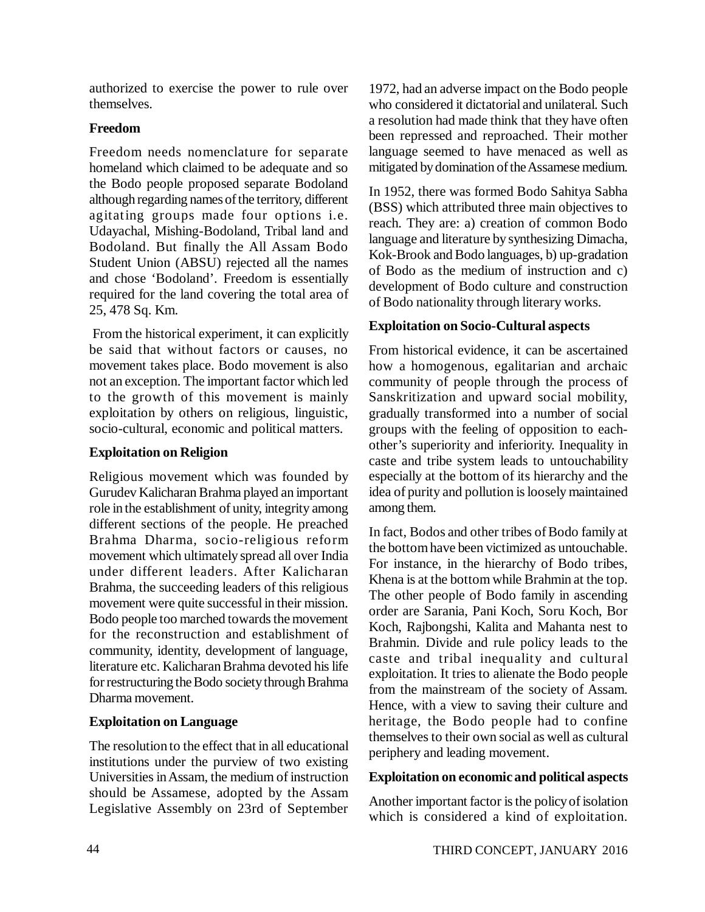authorized to exercise the power to rule over themselves.

### Freedom

Freedom needs nomenclature for separate homeland which claimed to be adequate and so the Bodo people proposed separate Bodoland although regarding names of the territory, different agitating groups made four options i.e. Udayachal, Mishing-Bodoland, Tribal land and Bodoland. But finally the All Assam Bodo Student Union (ABSU) rejected all the names and chose 'Bodoland'. Freedom is essentially required for the land covering the total area of 25, 478 Sq. Km.

From the historical experiment, it can explicitly be said that without factors or causes, no movement takes place. Bodo movement is also not an exception. The important factor which led to the growth of this movement is mainly exploitation by others on religious, linguistic, socio-cultural, economic and political matters.

### Exploitation on Religion

Religious movement which was founded by Gurudev Kalicharan Brahma played an important role in the establishment of unity, integrity among different sections of the people. He preached Brahma Dharma, socio-religious reform movement which ultimately spread all over India under different leaders. After Kalicharan Brahma, the succeeding leaders of this religious movement were quite successful in their mission. Bodo people too marched towards the movement for the reconstruction and establishment of community, identity, development of language, literature etc. Kalicharan Brahma devoted his life for restructuring the Bodo society through Brahma Dharma movement.

### Exploitation on Language

The resolution to the effect that in all educational institutions under the purview of two existing Universities in Assam, the medium of instruction should be Assamese, adopted by the Assam Legislative Assembly on 23rd of September 1972, had an adverse impact on the Bodo people who considered it dictatorial and unilateral. Such a resolution had made think that they have often been repressed and reproached. Their mother language seemed to have menaced as well as mitigated by domination of the Assamese medium.

In 1952, there was formed Bodo Sahitya Sabha (BSS) which attributed three main objectives to reach. They are: a) creation of common Bodo language and literature by synthesizing Dimacha, Kok-Brook and Bodo languages, b) up-gradation of Bodo as the medium of instruction and c) development of Bodo culture and construction of Bodo nationality through literary works.

### Exploitation on Socio-Cultural aspects

From historical evidence, it can be ascertained how a homogenous, egalitarian and archaic community of people through the process of Sanskritization and upward social mobility, gradually transformed into a number of social groups with the feeling of opposition to each-other's superiority and inferiority. Inequality in caste and tribe system leads to untouchability especially at the bottom of its hierarchy and the idea of purity and pollution is loosely maintained among them.

In fact, Bodos and other tribes of Bodo family at the bottom have been victimized as untouchable. For instance, in the hierarchy of Bodo tribes, Khena is at the bottom while Brahmin at the top. The other people of Bodo family in ascending order are Sarania, Pani Koch, Soru Koch, Bor Koch, Rajbongshi, Kalita and Mahanta nest to Brahmin. Divide and rule policy leads to the caste and tribal inequality and cultural exploitation. It tries to alienate the Bodo people from the mainstream of the society of Assam. Hence, with a view to saving their culture and heritage, the Bodo people had to confine themselves to their own social as well as cultural periphery and leading movement.

### Exploitation on economic and political aspects

Another important factor is the policy of isolation which is considered a kind of exploitation.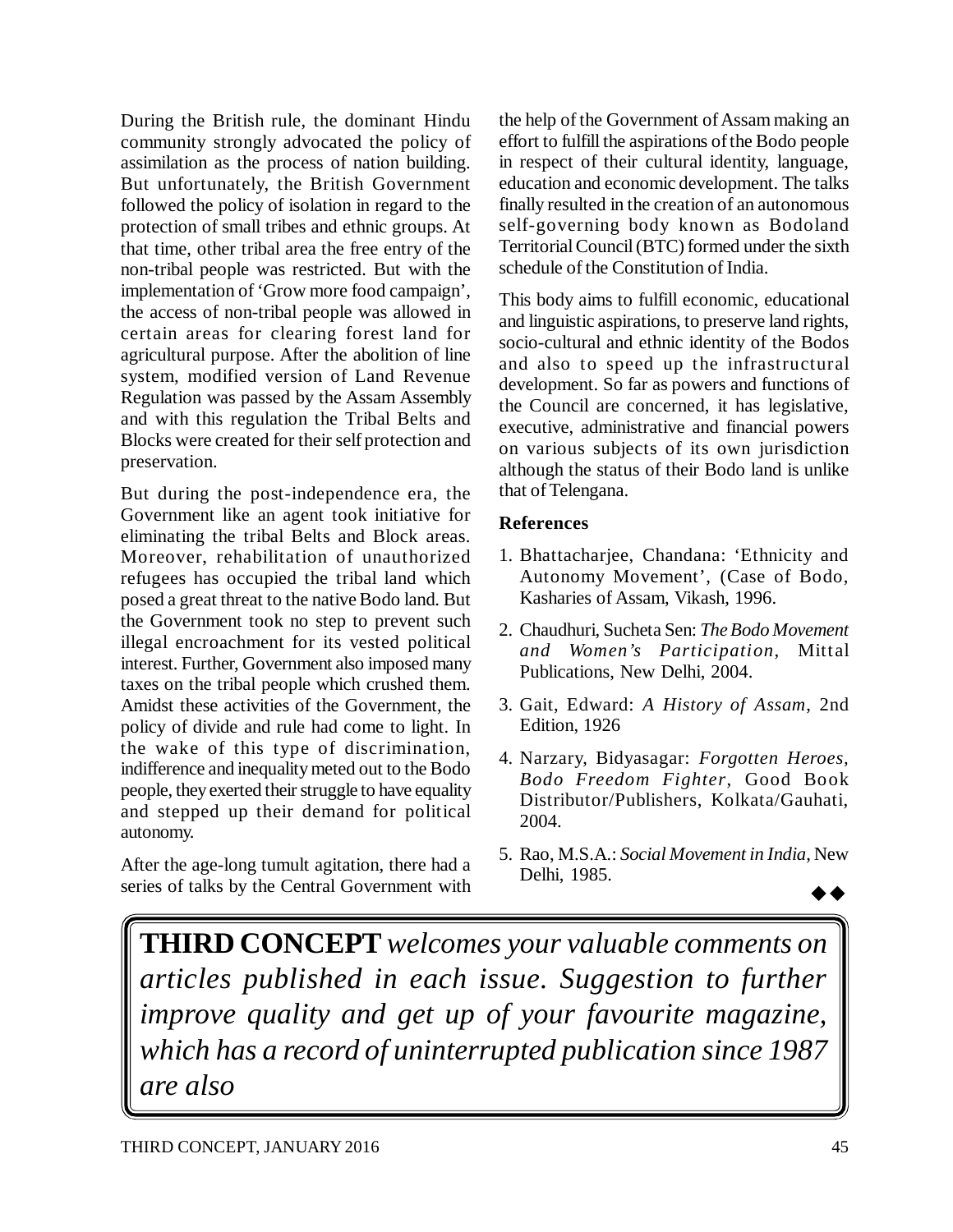During the British rule, the dominant Hindu community strongly advocated the policy of assimilation as the process of nation building. But unfortunately, the British Government followed the policy of isolation in regard to the protection of small tribes and ethnic groups. At that time, other tribal area the free entry of the non-tribal people was restricted. But with the implementation of 'Grow more food campaign', the access of non-tribal people was allowed in certain areas for clearing forest land for agricultural purpose. After the abolition of line system, modified version of Land Revenue Regulation was passed by the Assam Assembly and with this regulation the Tribal Belts and Blocks were created for their self protection and preservation.

But during the post-independence era, the Government like an agent took initiative for eliminating the tribal Belts and Block areas. Moreover, rehabilitation of unauthorized refugees has occupied the tribal land which posed a great threat to the native Bodo land. But the Government took no step to prevent such illegal encroachment for its vested political interest. Further, Government also imposed many taxes on the tribal people which crushed them. Amidst these activities of the Government, the policy of divide and rule had come to light. In the wake of this type of discrimination, indifference and inequality meted out to the Bodo people, they exerted their struggle to have equality and stepped up their demand for political autonomy.

After the age-long tumult agitation, there had a series of talks by the Central Government with the help of the Government of Assam making an effort to fulfill the aspirations of the Bodo people in respect of their cultural identity, language, education and economic development. The talks finally resulted in the creation of an autonomous self-governing body known as Bodoland Territorial Council (BTC) formed under the sixth schedule of the Constitution of India.

This body aims to fulfill economic, educational and linguistic aspirations, to preserve land rights, socio-cultural and ethnic identity of the Bodos and also to speed up the infrastructural development. So far as powers and functions of the Council are concerned, it has legislative, executive, administrative and financial powers on various subjects of its own jurisdiction although the status of their Bodo land is unlike that of Telengana.

**References**

1. Bhattacharjee, Chandana: 'Ethnicity and Autonomy Movement', (Case of Bodo, Kasharies of Assam, Vikash, 1996.
2. Chaudhuri, Sucheta Sen: *The Bodo Movement and Women's Participation*, Mittal Publications, New Delhi, 2004.
3. Gait, Edward: *A History of Assam*, 2nd Edition, 1926
4. Narzary, Bidyasagar: *Forgotten Heroes, Bodo Freedom Fighter*, Good Book Distributor/Publishers, Kolkata/Gauhati, 2004.
5. Rao, M.S.A.: *Social Movement in India*, New Delhi, 1985.

◆◆

**THIRD CONCEPT** *welcomes your valuable comments on articles published in each issue. Suggestion to further improve quality and get up of your favourite magazine, which has a record of uninterrupted publication since 1987 are also*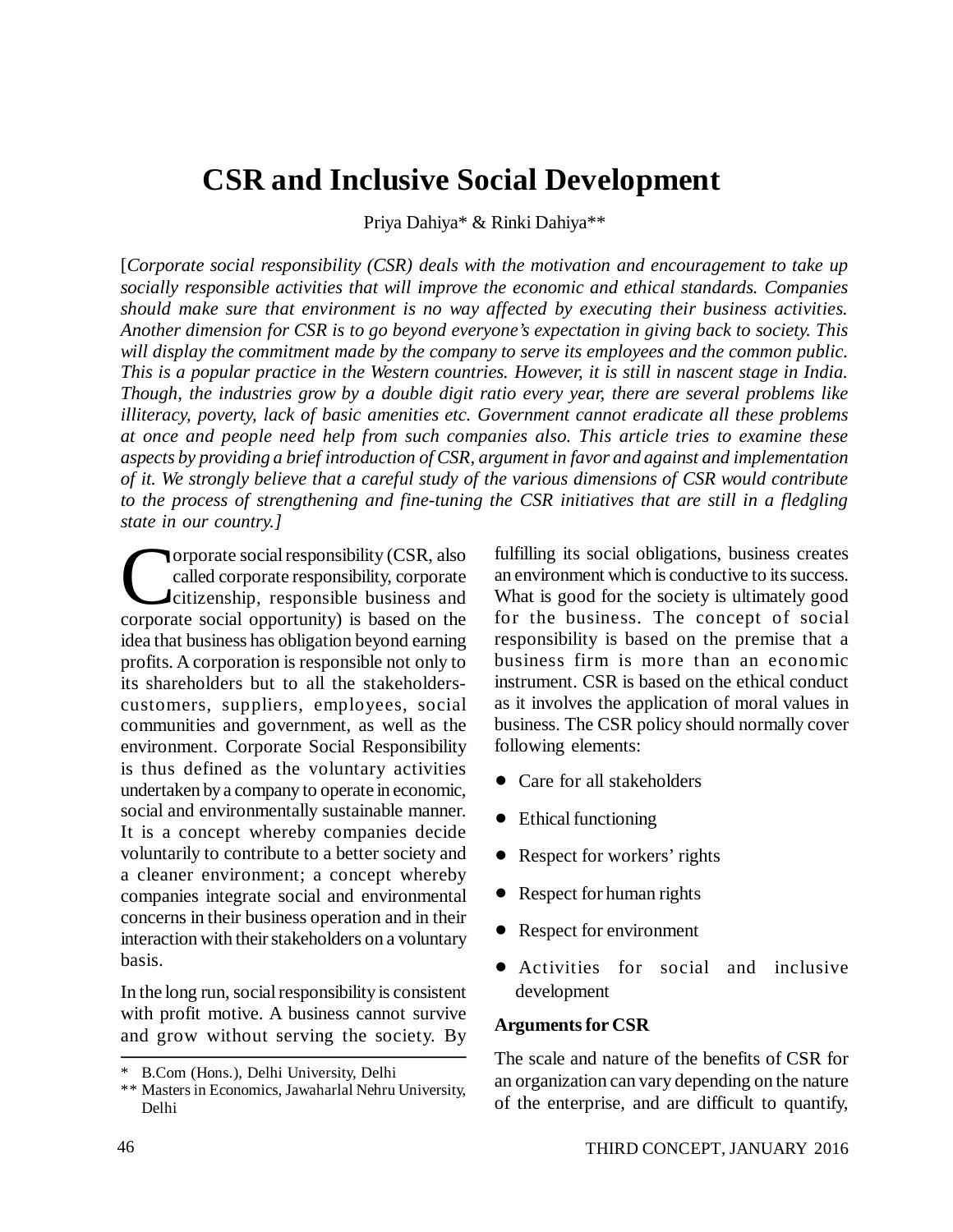# CSR and Inclusive Social Development

Priya Dahiya* & Rinki Dahiya**

[*Corporate social responsibility (CSR) deals with the motivation and encouragement to take up socially responsible activities that will improve the economic and ethical standards. Companies should make sure that environment is no way affected by executing their business activities. Another dimension for CSR is to go beyond everyone's expectation in giving back to society. This will display the commitment made by the company to serve its employees and the common public. This is a popular practice in the Western countries. However, it is still in nascent stage in India. Though, the industries grow by a double digit ratio every year, there are several problems like illiteracy, poverty, lack of basic amenities etc. Government cannot eradicate all these problems at once and people need help from such companies also. This article tries to examine these aspects by providing a brief introduction of CSR, argument in favor and against and implementation of it. We strongly believe that a careful study of the various dimensions of CSR would contribute to the process of strengthening and fine-tuning the CSR initiatives that are still in a fledgling state in our country.*]

Corporate social responsibility (CSR, also called corporate responsibility, corporate citizenship, responsible business and corporate social opportunity) is based on the idea that business has obligation beyond earning profits. A corporation is responsible not only to its shareholders but to all the stakeholders-customers, suppliers, employees, social communities and government, as well as the environment. Corporate Social Responsibility is thus defined as the voluntary activities undertaken by a company to operate in economic, social and environmentally sustainable manner. It is a concept whereby companies decide voluntarily to contribute to a better society and a cleaner environment; a concept whereby companies integrate social and environmental concerns in their business operation and in their interaction with their stakeholders on a voluntary basis.

In the long run, social responsibility is consistent with profit motive. A business cannot survive and grow without serving the society. By fulfilling its social obligations, business creates an environment which is conductive to its success. What is good for the society is ultimately good for the business. The concept of social responsibility is based on the premise that a business firm is more than an economic instrument. CSR is based on the ethical conduct as it involves the application of moral values in business. The CSR policy should normally cover following elements:

- Care for all stakeholders
- Ethical functioning
- Respect for workers' rights
- Respect for human rights
- Respect for environment
- Activities for social and inclusive development

**Arguments for CSR**

The scale and nature of the benefits of CSR for an organization can vary depending on the nature of the enterprise, and are difficult to quantify,

---

\* B.Com (Hons.), Delhi University, Delhi

\*\* Masters in Economics, Jawaharlal Nehru University, Delhi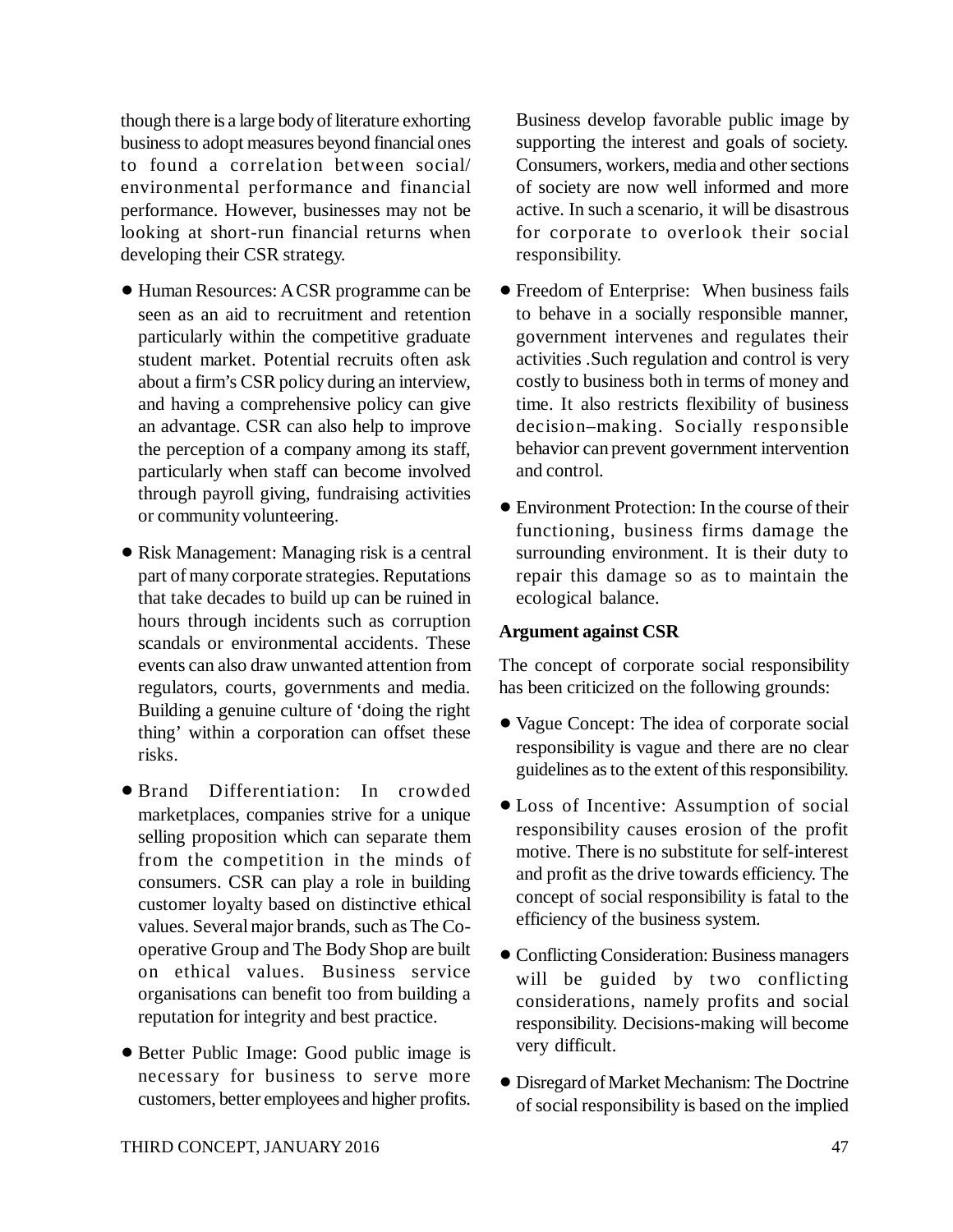though there is a large body of literature exhorting business to adopt measures beyond financial ones to found a correlation between social/ environmental performance and financial performance. However, businesses may not be looking at short-run financial returns when developing their CSR strategy.

- Human Resources: A CSR programme can be seen as an aid to recruitment and retention particularly within the competitive graduate student market. Potential recruits often ask about a firm's CSR policy during an interview, and having a comprehensive policy can give an advantage. CSR can also help to improve the perception of a company among its staff, particularly when staff can become involved through payroll giving, fundraising activities or community volunteering.

- Risk Management: Managing risk is a central part of many corporate strategies. Reputations that take decades to build up can be ruined in hours through incidents such as corruption scandals or environmental accidents. These events can also draw unwanted attention from regulators, courts, governments and media. Building a genuine culture of 'doing the right thing' within a corporation can offset these risks.

- Brand Differentiation: In crowded marketplaces, companies strive for a unique selling proposition which can separate them from the competition in the minds of consumers. CSR can play a role in building customer loyalty based on distinctive ethical values. Several major brands, such as The Co-operative Group and The Body Shop are built on ethical values. Business service organisations can benefit too from building a reputation for integrity and best practice.

- Better Public Image: Good public image is necessary for business to serve more customers, better employees and higher profits. Business develop favorable public image by supporting the interest and goals of society. Consumers, workers, media and other sections of society are now well informed and more active. In such a scenario, it will be disastrous for corporate to overlook their social responsibility.

- Freedom of Enterprise: When business fails to behave in a socially responsible manner, government intervenes and regulates their activities .Such regulation and control is very costly to business both in terms of money and time. It also restricts flexibility of business decision–making. Socially responsible behavior can prevent government intervention and control.

- Environment Protection: In the course of their functioning, business firms damage the surrounding environment. It is their duty to repair this damage so as to maintain the ecological balance.

**Argument against CSR**

The concept of corporate social responsibility has been criticized on the following grounds:

- Vague Concept: The idea of corporate social responsibility is vague and there are no clear guidelines as to the extent of this responsibility.

- Loss of Incentive: Assumption of social responsibility causes erosion of the profit motive. There is no substitute for self-interest and profit as the drive towards efficiency. The concept of social responsibility is fatal to the efficiency of the business system.

- Conflicting Consideration: Business managers will be guided by two conflicting considerations, namely profits and social responsibility. Decisions-making will become very difficult.

- Disregard of Market Mechanism: The Doctrine of social responsibility is based on the implied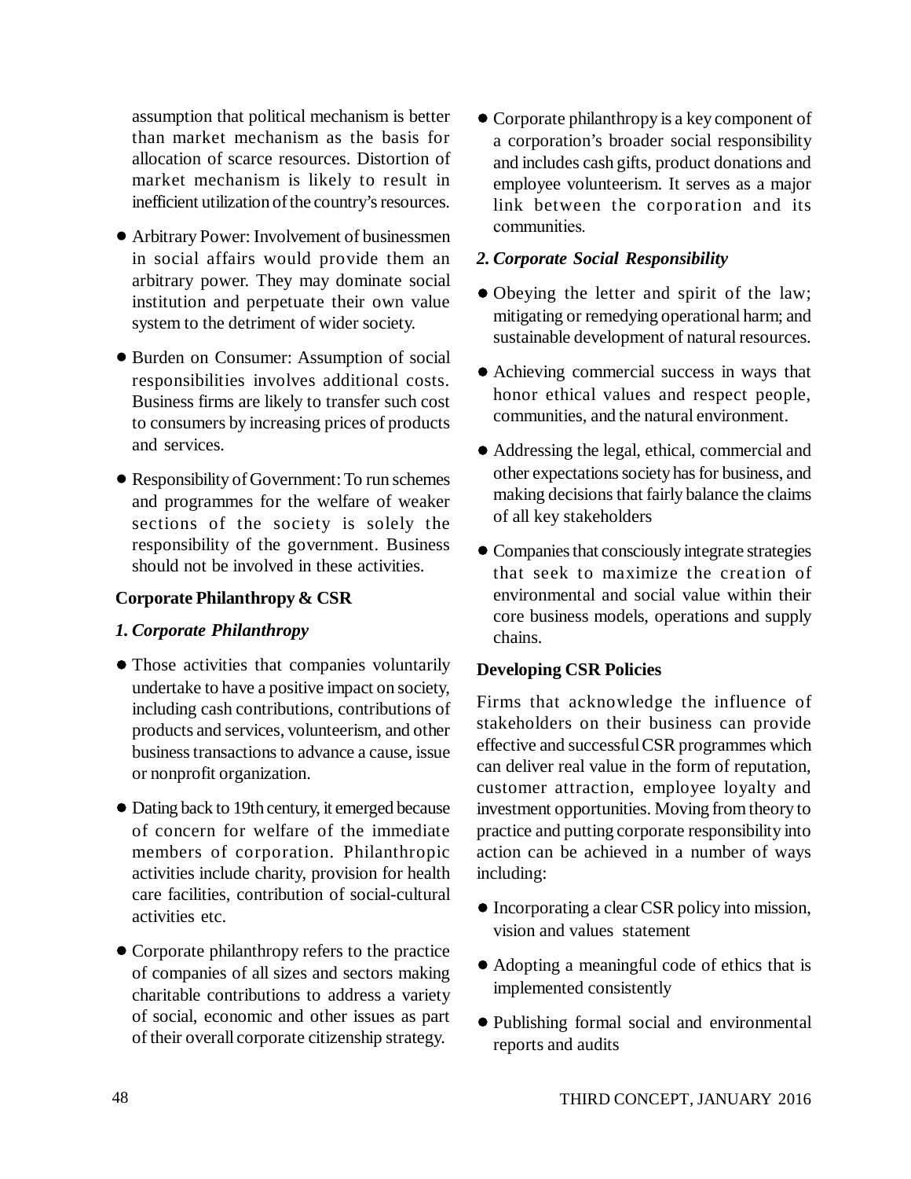assumption that political mechanism is better than market mechanism as the basis for allocation of scarce resources. Distortion of market mechanism is likely to result in inefficient utilization of the country's resources.

- Arbitrary Power: Involvement of businessmen in social affairs would provide them an arbitrary power. They may dominate social institution and perpetuate their own value system to the detriment of wider society.
- Burden on Consumer: Assumption of social responsibilities involves additional costs. Business firms are likely to transfer such cost to consumers by increasing prices of products and services.
- Responsibility of Government: To run schemes and programmes for the welfare of weaker sections of the society is solely the responsibility of the government. Business should not be involved in these activities.

**Corporate Philanthropy & CSR**

***1. Corporate Philanthropy***

- Those activities that companies voluntarily undertake to have a positive impact on society, including cash contributions, contributions of products and services, volunteerism, and other business transactions to advance a cause, issue or nonprofit organization.
- Dating back to 19th century, it emerged because of concern for welfare of the immediate members of corporation. Philanthropic activities include charity, provision for health care facilities, contribution of social-cultural activities etc.
- Corporate philanthropy refers to the practice of companies of all sizes and sectors making charitable contributions to address a variety of social, economic and other issues as part of their overall corporate citizenship strategy.
- Corporate philanthropy is a key component of a corporation's broader social responsibility and includes cash gifts, product donations and employee volunteerism. It serves as a major link between the corporation and its communities.

***2. Corporate Social Responsibility***

- Obeying the letter and spirit of the law; mitigating or remedying operational harm; and sustainable development of natural resources.
- Achieving commercial success in ways that honor ethical values and respect people, communities, and the natural environment.
- Addressing the legal, ethical, commercial and other expectations society has for business, and making decisions that fairly balance the claims of all key stakeholders
- Companies that consciously integrate strategies that seek to maximize the creation of environmental and social value within their core business models, operations and supply chains.

**Developing CSR Policies**

Firms that acknowledge the influence of stakeholders on their business can provide effective and successful CSR programmes which can deliver real value in the form of reputation, customer attraction, employee loyalty and investment opportunities. Moving from theory to practice and putting corporate responsibility into action can be achieved in a number of ways including:

- Incorporating a clear CSR policy into mission, vision and values statement
- Adopting a meaningful code of ethics that is implemented consistently
- Publishing formal social and environmental reports and audits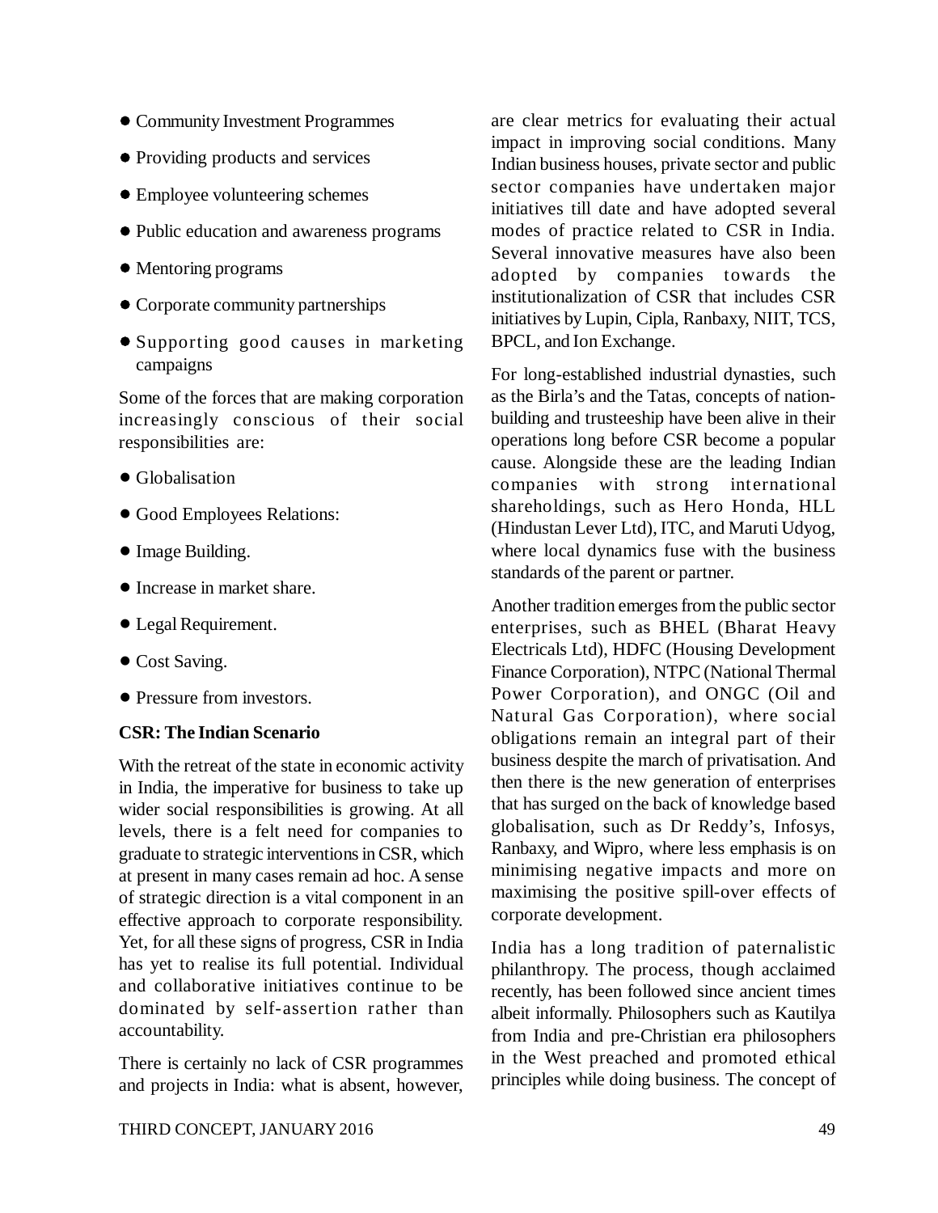- Community Investment Programmes
- Providing products and services
- Employee volunteering schemes
- Public education and awareness programs
- Mentoring programs
- Corporate community partnerships
- Supporting good causes in marketing campaigns

Some of the forces that are making corporation increasingly conscious of their social responsibilities are:

- Globalisation
- Good Employees Relations:
- Image Building.
- Increase in market share.
- Legal Requirement.
- Cost Saving.
- Pressure from investors.

**CSR: The Indian Scenario**

With the retreat of the state in economic activity in India, the imperative for business to take up wider social responsibilities is growing. At all levels, there is a felt need for companies to graduate to strategic interventions in CSR, which at present in many cases remain ad hoc. A sense of strategic direction is a vital component in an effective approach to corporate responsibility. Yet, for all these signs of progress, CSR in India has yet to realise its full potential. Individual and collaborative initiatives continue to be dominated by self-assertion rather than accountability.

There is certainly no lack of CSR programmes and projects in India: what is absent, however, are clear metrics for evaluating their actual impact in improving social conditions. Many Indian business houses, private sector and public sector companies have undertaken major initiatives till date and have adopted several modes of practice related to CSR in India. Several innovative measures have also been adopted by companies towards the institutionalization of CSR that includes CSR initiatives by Lupin, Cipla, Ranbaxy, NIIT, TCS, BPCL, and Ion Exchange.

For long-established industrial dynasties, such as the Birla's and the Tatas, concepts of nation-building and trusteeship have been alive in their operations long before CSR become a popular cause. Alongside these are the leading Indian companies with strong international shareholdings, such as Hero Honda, HLL (Hindustan Lever Ltd), ITC, and Maruti Udyog, where local dynamics fuse with the business standards of the parent or partner.

Another tradition emerges from the public sector enterprises, such as BHEL (Bharat Heavy Electricals Ltd), HDFC (Housing Development Finance Corporation), NTPC (National Thermal Power Corporation), and ONGC (Oil and Natural Gas Corporation), where social obligations remain an integral part of their business despite the march of privatisation. And then there is the new generation of enterprises that has surged on the back of knowledge based globalisation, such as Dr Reddy's, Infosys, Ranbaxy, and Wipro, where less emphasis is on minimising negative impacts and more on maximising the positive spill-over effects of corporate development.

India has a long tradition of paternalistic philanthropy. The process, though acclaimed recently, has been followed since ancient times albeit informally. Philosophers such as Kautilya from India and pre-Christian era philosophers in the West preached and promoted ethical principles while doing business. The concept of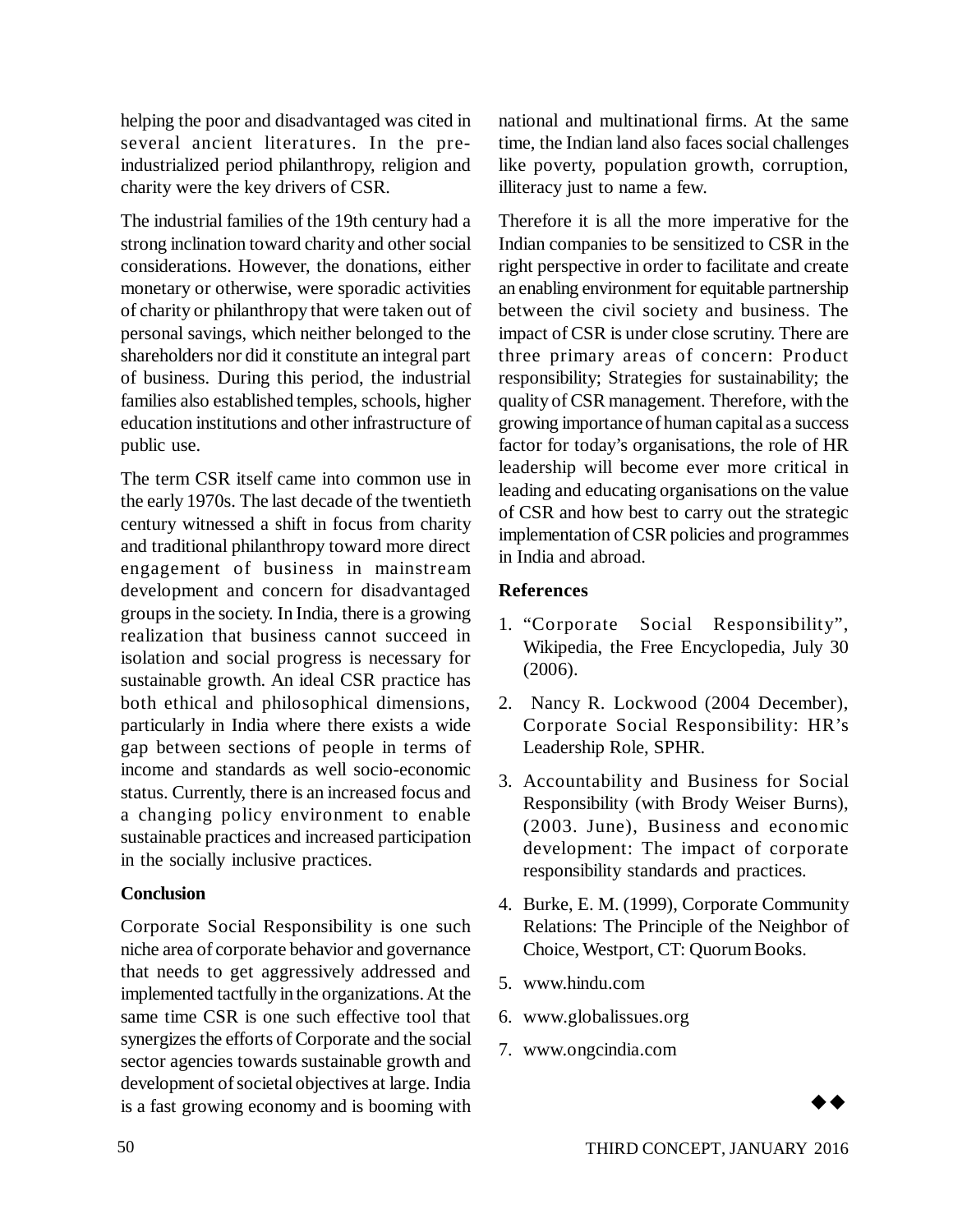helping the poor and disadvantaged was cited in several ancient literatures. In the pre-industrialized period philanthropy, religion and charity were the key drivers of CSR.

The industrial families of the 19th century had a strong inclination toward charity and other social considerations. However, the donations, either monetary or otherwise, were sporadic activities of charity or philanthropy that were taken out of personal savings, which neither belonged to the shareholders nor did it constitute an integral part of business. During this period, the industrial families also established temples, schools, higher education institutions and other infrastructure of public use.

The term CSR itself came into common use in the early 1970s. The last decade of the twentieth century witnessed a shift in focus from charity and traditional philanthropy toward more direct engagement of business in mainstream development and concern for disadvantaged groups in the society. In India, there is a growing realization that business cannot succeed in isolation and social progress is necessary for sustainable growth. An ideal CSR practice has both ethical and philosophical dimensions, particularly in India where there exists a wide gap between sections of people in terms of income and standards as well socio-economic status. Currently, there is an increased focus and a changing policy environment to enable sustainable practices and increased participation in the socially inclusive practices.

## Conclusion

Corporate Social Responsibility is one such niche area of corporate behavior and governance that needs to get aggressively addressed and implemented tactfully in the organizations. At the same time CSR is one such effective tool that synergizes the efforts of Corporate and the social sector agencies towards sustainable growth and development of societal objectives at large. India is a fast growing economy and is booming with national and multinational firms. At the same time, the Indian land also faces social challenges like poverty, population growth, corruption, illiteracy just to name a few.

Therefore it is all the more imperative for the Indian companies to be sensitized to CSR in the right perspective in order to facilitate and create an enabling environment for equitable partnership between the civil society and business. The impact of CSR is under close scrutiny. There are three primary areas of concern: Product responsibility; Strategies for sustainability; the quality of CSR management. Therefore, with the growing importance of human capital as a success factor for today's organisations, the role of HR leadership will become ever more critical in leading and educating organisations on the value of CSR and how best to carry out the strategic implementation of CSR policies and programmes in India and abroad.

## References

1. "Corporate Social Responsibility", Wikipedia, the Free Encyclopedia, July 30 (2006).
2. Nancy R. Lockwood (2004 December), Corporate Social Responsibility: HR's Leadership Role, SPHR.
3. Accountability and Business for Social Responsibility (with Brody Weiser Burns), (2003. June), Business and economic development: The impact of corporate responsibility standards and practices.
4. Burke, E. M. (1999), Corporate Community Relations: The Principle of the Neighbor of Choice, Westport, CT: Quorum Books.
5. www.hindu.com
6. www.globalissues.org
7. www.ongcindia.com

◆◆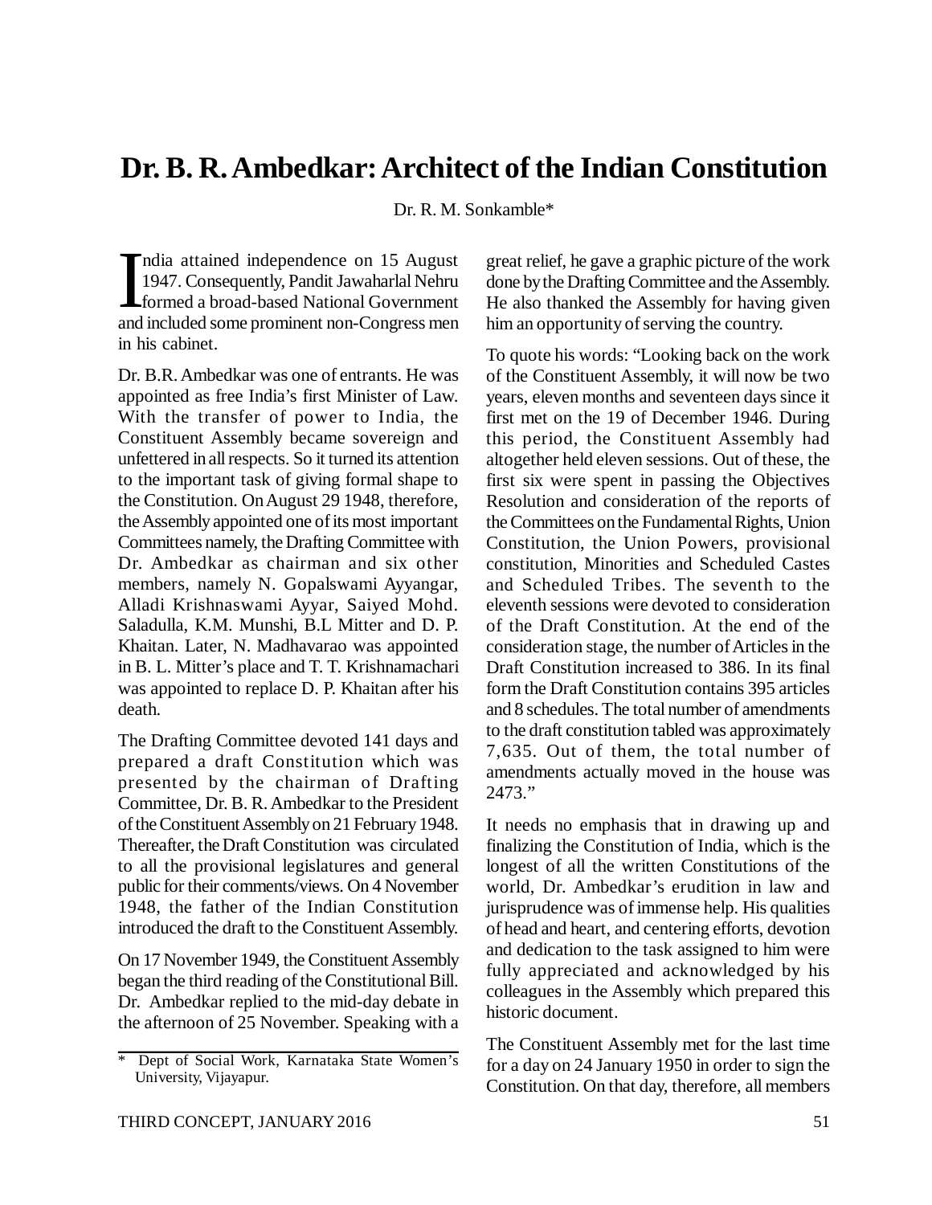# Dr. B. R. Ambedkar: Architect of the Indian Constitution

Dr. R. M. Sonkamble*

India attained independence on 15 August 1947. Consequently, Pandit Jawaharlal Nehru formed a broad-based National Government and included some prominent non-Congress men in his cabinet.

Dr. B.R. Ambedkar was one of entrants. He was appointed as free India's first Minister of Law. With the transfer of power to India, the Constituent Assembly became sovereign and unfettered in all respects. So it turned its attention to the important task of giving formal shape to the Constitution. On August 29 1948, therefore, the Assembly appointed one of its most important Committees namely, the Drafting Committee with Dr. Ambedkar as chairman and six other members, namely N. Gopalswami Ayyangar, Alladi Krishnaswami Ayyar, Saiyed Mohd. Saladulla, K.M. Munshi, B.L Mitter and D. P. Khaitan. Later, N. Madhavarao was appointed in B. L. Mitter's place and T. T. Krishnamachari was appointed to replace D. P. Khaitan after his death.

The Drafting Committee devoted 141 days and prepared a draft Constitution which was presented by the chairman of Drafting Committee, Dr. B. R. Ambedkar to the President of the Constituent Assembly on 21 February 1948. Thereafter, the Draft Constitution was circulated to all the provisional legislatures and general public for their comments/views. On 4 November 1948, the father of the Indian Constitution introduced the draft to the Constituent Assembly.

On 17 November 1949, the Constituent Assembly began the third reading of the Constitutional Bill. Dr. Ambedkar replied to the mid-day debate in the afternoon of 25 November. Speaking with a great relief, he gave a graphic picture of the work done by the Drafting Committee and the Assembly. He also thanked the Assembly for having given him an opportunity of serving the country.

To quote his words: "Looking back on the work of the Constituent Assembly, it will now be two years, eleven months and seventeen days since it first met on the 19 of December 1946. During this period, the Constituent Assembly had altogether held eleven sessions. Out of these, the first six were spent in passing the Objectives Resolution and consideration of the reports of the Committees on the Fundamental Rights, Union Constitution, the Union Powers, provisional constitution, Minorities and Scheduled Castes and Scheduled Tribes. The seventh to the eleventh sessions were devoted to consideration of the Draft Constitution. At the end of the consideration stage, the number of Articles in the Draft Constitution increased to 386. In its final form the Draft Constitution contains 395 articles and 8 schedules. The total number of amendments to the draft constitution tabled was approximately 7,635. Out of them, the total number of amendments actually moved in the house was 2473."

It needs no emphasis that in drawing up and finalizing the Constitution of India, which is the longest of all the written Constitutions of the world, Dr. Ambedkar's erudition in law and jurisprudence was of immense help. His qualities of head and heart, and centering efforts, devotion and dedication to the task assigned to him were fully appreciated and acknowledged by his colleagues in the Assembly which prepared this historic document.

The Constituent Assembly met for the last time for a day on 24 January 1950 in order to sign the Constitution. On that day, therefore, all members

\* Dept of Social Work, Karnataka State Women's University, Vijayapur.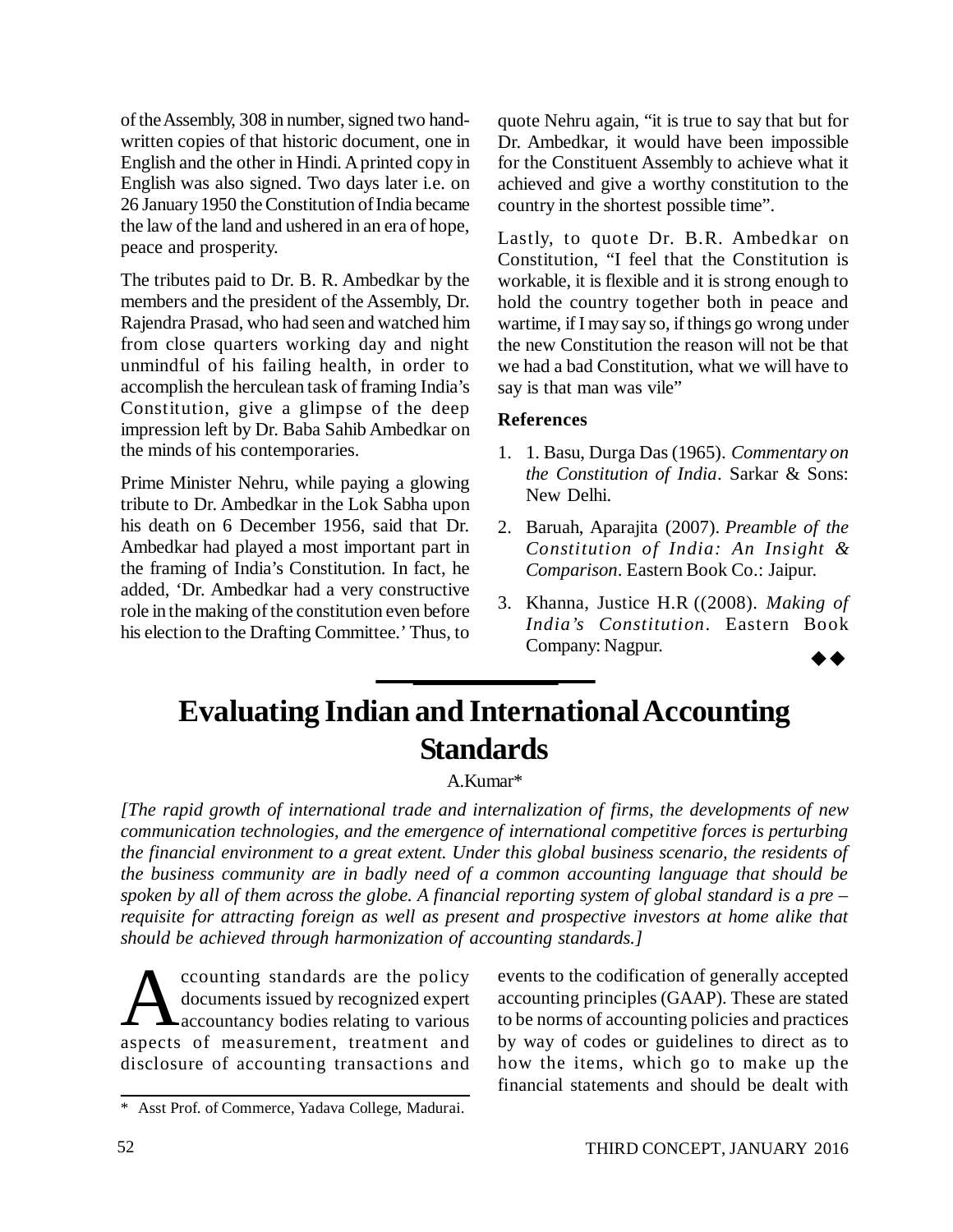of the Assembly, 308 in number, signed two handwritten copies of that historic document, one in English and the other in Hindi. A printed copy in English was also signed. Two days later i.e. on 26 January 1950 the Constitution of India became the law of the land and ushered in an era of hope, peace and prosperity.

The tributes paid to Dr. B. R. Ambedkar by the members and the president of the Assembly, Dr. Rajendra Prasad, who had seen and watched him from close quarters working day and night unmindful of his failing health, in order to accomplish the herculean task of framing India's Constitution, give a glimpse of the deep impression left by Dr. Baba Sahib Ambedkar on the minds of his contemporaries.

Prime Minister Nehru, while paying a glowing tribute to Dr. Ambedkar in the Lok Sabha upon his death on 6 December 1956, said that Dr. Ambedkar had played a most important part in the framing of India's Constitution. In fact, he added, 'Dr. Ambedkar had a very constructive role in the making of the constitution even before his election to the Drafting Committee.' Thus, to quote Nehru again, "it is true to say that but for Dr. Ambedkar, it would have been impossible for the Constituent Assembly to achieve what it achieved and give a worthy constitution to the country in the shortest possible time".

Lastly, to quote Dr. B.R. Ambedkar on Constitution, "I feel that the Constitution is workable, it is flexible and it is strong enough to hold the country together both in peace and wartime, if I may say so, if things go wrong under the new Constitution the reason will not be that we had a bad Constitution, what we will have to say is that man was vile"

**References**

1. 1. Basu, Durga Das (1965). *Commentary on the Constitution of India*. Sarkar & Sons: New Delhi.
2. Baruah, Aparajita (2007). *Preamble of the Constitution of India: An Insight & Comparison*. Eastern Book Co.: Jaipur.
3. Khanna, Justice H.R ((2008). *Making of India's Constitution*. Eastern Book Company: Nagpur.

◆◆

# Evaluating Indian and International Accounting Standards

A.Kumar*

*[The rapid growth of international trade and internalization of firms, the developments of new communication technologies, and the emergence of international competitive forces is perturbing the financial environment to a great extent. Under this global business scenario, the residents of the business community are in badly need of a common accounting language that should be spoken by all of them across the globe. A financial reporting system of global standard is a pre – requisite for attracting foreign as well as present and prospective investors at home alike that should be achieved through harmonization of accounting standards.]*

Accounting standards are the policy documents issued by recognized expert accountancy bodies relating to various aspects of measurement, treatment and disclosure of accounting transactions and events to the codification of generally accepted accounting principles (GAAP). These are stated to be norms of accounting policies and practices by way of codes or guidelines to direct as to how the items, which go to make up the financial statements and should be dealt with

\* Asst Prof. of Commerce, Yadava College, Madurai.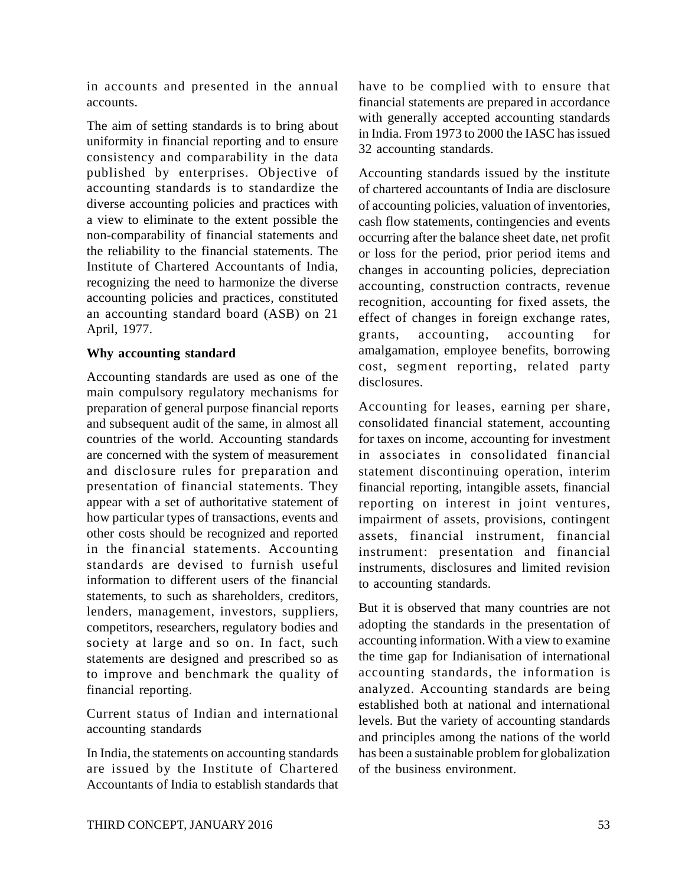in accounts and presented in the annual accounts.

The aim of setting standards is to bring about uniformity in financial reporting and to ensure consistency and comparability in the data published by enterprises. Objective of accounting standards is to standardize the diverse accounting policies and practices with a view to eliminate to the extent possible the non-comparability of financial statements and the reliability to the financial statements. The Institute of Chartered Accountants of India, recognizing the need to harmonize the diverse accounting policies and practices, constituted an accounting standard board (ASB) on 21 April, 1977.

**Why accounting standard**

Accounting standards are used as one of the main compulsory regulatory mechanisms for preparation of general purpose financial reports and subsequent audit of the same, in almost all countries of the world. Accounting standards are concerned with the system of measurement and disclosure rules for preparation and presentation of financial statements. They appear with a set of authoritative statement of how particular types of transactions, events and other costs should be recognized and reported in the financial statements. Accounting standards are devised to furnish useful information to different users of the financial statements, to such as shareholders, creditors, lenders, management, investors, suppliers, competitors, researchers, regulatory bodies and society at large and so on. In fact, such statements are designed and prescribed so as to improve and benchmark the quality of financial reporting.

Current status of Indian and international accounting standards

In India, the statements on accounting standards are issued by the Institute of Chartered Accountants of India to establish standards that have to be complied with to ensure that financial statements are prepared in accordance with generally accepted accounting standards in India. From 1973 to 2000 the IASC has issued 32 accounting standards.

Accounting standards issued by the institute of chartered accountants of India are disclosure of accounting policies, valuation of inventories, cash flow statements, contingencies and events occurring after the balance sheet date, net profit or loss for the period, prior period items and changes in accounting policies, depreciation accounting, construction contracts, revenue recognition, accounting for fixed assets, the effect of changes in foreign exchange rates, grants, accounting, accounting for amalgamation, employee benefits, borrowing cost, segment reporting, related party disclosures.

Accounting for leases, earning per share, consolidated financial statement, accounting for taxes on income, accounting for investment in associates in consolidated financial statement discontinuing operation, interim financial reporting, intangible assets, financial reporting on interest in joint ventures, impairment of assets, provisions, contingent assets, financial instrument, financial instrument: presentation and financial instruments, disclosures and limited revision to accounting standards.

But it is observed that many countries are not adopting the standards in the presentation of accounting information. With a view to examine the time gap for Indianisation of international accounting standards, the information is analyzed. Accounting standards are being established both at national and international levels. But the variety of accounting standards and principles among the nations of the world has been a sustainable problem for globalization of the business environment.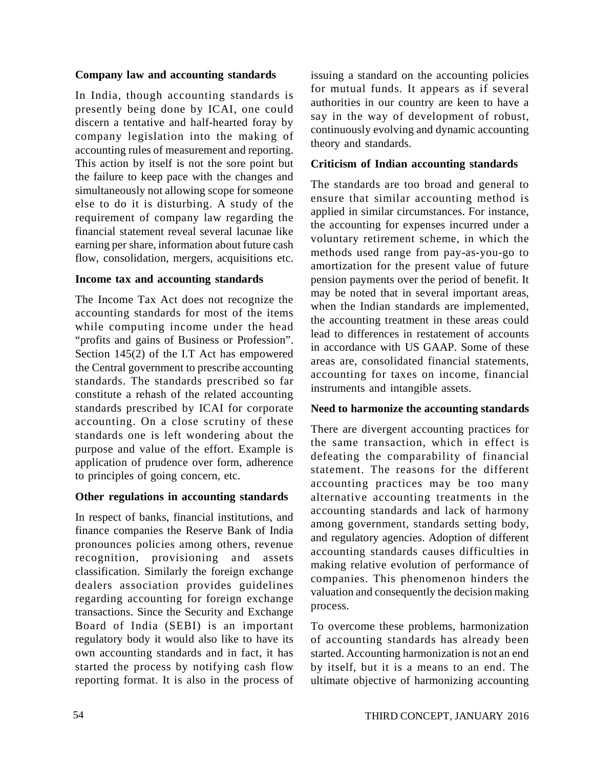### Company law and accounting standards

In India, though accounting standards is presently being done by ICAI, one could discern a tentative and half-hearted foray by company legislation into the making of accounting rules of measurement and reporting. This action by itself is not the sore point but the failure to keep pace with the changes and simultaneously not allowing scope for someone else to do it is disturbing. A study of the requirement of company law regarding the financial statement reveal several lacunae like earning per share, information about future cash flow, consolidation, mergers, acquisitions etc.

### Income tax and accounting standards

The Income Tax Act does not recognize the accounting standards for most of the items while computing income under the head "profits and gains of Business or Profession". Section 145(2) of the I.T Act has empowered the Central government to prescribe accounting standards. The standards prescribed so far constitute a rehash of the related accounting standards prescribed by ICAI for corporate accounting. On a close scrutiny of these standards one is left wondering about the purpose and value of the effort. Example is application of prudence over form, adherence to principles of going concern, etc.

### Other regulations in accounting standards

In respect of banks, financial institutions, and finance companies the Reserve Bank of India pronounces policies among others, revenue recognition, provisioning and assets classification. Similarly the foreign exchange dealers association provides guidelines regarding accounting for foreign exchange transactions. Since the Security and Exchange Board of India (SEBI) is an important regulatory body it would also like to have its own accounting standards and in fact, it has started the process by notifying cash flow reporting format. It is also in the process of issuing a standard on the accounting policies for mutual funds. It appears as if several authorities in our country are keen to have a say in the way of development of robust, continuously evolving and dynamic accounting theory and standards.

### Criticism of Indian accounting standards

The standards are too broad and general to ensure that similar accounting method is applied in similar circumstances. For instance, the accounting for expenses incurred under a voluntary retirement scheme, in which the methods used range from pay-as-you-go to amortization for the present value of future pension payments over the period of benefit. It may be noted that in several important areas, when the Indian standards are implemented, the accounting treatment in these areas could lead to differences in restatement of accounts in accordance with US GAAP. Some of these areas are, consolidated financial statements, accounting for taxes on income, financial instruments and intangible assets.

### Need to harmonize the accounting standards

There are divergent accounting practices for the same transaction, which in effect is defeating the comparability of financial statement. The reasons for the different accounting practices may be too many alternative accounting treatments in the accounting standards and lack of harmony among government, standards setting body, and regulatory agencies. Adoption of different accounting standards causes difficulties in making relative evolution of performance of companies. This phenomenon hinders the valuation and consequently the decision making process.

To overcome these problems, harmonization of accounting standards has already been started. Accounting harmonization is not an end by itself, but it is a means to an end. The ultimate objective of harmonizing accounting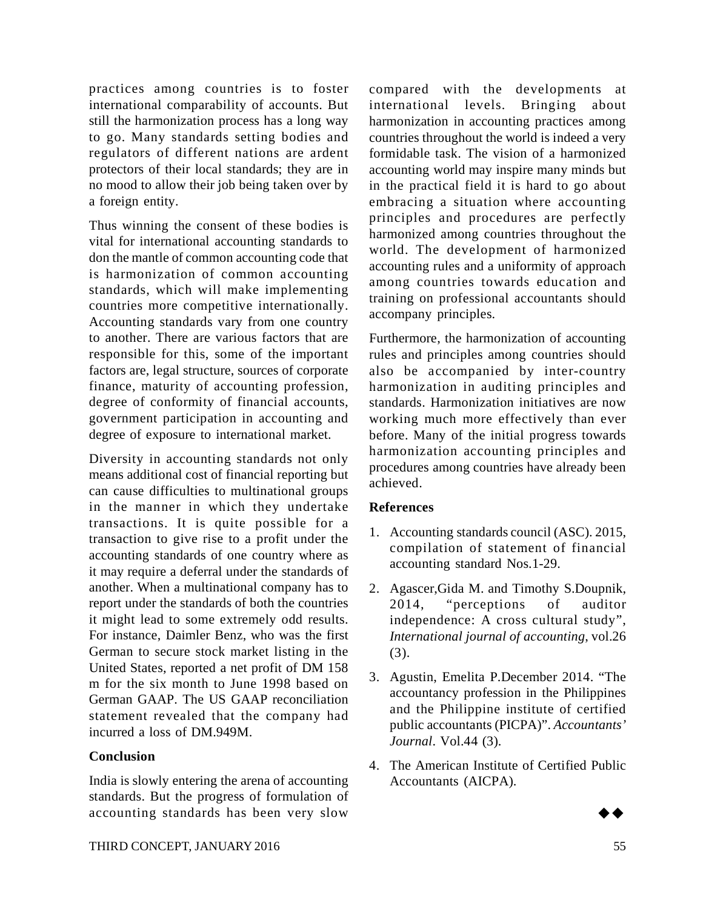practices among countries is to foster international comparability of accounts. But still the harmonization process has a long way to go. Many standards setting bodies and regulators of different nations are ardent protectors of their local standards; they are in no mood to allow their job being taken over by a foreign entity.

Thus winning the consent of these bodies is vital for international accounting standards to don the mantle of common accounting code that is harmonization of common accounting standards, which will make implementing countries more competitive internationally. Accounting standards vary from one country to another. There are various factors that are responsible for this, some of the important factors are, legal structure, sources of corporate finance, maturity of accounting profession, degree of conformity of financial accounts, government participation in accounting and degree of exposure to international market.

Diversity in accounting standards not only means additional cost of financial reporting but can cause difficulties to multinational groups in the manner in which they undertake transactions. It is quite possible for a transaction to give rise to a profit under the accounting standards of one country where as it may require a deferral under the standards of another. When a multinational company has to report under the standards of both the countries it might lead to some extremely odd results. For instance, Daimler Benz, who was the first German to secure stock market listing in the United States, reported a net profit of DM 158 m for the six month to June 1998 based on German GAAP. The US GAAP reconciliation statement revealed that the company had incurred a loss of DM.949M.

**Conclusion**

India is slowly entering the arena of accounting standards. But the progress of formulation of accounting standards has been very slow compared with the developments at international levels. Bringing about harmonization in accounting practices among countries throughout the world is indeed a very formidable task. The vision of a harmonized accounting world may inspire many minds but in the practical field it is hard to go about embracing a situation where accounting principles and procedures are perfectly harmonized among countries throughout the world. The development of harmonized accounting rules and a uniformity of approach among countries towards education and training on professional accountants should accompany principles.

Furthermore, the harmonization of accounting rules and principles among countries should also be accompanied by inter-country harmonization in auditing principles and standards. Harmonization initiatives are now working much more effectively than ever before. Many of the initial progress towards harmonization accounting principles and procedures among countries have already been achieved.

**References**

1. Accounting standards council (ASC). 2015, compilation of statement of financial accounting standard Nos.1-29.
2. Agascer,Gida M. and Timothy S.Doupnik, 2014, "perceptions of auditor independence: A cross cultural study", *International journal of accounting*, vol.26 (3).
3. Agustin, Emelita P.December 2014. "The accountancy profession in the Philippines and the Philippine institute of certified public accountants (PICPA)". *Accountants' Journal*. Vol.44 (3).
4. The American Institute of Certified Public Accountants (AICPA).

◆◆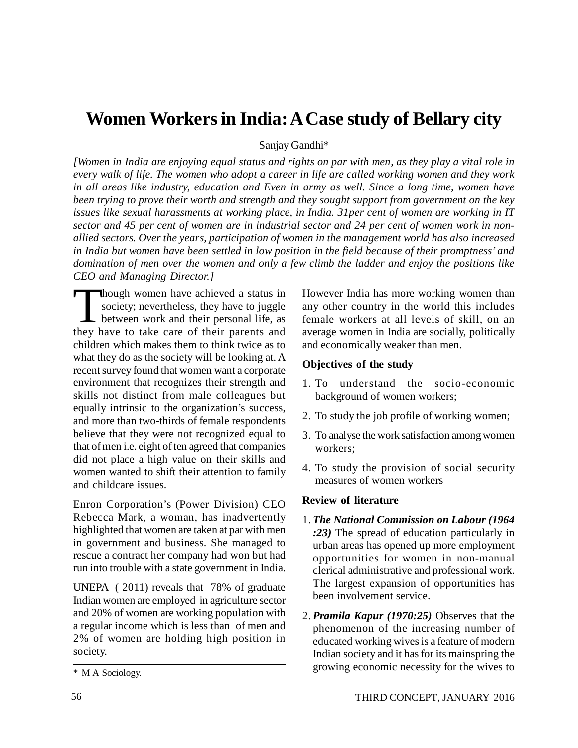# Women Workers in India: A Case study of Bellary city

Sanjay Gandhi*

*[Women in India are enjoying equal status and rights on par with men, as they play a vital role in every walk of life. The women who adopt a career in life are called working women and they work in all areas like industry, education and Even in army as well. Since a long time, women have been trying to prove their worth and strength and they sought support from government on the key issues like sexual harassments at working place, in India. 31per cent of women are working in IT sector and 45 per cent of women are in industrial sector and 24 per cent of women work in non-allied sectors. Over the years, participation of women in the management world has also increased in India but women have been settled in low position in the field because of their promptness' and domination of men over the women and only a few climb the ladder and enjoy the positions like CEO and Managing Director.]*

Though women have achieved a status in society; nevertheless, they have to juggle between work and their personal life, as they have to take care of their parents and children which makes them to think twice as to what they do as the society will be looking at. A recent survey found that women want a corporate environment that recognizes their strength and skills not distinct from male colleagues but equally intrinsic to the organization's success, and more than two-thirds of female respondents believe that they were not recognized equal to that of men i.e. eight of ten agreed that companies did not place a high value on their skills and women wanted to shift their attention to family and childcare issues.

Enron Corporation's (Power Division) CEO Rebecca Mark, a woman, has inadvertently highlighted that women are taken at par with men in government and business. She managed to rescue a contract her company had won but had run into trouble with a state government in India.

UNEPA ( 2011) reveals that 78% of graduate Indian women are employed in agriculture sector and 20% of women are working population with a regular income which is less than of men and 2% of women are holding high position in society.

However India has more working women than any other country in the world this includes female workers at all levels of skill, on an average women in India are socially, politically and economically weaker than men.

### Objectives of the study

1. To understand the socio-economic background of women workers;
2. To study the job profile of working women;
3. To analyse the work satisfaction among women workers;
4. To study the provision of social security measures of women workers

### Review of literature

1. ***The National Commission on Labour (1964 :23)*** The spread of education particularly in urban areas has opened up more employment opportunities for women in non-manual clerical administrative and professional work. The largest expansion of opportunities has been involvement service.
2. ***Pramila Kapur (1970:25)*** Observes that the phenomenon of the increasing number of educated working wives is a feature of modern Indian society and it has for its mainspring the growing economic necessity for the wives to

\* M A Sociology.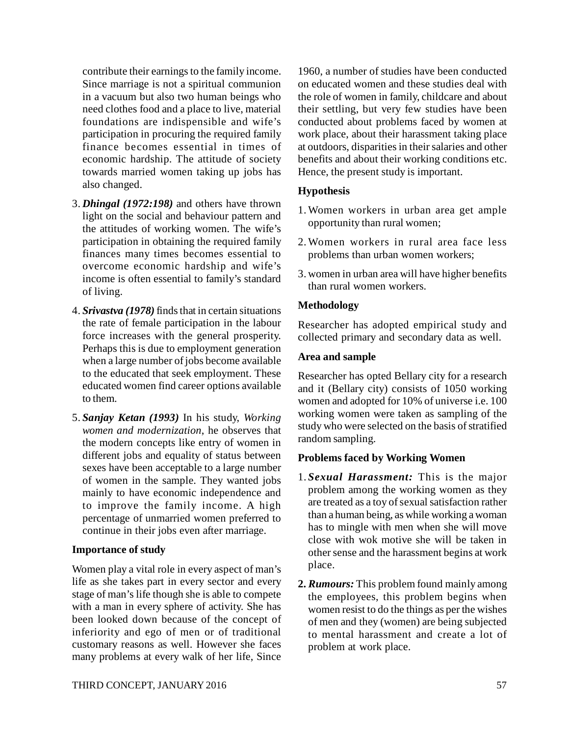contribute their earnings to the family income. Since marriage is not a spiritual communion in a vacuum but also two human beings who need clothes food and a place to live, material foundations are indispensible and wife's participation in procuring the required family finance becomes essential in times of economic hardship. The attitude of society towards married women taking up jobs has also changed.

3. ***Dhingal (1972:198)*** and others have thrown light on the social and behaviour pattern and the attitudes of working women. The wife's participation in obtaining the required family finances many times becomes essential to overcome economic hardship and wife's income is often essential to family's standard of living.

4. ***Srivastva (1978)*** finds that in certain situations the rate of female participation in the labour force increases with the general prosperity. Perhaps this is due to employment generation when a large number of jobs become available to the educated that seek employment. These educated women find career options available to them.

5. ***Sanjay Ketan (1993)*** In his study, *Working women and modernization*, he observes that the modern concepts like entry of women in different jobs and equality of status between sexes have been acceptable to a large number of women in the sample. They wanted jobs mainly to have economic independence and to improve the family income. A high percentage of unmarried women preferred to continue in their jobs even after marriage.

**Importance of study**

Women play a vital role in every aspect of man's life as she takes part in every sector and every stage of man's life though she is able to compete with a man in every sphere of activity. She has been looked down because of the concept of inferiority and ego of men or of traditional customary reasons as well. However she faces many problems at every walk of her life, Since 1960, a number of studies have been conducted on educated women and these studies deal with the role of women in family, childcare and about their settling, but very few studies have been conducted about problems faced by women at work place, about their harassment taking place at outdoors, disparities in their salaries and other benefits and about their working conditions etc. Hence, the present study is important.

**Hypothesis**

1. Women workers in urban area get ample opportunity than rural women;
2. Women workers in rural area face less problems than urban women workers;
3. women in urban area will have higher benefits than rural women workers.

**Methodology**

Researcher has adopted empirical study and collected primary and secondary data as well.

**Area and sample**

Researcher has opted Bellary city for a research and it (Bellary city) consists of 1050 working women and adopted for 10% of universe i.e. 100 working women were taken as sampling of the study who were selected on the basis of stratified random sampling.

**Problems faced by Working Women**

1. ***Sexual Harassment:*** This is the major problem among the working women as they are treated as a toy of sexual satisfaction rather than a human being, as while working a woman has to mingle with men when she will move close with wok motive she will be taken in other sense and the harassment begins at work place.

2. ***Rumours:*** This problem found mainly among the employees, this problem begins when women resist to do the things as per the wishes of men and they (women) are being subjected to mental harassment and create a lot of problem at work place.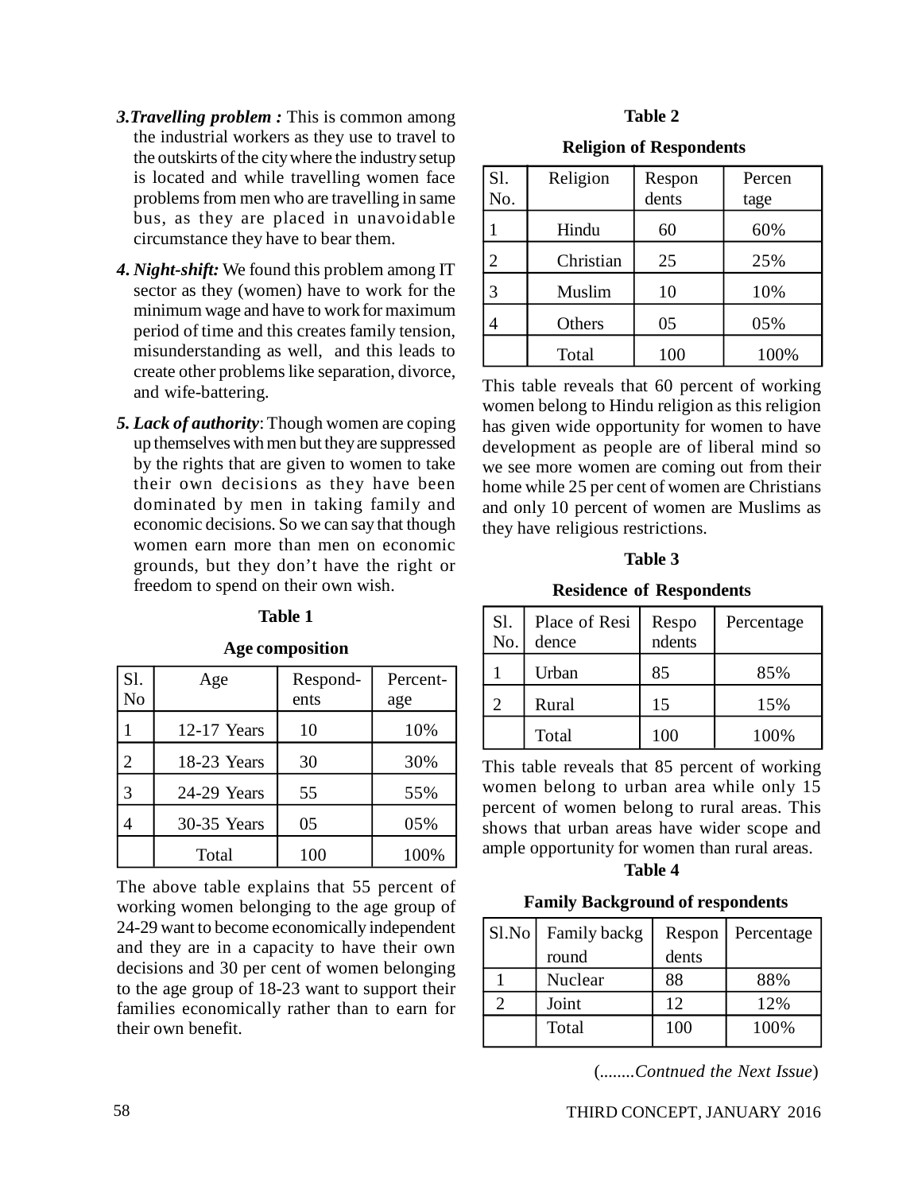**3.*Travelling problem :*** This is common among the industrial workers as they use to travel to the outskirts of the city where the industry setup is located and while travelling women face problems from men who are travelling in same bus, as they are placed in unavoidable circumstance they have to bear them.

***4. Night-shift:*** We found this problem among IT sector as they (women) have to work for the minimum wage and have to work for maximum period of time and this creates family tension, misunderstanding as well, and this leads to create other problems like separation, divorce, and wife-battering.

***5. Lack of authority***: Though women are coping up themselves with men but they are suppressed by the rights that are given to women to take their own decisions as they have been dominated by men in taking family and economic decisions. So we can say that though women earn more than men on economic grounds, but they don't have the right or freedom to spend on their own wish.

**Table 1**

**Age composition**

| Sl. No | Age | Respond-ents | Percent-age |
|---|---|---|---|
| 1 | 12-17 Years | 10 | 10% |
| 2 | 18-23 Years | 30 | 30% |
| 3 | 24-29 Years | 55 | 55% |
| 4 | 30-35 Years | 05 | 05% |
| | Total | 100 | 100% |

The above table explains that 55 percent of working women belonging to the age group of 24-29 want to become economically independent and they are in a capacity to have their own decisions and 30 per cent of women belonging to the age group of 18-23 want to support their families economically rather than to earn for their own benefit.

**Table 2**

**Religion of Respondents**

| Sl. No. | Religion | Respon dents | Percen tage |
|---|---|---|---|
| 1 | Hindu | 60 | 60% |
| 2 | Christian | 25 | 25% |
| 3 | Muslim | 10 | 10% |
| 4 | Others | 05 | 05% |
| | Total | 100 | 100% |

This table reveals that 60 percent of working women belong to Hindu religion as this religion has given wide opportunity for women to have development as people are of liberal mind so we see more women are coming out from their home while 25 per cent of women are Christians and only 10 percent of women are Muslims as they have religious restrictions.

**Table 3**

**Residence of Respondents**

| Sl. No. | Place of Resi dence | Respo ndents | Percentage |
|---|---|---|---|
| 1 | Urban | 85 | 85% |
| 2 | Rural | 15 | 15% |
| | Total | 100 | 100% |

This table reveals that 85 percent of working women belong to urban area while only 15 percent of women belong to rural areas. This shows that urban areas have wider scope and ample opportunity for women than rural areas.

**Table 4**

**Family Background of respondents**

| Sl.No | Family backg round | Respon dents | Percentage |
|---|---|---|---|
| 1 | Nuclear | 88 | 88% |
| 2 | Joint | 12 | 12% |
| | Total | 100 | 100% |

(........*Contnued the Next Issue*)